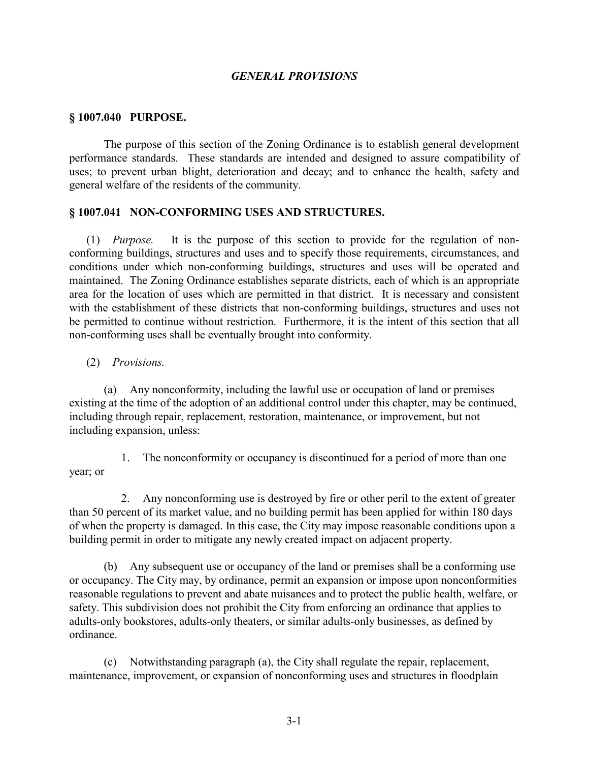## *GENERAL PROVISIONS*

### § 1007.040 PURPOSE.

The purpose of this section of the Zoning Ordinance is to establish general development performance standards. These standards are intended and designed to assure compatibility of uses; to prevent urban blight, deterioration and decay; and to enhance the health, safety and general welfare of the residents of the community.

### § 1007.041 NON-CONFORMING USES AND STRUCTURES.

(1) *Purpose.* It is the purpose of this section to provide for the regulation of non-conforming buildings, structures and uses and to specify those requirements, circumstances, and conditions under which non-conforming buildings, structures and uses will be operated and maintained. The Zoning Ordinance establishes separate districts, each of which is an appropriate area for the location of uses which are permitted in that district. It is necessary and consistent with the establishment of these districts that non-conforming buildings, structures and uses not be permitted to continue without restriction. Furthermore, it is the intent of this section that all non-conforming uses shall be eventually brought into conformity.

(2) *Provisions.*

(a) Any nonconformity, including the lawful use or occupation of land or premises existing at the time of the adoption of an additional control under this chapter, may be continued, including through repair, replacement, restoration, maintenance, or improvement, but not including expansion, unless:

1. The nonconformity or occupancy is discontinued for a period of more than one year; or

2. Any nonconforming use is destroyed by fire or other peril to the extent of greater than 50 percent of its market value, and no building permit has been applied for within 180 days of when the property is damaged. In this case, the City may impose reasonable conditions upon a building permit in order to mitigate any newly created impact on adjacent property.

(b) Any subsequent use or occupancy of the land or premises shall be a conforming use or occupancy. The City may, by ordinance, permit an expansion or impose upon nonconformities reasonable regulations to prevent and abate nuisances and to protect the public health, welfare, or safety. This subdivision does not prohibit the City from enforcing an ordinance that applies to adults-only bookstores, adults-only theaters, or similar adults-only businesses, as defined by ordinance.

(c) Notwithstanding paragraph (a), the City shall regulate the repair, replacement, maintenance, improvement, or expansion of nonconforming uses and structures in floodplain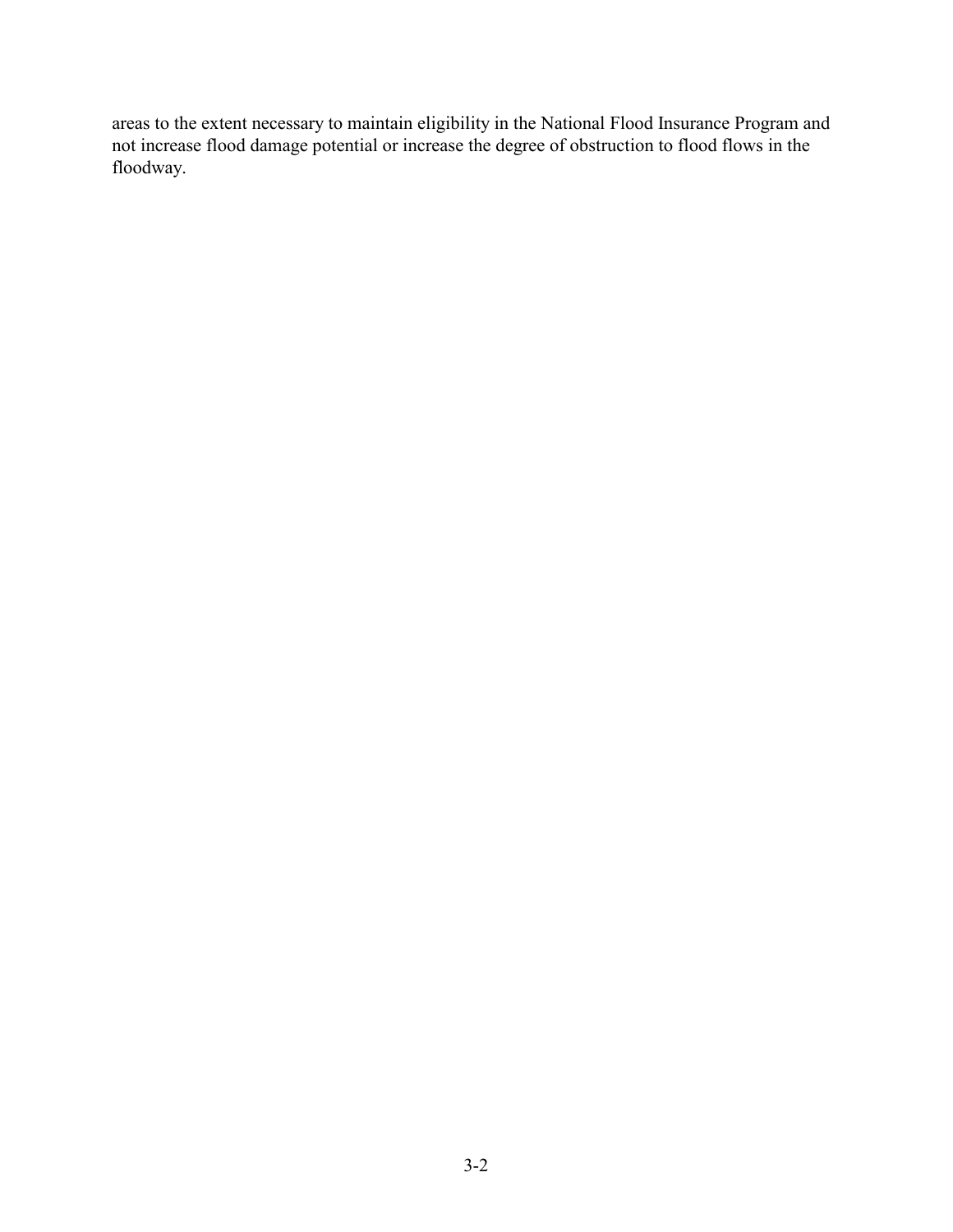areas to the extent necessary to maintain eligibility in the National Flood Insurance Program and not increase flood damage potential or increase the degree of obstruction to flood flows in the floodway.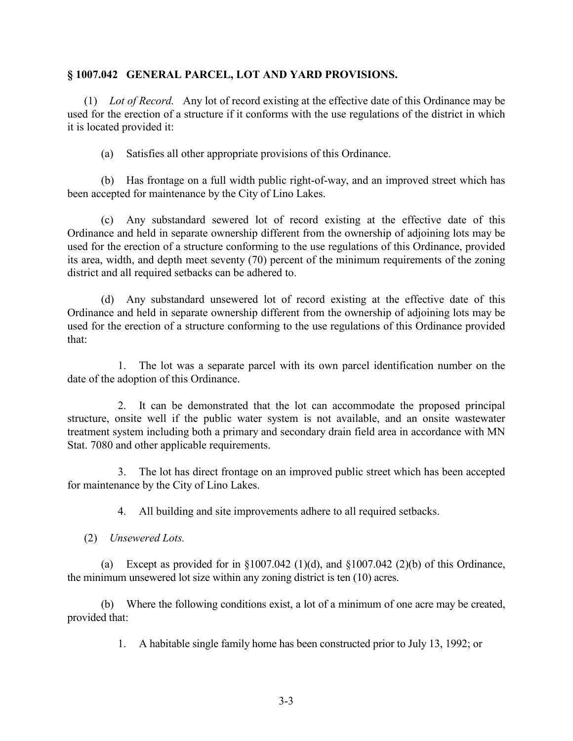## § 1007.042 GENERAL PARCEL, LOT AND YARD PROVISIONS.

(1) *Lot of Record.* Any lot of record existing at the effective date of this Ordinance may be used for the erection of a structure if it conforms with the use regulations of the district in which it is located provided it:

(a) Satisfies all other appropriate provisions of this Ordinance.

(b) Has frontage on a full width public right-of-way, and an improved street which has been accepted for maintenance by the City of Lino Lakes.

(c) Any substandard sewered lot of record existing at the effective date of this Ordinance and held in separate ownership different from the ownership of adjoining lots may be used for the erection of a structure conforming to the use regulations of this Ordinance, provided its area, width, and depth meet seventy (70) percent of the minimum requirements of the zoning district and all required setbacks can be adhered to.

(d) Any substandard unsewered lot of record existing at the effective date of this Ordinance and held in separate ownership different from the ownership of adjoining lots may be used for the erection of a structure conforming to the use regulations of this Ordinance provided that:

1. The lot was a separate parcel with its own parcel identification number on the date of the adoption of this Ordinance.

2. It can be demonstrated that the lot can accommodate the proposed principal structure, onsite well if the public water system is not available, and an onsite wastewater treatment system including both a primary and secondary drain field area in accordance with MN Stat. 7080 and other applicable requirements.

3. The lot has direct frontage on an improved public street which has been accepted for maintenance by the City of Lino Lakes.

4. All building and site improvements adhere to all required setbacks.

(2) *Unsewered Lots.*

(a) Except as provided for in §1007.042 (1)(d), and §1007.042 (2)(b) of this Ordinance, the minimum unsewered lot size within any zoning district is ten (10) acres.

(b) Where the following conditions exist, a lot of a minimum of one acre may be created, provided that:

1. A habitable single family home has been constructed prior to July 13, 1992; or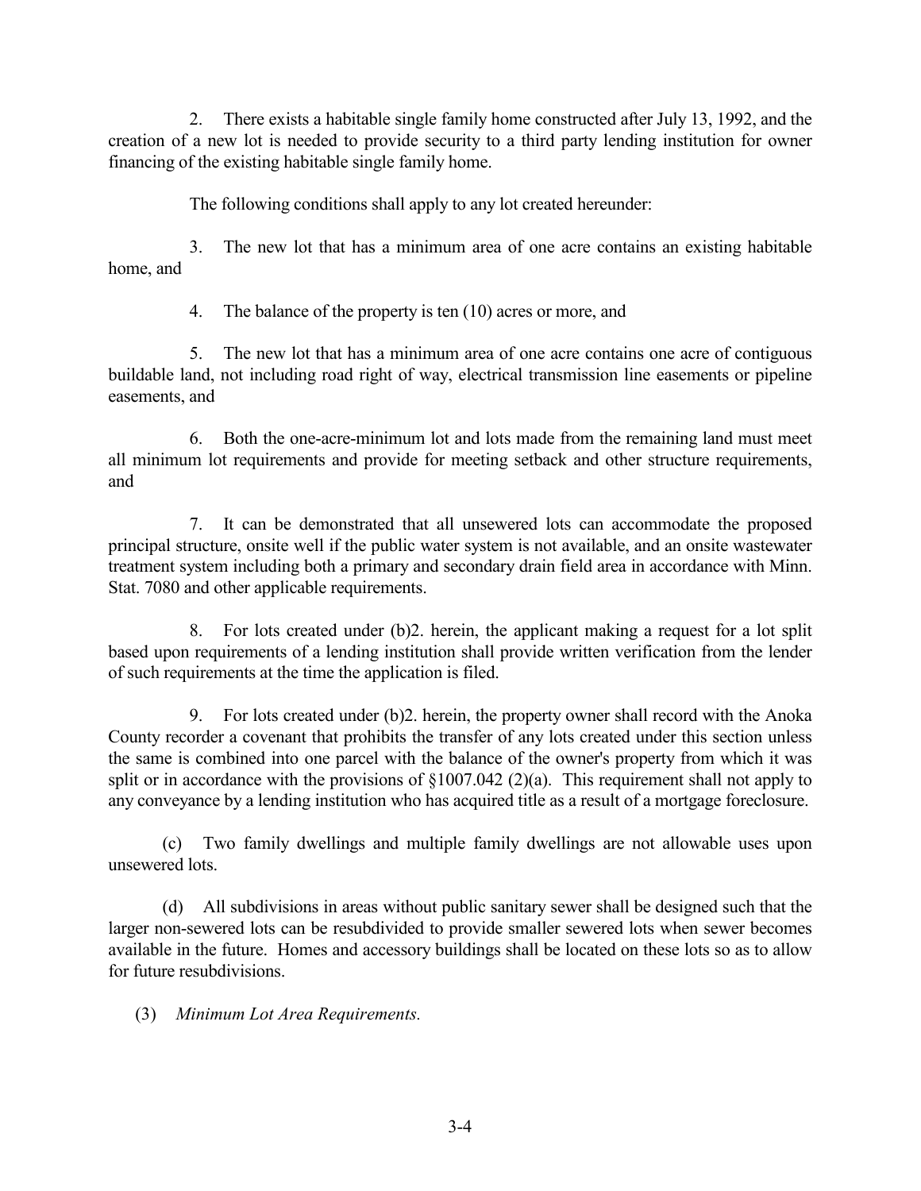2. There exists a habitable single family home constructed after July 13, 1992, and the creation of a new lot is needed to provide security to a third party lending institution for owner financing of the existing habitable single family home.

The following conditions shall apply to any lot created hereunder:

3. The new lot that has a minimum area of one acre contains an existing habitable home, and

4. The balance of the property is ten (10) acres or more, and

5. The new lot that has a minimum area of one acre contains one acre of contiguous buildable land, not including road right of way, electrical transmission line easements or pipeline easements, and

6. Both the one-acre-minimum lot and lots made from the remaining land must meet all minimum lot requirements and provide for meeting setback and other structure requirements, and

7. It can be demonstrated that all unsewered lots can accommodate the proposed principal structure, onsite well if the public water system is not available, and an onsite wastewater treatment system including both a primary and secondary drain field area in accordance with Minn. Stat. 7080 and other applicable requirements.

8. For lots created under (b)2. herein, the applicant making a request for a lot split based upon requirements of a lending institution shall provide written verification from the lender of such requirements at the time the application is filed.

9. For lots created under (b)2. herein, the property owner shall record with the Anoka County recorder a covenant that prohibits the transfer of any lots created under this section unless the same is combined into one parcel with the balance of the owner's property from which it was split or in accordance with the provisions of §1007.042 (2)(a). This requirement shall not apply to any conveyance by a lending institution who has acquired title as a result of a mortgage foreclosure.

(c) Two family dwellings and multiple family dwellings are not allowable uses upon unsewered lots.

(d) All subdivisions in areas without public sanitary sewer shall be designed such that the larger non-sewered lots can be resubdivided to provide smaller sewered lots when sewer becomes available in the future. Homes and accessory buildings shall be located on these lots so as to allow for future resubdivisions.

(3) *Minimum Lot Area Requirements.*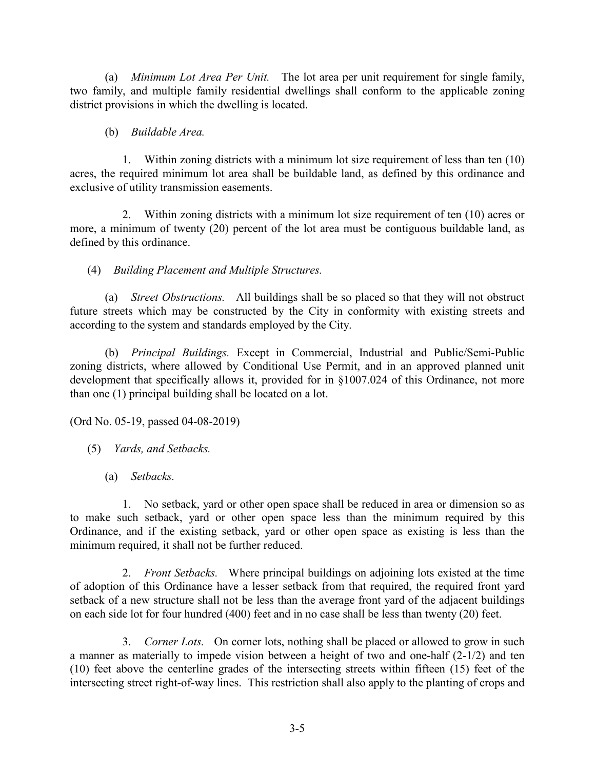(a) *Minimum Lot Area Per Unit.* The lot area per unit requirement for single family, two family, and multiple family residential dwellings shall conform to the applicable zoning district provisions in which the dwelling is located.

(b) *Buildable Area.*

1. Within zoning districts with a minimum lot size requirement of less than ten (10) acres, the required minimum lot area shall be buildable land, as defined by this ordinance and exclusive of utility transmission easements.

2. Within zoning districts with a minimum lot size requirement of ten (10) acres or more, a minimum of twenty (20) percent of the lot area must be contiguous buildable land, as defined by this ordinance.

(4) *Building Placement and Multiple Structures.*

(a) *Street Obstructions.* All buildings shall be so placed so that they will not obstruct future streets which may be constructed by the City in conformity with existing streets and according to the system and standards employed by the City.

(b) *Principal Buildings.* Except in Commercial, Industrial and Public/Semi-Public zoning districts, where allowed by Conditional Use Permit, and in an approved planned unit development that specifically allows it, provided for in §1007.024 of this Ordinance, not more than one (1) principal building shall be located on a lot.

(Ord No. 05-19, passed 04-08-2019)

(5) *Yards, and Setbacks.*

(a) *Setbacks.*

1. No setback, yard or other open space shall be reduced in area or dimension so as to make such setback, yard or other open space less than the minimum required by this Ordinance, and if the existing setback, yard or other open space as existing is less than the minimum required, it shall not be further reduced.

2. *Front Setbacks.* Where principal buildings on adjoining lots existed at the time of adoption of this Ordinance have a lesser setback from that required, the required front yard setback of a new structure shall not be less than the average front yard of the adjacent buildings on each side lot for four hundred (400) feet and in no case shall be less than twenty (20) feet.

3. *Corner Lots.* On corner lots, nothing shall be placed or allowed to grow in such a manner as materially to impede vision between a height of two and one-half (2-1/2) and ten (10) feet above the centerline grades of the intersecting streets within fifteen (15) feet of the intersecting street right-of-way lines. This restriction shall also apply to the planting of crops and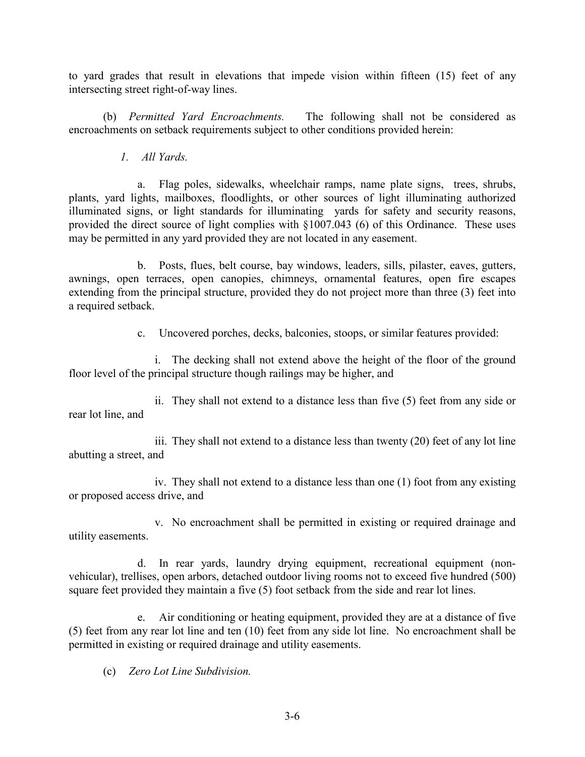to yard grades that result in elevations that impede vision within fifteen (15) feet of any intersecting street right-of-way lines.

(b) *Permitted Yard Encroachments.* The following shall not be considered as encroachments on setback requirements subject to other conditions provided herein:

*1. All Yards.*

a. Flag poles, sidewalks, wheelchair ramps, name plate signs, trees, shrubs, plants, yard lights, mailboxes, floodlights, or other sources of light illuminating authorized illuminated signs, or light standards for illuminating yards for safety and security reasons, provided the direct source of light complies with §1007.043 (6) of this Ordinance. These uses may be permitted in any yard provided they are not located in any easement.

b. Posts, flues, belt course, bay windows, leaders, sills, pilaster, eaves, gutters, awnings, open terraces, open canopies, chimneys, ornamental features, open fire escapes extending from the principal structure, provided they do not project more than three (3) feet into a required setback.

c. Uncovered porches, decks, balconies, stoops, or similar features provided:

i. The decking shall not extend above the height of the floor of the ground floor level of the principal structure though railings may be higher, and

ii. They shall not extend to a distance less than five (5) feet from any side or rear lot line, and

iii. They shall not extend to a distance less than twenty (20) feet of any lot line abutting a street, and

iv. They shall not extend to a distance less than one (1) foot from any existing or proposed access drive, and

v. No encroachment shall be permitted in existing or required drainage and utility easements.

d. In rear yards, laundry drying equipment, recreational equipment (non-vehicular), trellises, open arbors, detached outdoor living rooms not to exceed five hundred (500) square feet provided they maintain a five (5) foot setback from the side and rear lot lines.

e. Air conditioning or heating equipment, provided they are at a distance of five (5) feet from any rear lot line and ten (10) feet from any side lot line. No encroachment shall be permitted in existing or required drainage and utility easements.

(c) *Zero Lot Line Subdivision.*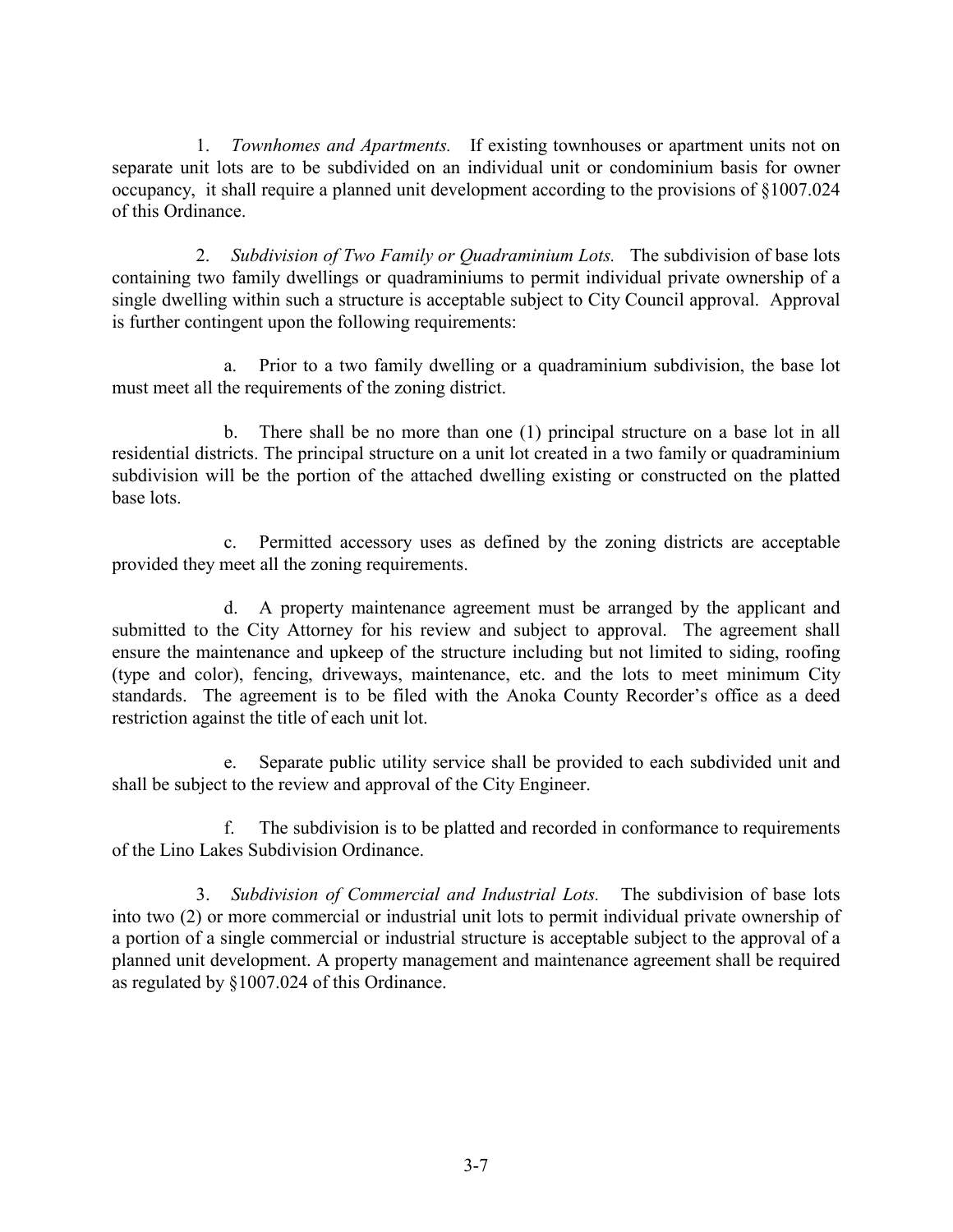1. *Townhomes and Apartments.* If existing townhouses or apartment units not on separate unit lots are to be subdivided on an individual unit or condominium basis for owner occupancy, it shall require a planned unit development according to the provisions of §1007.024 of this Ordinance.

2. *Subdivision of Two Family or Quadraminium Lots.* The subdivision of base lots containing two family dwellings or quadraminiums to permit individual private ownership of a single dwelling within such a structure is acceptable subject to City Council approval. Approval is further contingent upon the following requirements:

   a. Prior to a two family dwelling or a quadraminium subdivision, the base lot must meet all the requirements of the zoning district.

   b. There shall be no more than one (1) principal structure on a base lot in all residential districts. The principal structure on a unit lot created in a two family or quadraminium subdivision will be the portion of the attached dwelling existing or constructed on the platted base lots.

   c. Permitted accessory uses as defined by the zoning districts are acceptable provided they meet all the zoning requirements.

   d. A property maintenance agreement must be arranged by the applicant and submitted to the City Attorney for his review and subject to approval. The agreement shall ensure the maintenance and upkeep of the structure including but not limited to siding, roofing (type and color), fencing, driveways, maintenance, etc. and the lots to meet minimum City standards. The agreement is to be filed with the Anoka County Recorder's office as a deed restriction against the title of each unit lot.

   e. Separate public utility service shall be provided to each subdivided unit and shall be subject to the review and approval of the City Engineer.

   f. The subdivision is to be platted and recorded in conformance to requirements of the Lino Lakes Subdivision Ordinance.

3. *Subdivision of Commercial and Industrial Lots.* The subdivision of base lots into two (2) or more commercial or industrial unit lots to permit individual private ownership of a portion of a single commercial or industrial structure is acceptable subject to the approval of a planned unit development. A property management and maintenance agreement shall be required as regulated by §1007.024 of this Ordinance.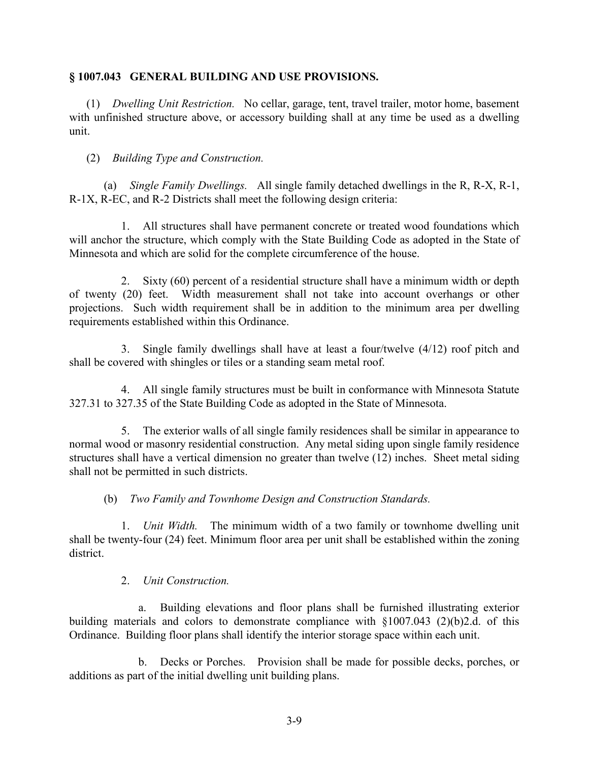## § 1007.043 GENERAL BUILDING AND USE PROVISIONS.

(1) *Dwelling Unit Restriction.* No cellar, garage, tent, travel trailer, motor home, basement with unfinished structure above, or accessory building shall at any time be used as a dwelling unit.

(2) *Building Type and Construction.*

(a) *Single Family Dwellings.* All single family detached dwellings in the R, R-X, R-1, R-1X, R-EC, and R-2 Districts shall meet the following design criteria:

1. All structures shall have permanent concrete or treated wood foundations which will anchor the structure, which comply with the State Building Code as adopted in the State of Minnesota and which are solid for the complete circumference of the house.

2. Sixty (60) percent of a residential structure shall have a minimum width or depth of twenty (20) feet. Width measurement shall not take into account overhangs or other projections. Such width requirement shall be in addition to the minimum area per dwelling requirements established within this Ordinance.

3. Single family dwellings shall have at least a four/twelve (4/12) roof pitch and shall be covered with shingles or tiles or a standing seam metal roof.

4. All single family structures must be built in conformance with Minnesota Statute 327.31 to 327.35 of the State Building Code as adopted in the State of Minnesota.

5. The exterior walls of all single family residences shall be similar in appearance to normal wood or masonry residential construction. Any metal siding upon single family residence structures shall have a vertical dimension no greater than twelve (12) inches. Sheet metal siding shall not be permitted in such districts.

(b) *Two Family and Townhome Design and Construction Standards.*

1. *Unit Width.* The minimum width of a two family or townhome dwelling unit shall be twenty-four (24) feet. Minimum floor area per unit shall be established within the zoning district.

2. *Unit Construction.*

a. Building elevations and floor plans shall be furnished illustrating exterior building materials and colors to demonstrate compliance with §1007.043 (2)(b)2.d. of this Ordinance. Building floor plans shall identify the interior storage space within each unit.

b. Decks or Porches. Provision shall be made for possible decks, porches, or additions as part of the initial dwelling unit building plans.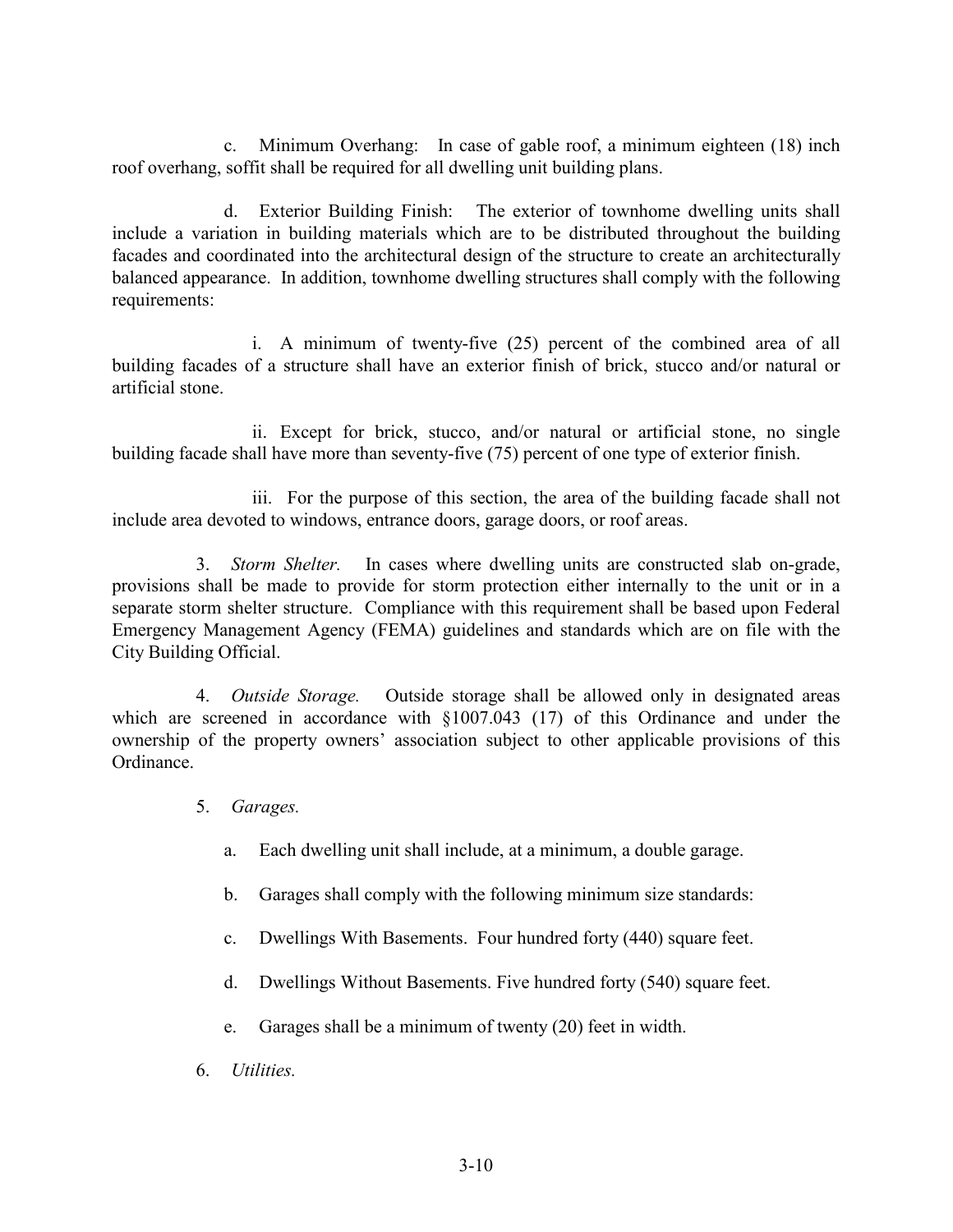c. Minimum Overhang: In case of gable roof, a minimum eighteen (18) inch roof overhang, soffit shall be required for all dwelling unit building plans.

d. Exterior Building Finish: The exterior of townhome dwelling units shall include a variation in building materials which are to be distributed throughout the building facades and coordinated into the architectural design of the structure to create an architecturally balanced appearance. In addition, townhome dwelling structures shall comply with the following requirements:

i. A minimum of twenty-five (25) percent of the combined area of all building facades of a structure shall have an exterior finish of brick, stucco and/or natural or artificial stone.

ii. Except for brick, stucco, and/or natural or artificial stone, no single building facade shall have more than seventy-five (75) percent of one type of exterior finish.

iii. For the purpose of this section, the area of the building facade shall not include area devoted to windows, entrance doors, garage doors, or roof areas.

3. *Storm Shelter.* In cases where dwelling units are constructed slab on-grade, provisions shall be made to provide for storm protection either internally to the unit or in a separate storm shelter structure. Compliance with this requirement shall be based upon Federal Emergency Management Agency (FEMA) guidelines and standards which are on file with the City Building Official.

4. *Outside Storage.* Outside storage shall be allowed only in designated areas which are screened in accordance with §1007.043 (17) of this Ordinance and under the ownership of the property owners' association subject to other applicable provisions of this Ordinance.

5. *Garages.*

a. Each dwelling unit shall include, at a minimum, a double garage.

b. Garages shall comply with the following minimum size standards:

c. Dwellings With Basements. Four hundred forty (440) square feet.

d. Dwellings Without Basements. Five hundred forty (540) square feet.

e. Garages shall be a minimum of twenty (20) feet in width.

6. *Utilities.*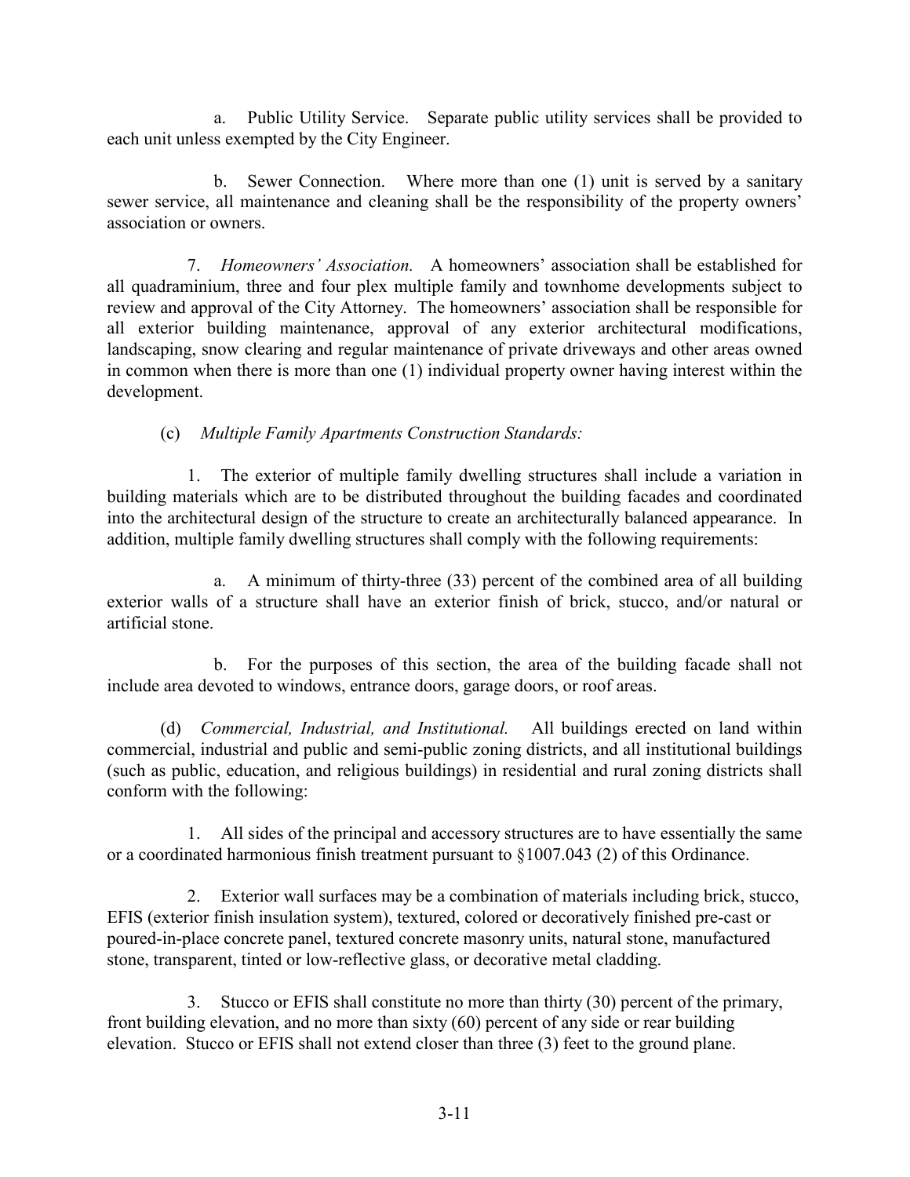a. Public Utility Service. Separate public utility services shall be provided to each unit unless exempted by the City Engineer.

b. Sewer Connection. Where more than one (1) unit is served by a sanitary sewer service, all maintenance and cleaning shall be the responsibility of the property owners' association or owners.

7. *Homeowners' Association.* A homeowners' association shall be established for all quadraminium, three and four plex multiple family and townhome developments subject to review and approval of the City Attorney. The homeowners' association shall be responsible for all exterior building maintenance, approval of any exterior architectural modifications, landscaping, snow clearing and regular maintenance of private driveways and other areas owned in common when there is more than one (1) individual property owner having interest within the development.

(c) *Multiple Family Apartments Construction Standards:*

1. The exterior of multiple family dwelling structures shall include a variation in building materials which are to be distributed throughout the building facades and coordinated into the architectural design of the structure to create an architecturally balanced appearance. In addition, multiple family dwelling structures shall comply with the following requirements:

a. A minimum of thirty-three (33) percent of the combined area of all building exterior walls of a structure shall have an exterior finish of brick, stucco, and/or natural or artificial stone.

b. For the purposes of this section, the area of the building facade shall not include area devoted to windows, entrance doors, garage doors, or roof areas.

(d) *Commercial, Industrial, and Institutional.* All buildings erected on land within commercial, industrial and public and semi-public zoning districts, and all institutional buildings (such as public, education, and religious buildings) in residential and rural zoning districts shall conform with the following:

1. All sides of the principal and accessory structures are to have essentially the same or a coordinated harmonious finish treatment pursuant to §1007.043 (2) of this Ordinance.

2. Exterior wall surfaces may be a combination of materials including brick, stucco, EFIS (exterior finish insulation system), textured, colored or decoratively finished pre-cast or poured-in-place concrete panel, textured concrete masonry units, natural stone, manufactured stone, transparent, tinted or low-reflective glass, or decorative metal cladding.

3. Stucco or EFIS shall constitute no more than thirty (30) percent of the primary, front building elevation, and no more than sixty (60) percent of any side or rear building elevation. Stucco or EFIS shall not extend closer than three (3) feet to the ground plane.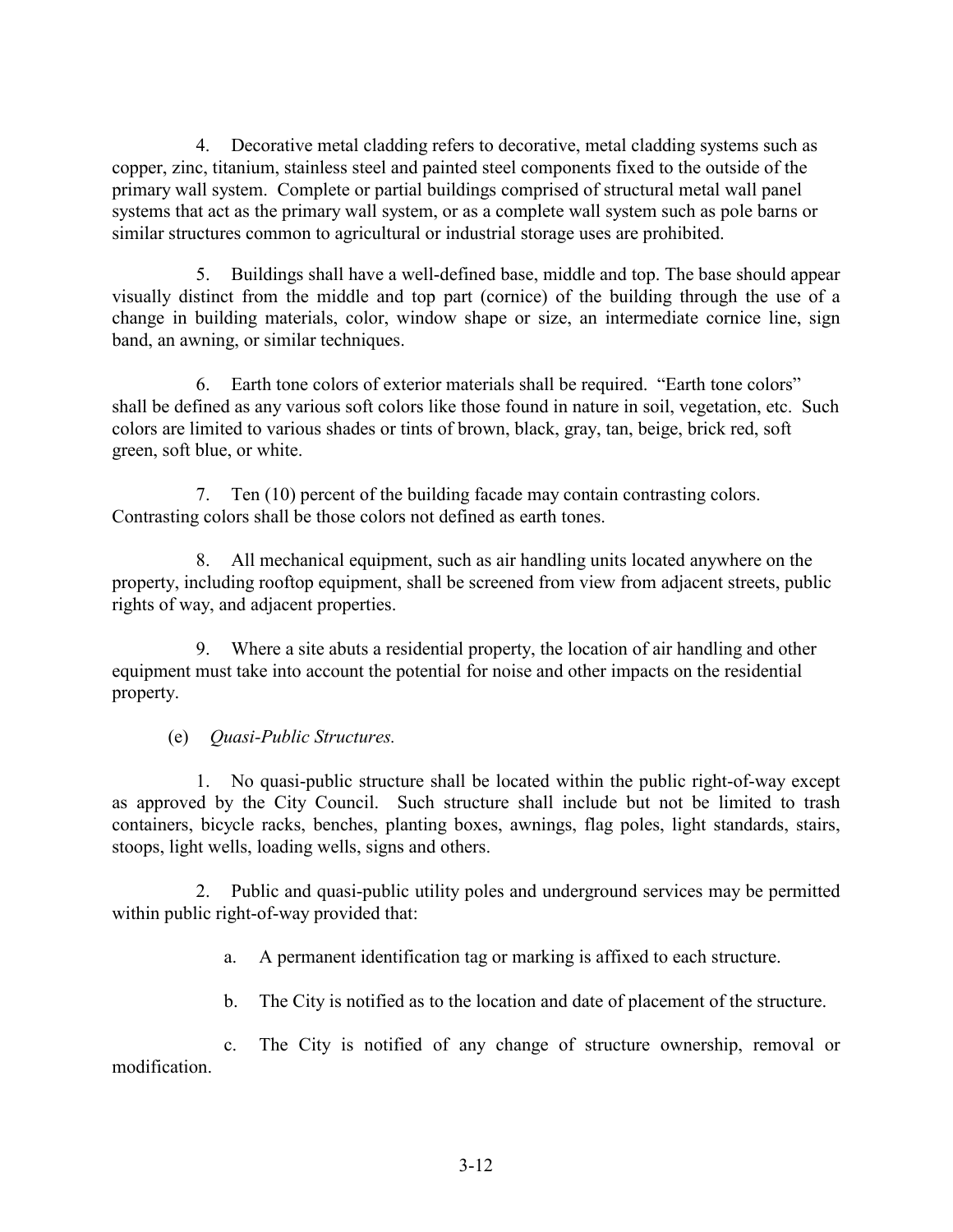4. Decorative metal cladding refers to decorative, metal cladding systems such as copper, zinc, titanium, stainless steel and painted steel components fixed to the outside of the primary wall system. Complete or partial buildings comprised of structural metal wall panel systems that act as the primary wall system, or as a complete wall system such as pole barns or similar structures common to agricultural or industrial storage uses are prohibited.

5. Buildings shall have a well-defined base, middle and top. The base should appear visually distinct from the middle and top part (cornice) of the building through the use of a change in building materials, color, window shape or size, an intermediate cornice line, sign band, an awning, or similar techniques.

6. Earth tone colors of exterior materials shall be required. "Earth tone colors" shall be defined as any various soft colors like those found in nature in soil, vegetation, etc. Such colors are limited to various shades or tints of brown, black, gray, tan, beige, brick red, soft green, soft blue, or white.

7. Ten (10) percent of the building facade may contain contrasting colors. Contrasting colors shall be those colors not defined as earth tones.

8. All mechanical equipment, such as air handling units located anywhere on the property, including rooftop equipment, shall be screened from view from adjacent streets, public rights of way, and adjacent properties.

9. Where a site abuts a residential property, the location of air handling and other equipment must take into account the potential for noise and other impacts on the residential property.

(e) *Quasi-Public Structures.*

1. No quasi-public structure shall be located within the public right-of-way except as approved by the City Council. Such structure shall include but not be limited to trash containers, bicycle racks, benches, planting boxes, awnings, flag poles, light standards, stairs, stoops, light wells, loading wells, signs and others.

2. Public and quasi-public utility poles and underground services may be permitted within public right-of-way provided that:

a. A permanent identification tag or marking is affixed to each structure.

b. The City is notified as to the location and date of placement of the structure.

c. The City is notified of any change of structure ownership, removal or modification.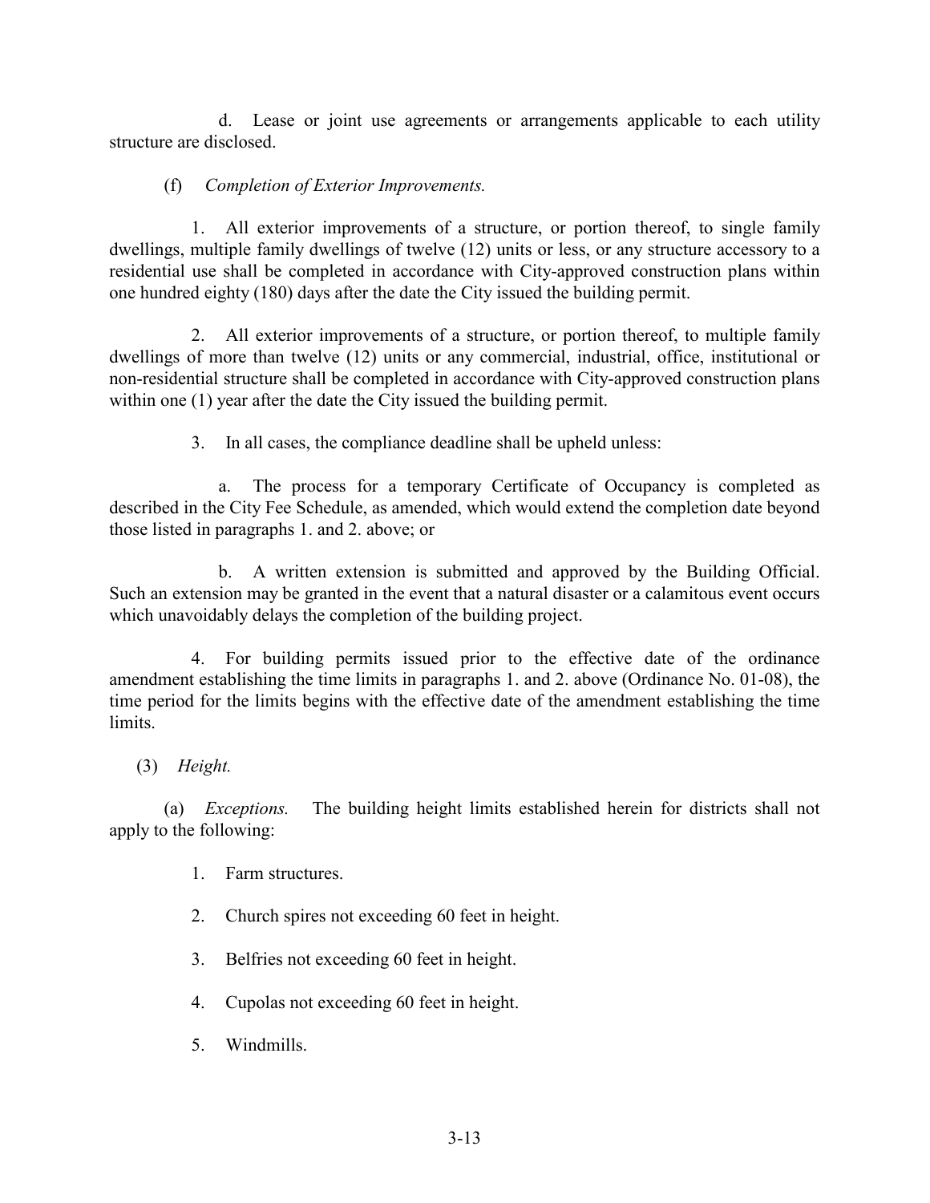d. Lease or joint use agreements or arrangements applicable to each utility structure are disclosed.

(f) *Completion of Exterior Improvements.*

1. All exterior improvements of a structure, or portion thereof, to single family dwellings, multiple family dwellings of twelve (12) units or less, or any structure accessory to a residential use shall be completed in accordance with City-approved construction plans within one hundred eighty (180) days after the date the City issued the building permit.

2. All exterior improvements of a structure, or portion thereof, to multiple family dwellings of more than twelve (12) units or any commercial, industrial, office, institutional or non-residential structure shall be completed in accordance with City-approved construction plans within one (1) year after the date the City issued the building permit.

3. In all cases, the compliance deadline shall be upheld unless:

a. The process for a temporary Certificate of Occupancy is completed as described in the City Fee Schedule, as amended, which would extend the completion date beyond those listed in paragraphs 1. and 2. above; or

b. A written extension is submitted and approved by the Building Official. Such an extension may be granted in the event that a natural disaster or a calamitous event occurs which unavoidably delays the completion of the building project.

4. For building permits issued prior to the effective date of the ordinance amendment establishing the time limits in paragraphs 1. and 2. above (Ordinance No. 01-08), the time period for the limits begins with the effective date of the amendment establishing the time limits.

(3) *Height.*

(a) *Exceptions.* The building height limits established herein for districts shall not apply to the following:

1. Farm structures.

2. Church spires not exceeding 60 feet in height.

3. Belfries not exceeding 60 feet in height.

4. Cupolas not exceeding 60 feet in height.

5. Windmills.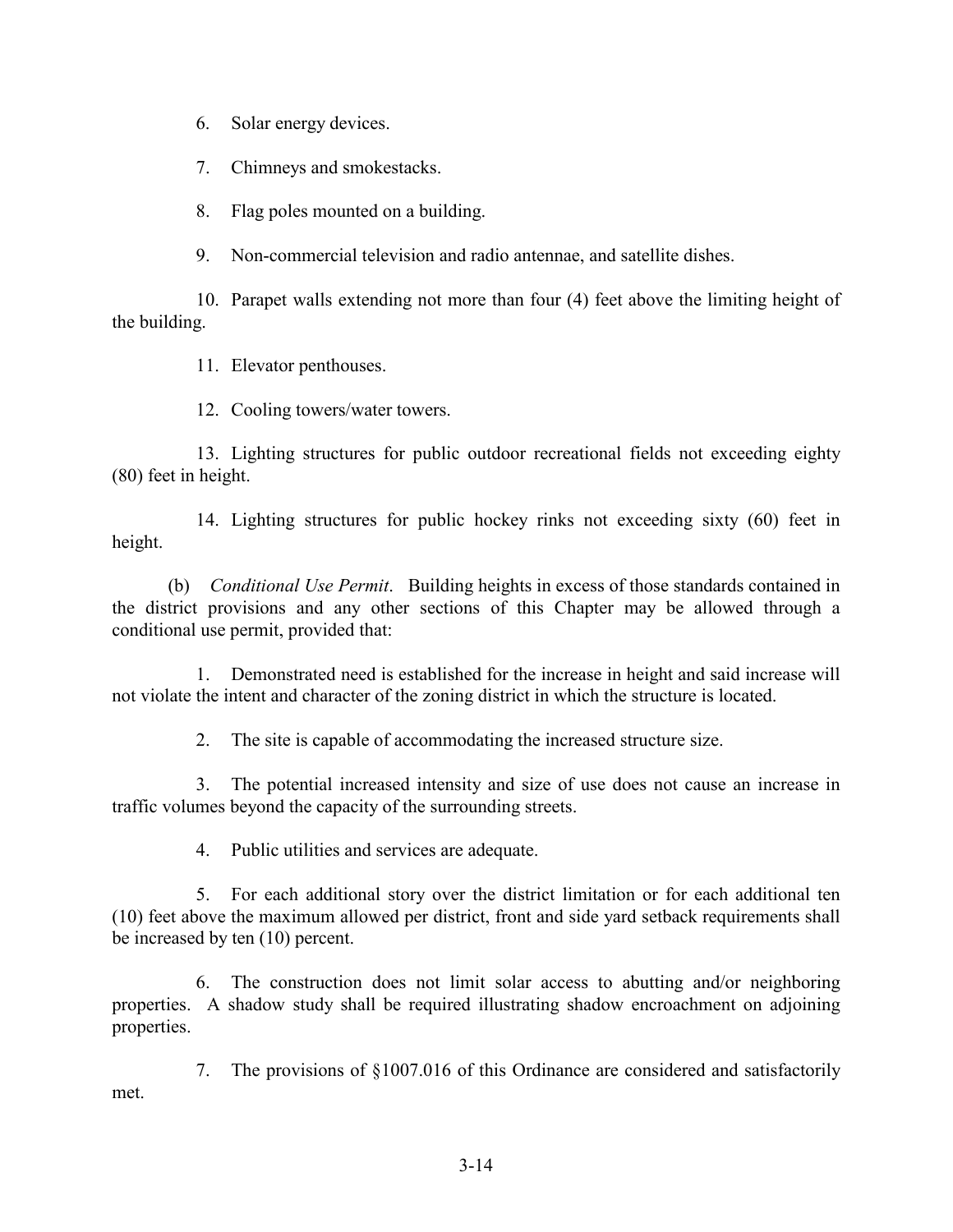6. Solar energy devices.

7. Chimneys and smokestacks.

8. Flag poles mounted on a building.

9. Non-commercial television and radio antennae, and satellite dishes.

10. Parapet walls extending not more than four (4) feet above the limiting height of the building.

11. Elevator penthouses.

12. Cooling towers/water towers.

13. Lighting structures for public outdoor recreational fields not exceeding eighty (80) feet in height.

14. Lighting structures for public hockey rinks not exceeding sixty (60) feet in height.

(b) *Conditional Use Permit*. Building heights in excess of those standards contained in the district provisions and any other sections of this Chapter may be allowed through a conditional use permit, provided that:

1. Demonstrated need is established for the increase in height and said increase will not violate the intent and character of the zoning district in which the structure is located.

2. The site is capable of accommodating the increased structure size.

3. The potential increased intensity and size of use does not cause an increase in traffic volumes beyond the capacity of the surrounding streets.

4. Public utilities and services are adequate.

5. For each additional story over the district limitation or for each additional ten (10) feet above the maximum allowed per district, front and side yard setback requirements shall be increased by ten (10) percent.

6. The construction does not limit solar access to abutting and/or neighboring properties. A shadow study shall be required illustrating shadow encroachment on adjoining properties.

7. The provisions of §1007.016 of this Ordinance are considered and satisfactorily met.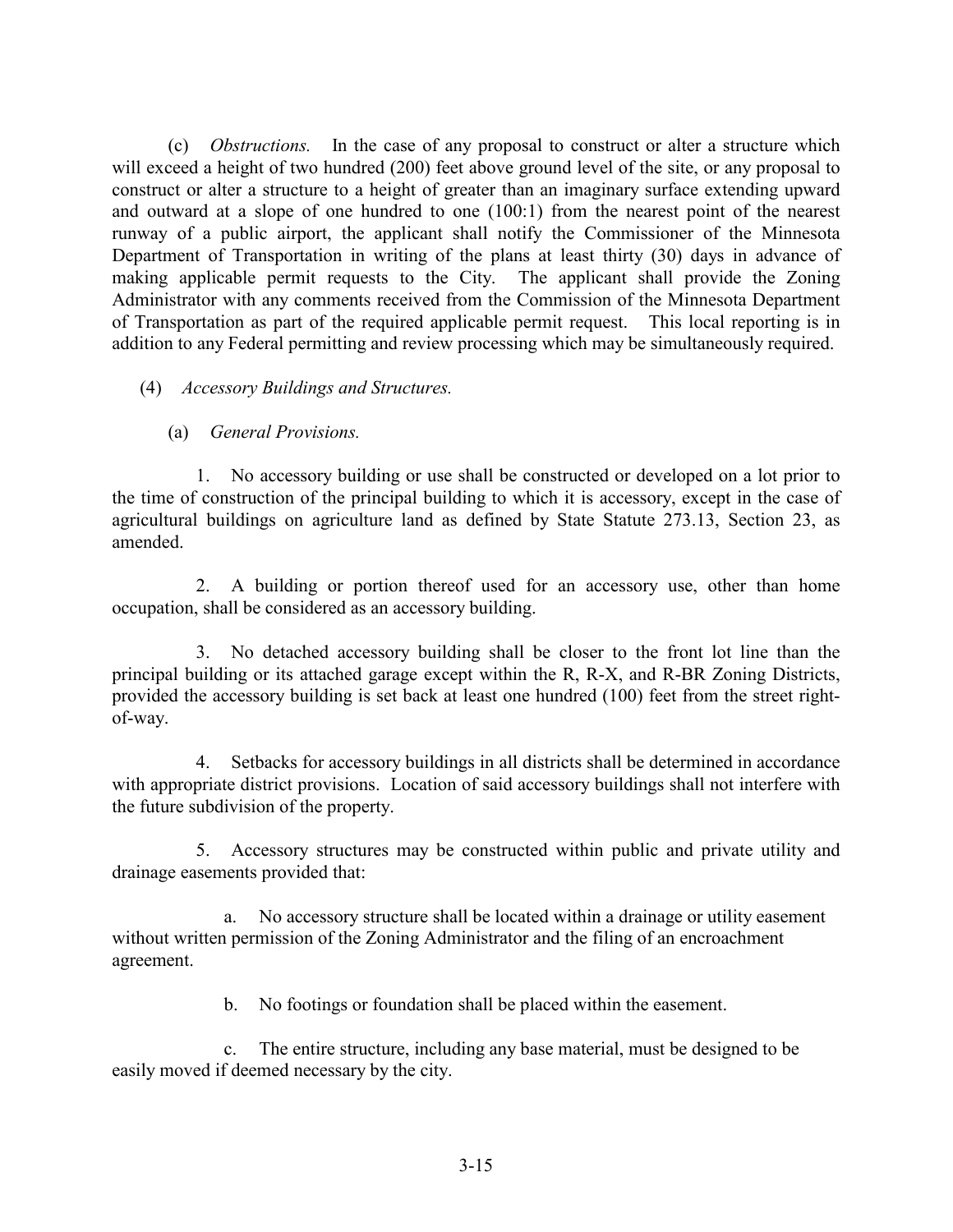(c) *Obstructions.* In the case of any proposal to construct or alter a structure which will exceed a height of two hundred (200) feet above ground level of the site, or any proposal to construct or alter a structure to a height of greater than an imaginary surface extending upward and outward at a slope of one hundred to one (100:1) from the nearest point of the nearest runway of a public airport, the applicant shall notify the Commissioner of the Minnesota Department of Transportation in writing of the plans at least thirty (30) days in advance of making applicable permit requests to the City. The applicant shall provide the Zoning Administrator with any comments received from the Commission of the Minnesota Department of Transportation as part of the required applicable permit request. This local reporting is in addition to any Federal permitting and review processing which may be simultaneously required.

(4) *Accessory Buildings and Structures.*

(a) *General Provisions.*

1. No accessory building or use shall be constructed or developed on a lot prior to the time of construction of the principal building to which it is accessory, except in the case of agricultural buildings on agriculture land as defined by State Statute 273.13, Section 23, as amended.

2. A building or portion thereof used for an accessory use, other than home occupation, shall be considered as an accessory building.

3. No detached accessory building shall be closer to the front lot line than the principal building or its attached garage except within the R, R-X, and R-BR Zoning Districts, provided the accessory building is set back at least one hundred (100) feet from the street right-of-way.

4. Setbacks for accessory buildings in all districts shall be determined in accordance with appropriate district provisions. Location of said accessory buildings shall not interfere with the future subdivision of the property.

5. Accessory structures may be constructed within public and private utility and drainage easements provided that:

a. No accessory structure shall be located within a drainage or utility easement without written permission of the Zoning Administrator and the filing of an encroachment agreement.

b. No footings or foundation shall be placed within the easement.

c. The entire structure, including any base material, must be designed to be easily moved if deemed necessary by the city.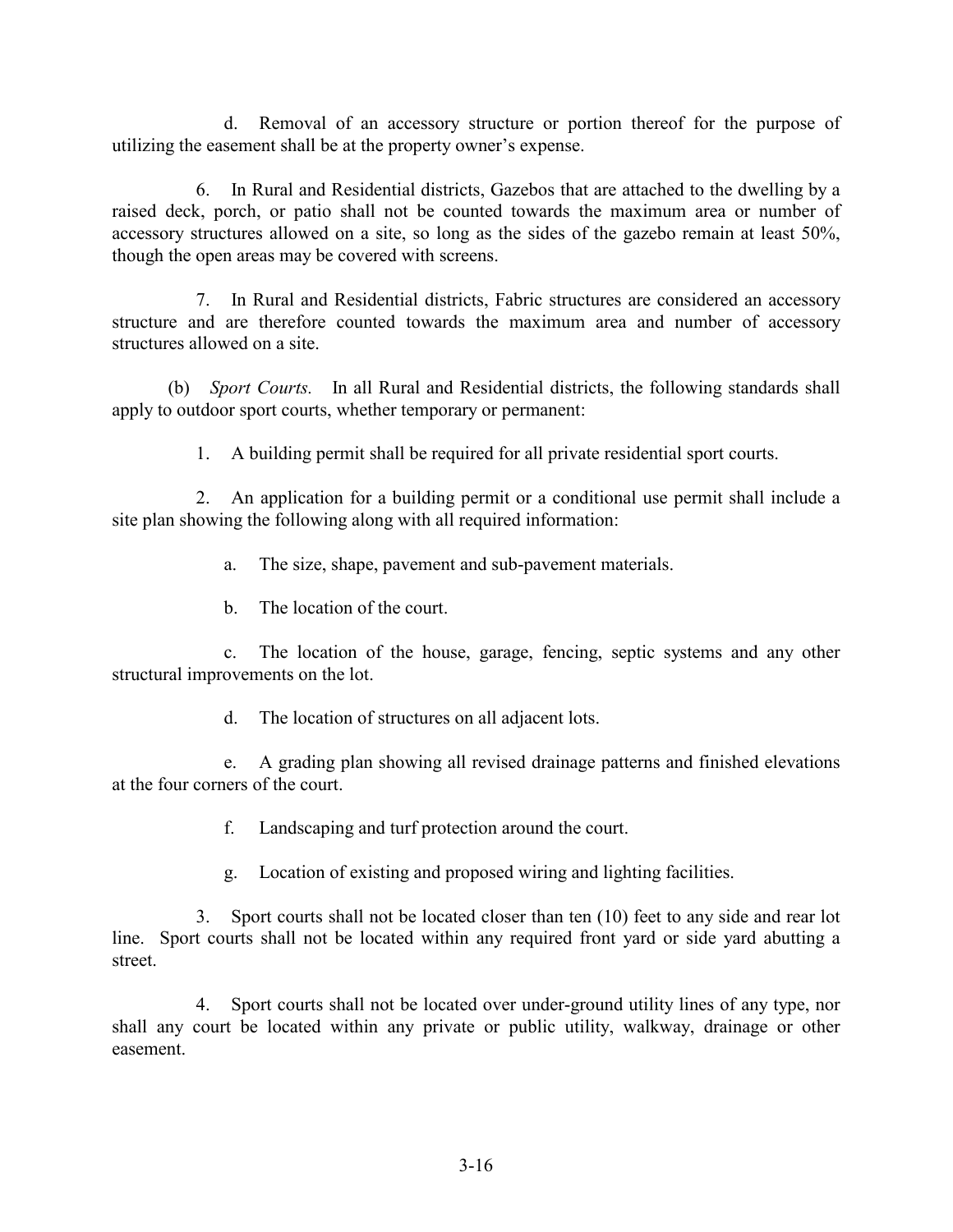d. Removal of an accessory structure or portion thereof for the purpose of utilizing the easement shall be at the property owner's expense.

6. In Rural and Residential districts, Gazebos that are attached to the dwelling by a raised deck, porch, or patio shall not be counted towards the maximum area or number of accessory structures allowed on a site, so long as the sides of the gazebo remain at least 50%, though the open areas may be covered with screens.

7. In Rural and Residential districts, Fabric structures are considered an accessory structure and are therefore counted towards the maximum area and number of accessory structures allowed on a site.

(b) *Sport Courts.* In all Rural and Residential districts, the following standards shall apply to outdoor sport courts, whether temporary or permanent:

1. A building permit shall be required for all private residential sport courts.

2. An application for a building permit or a conditional use permit shall include a site plan showing the following along with all required information:

a. The size, shape, pavement and sub-pavement materials.

b. The location of the court.

c. The location of the house, garage, fencing, septic systems and any other structural improvements on the lot.

d. The location of structures on all adjacent lots.

e. A grading plan showing all revised drainage patterns and finished elevations at the four corners of the court.

f. Landscaping and turf protection around the court.

g. Location of existing and proposed wiring and lighting facilities.

3. Sport courts shall not be located closer than ten (10) feet to any side and rear lot line. Sport courts shall not be located within any required front yard or side yard abutting a street.

4. Sport courts shall not be located over under-ground utility lines of any type, nor shall any court be located within any private or public utility, walkway, drainage or other easement.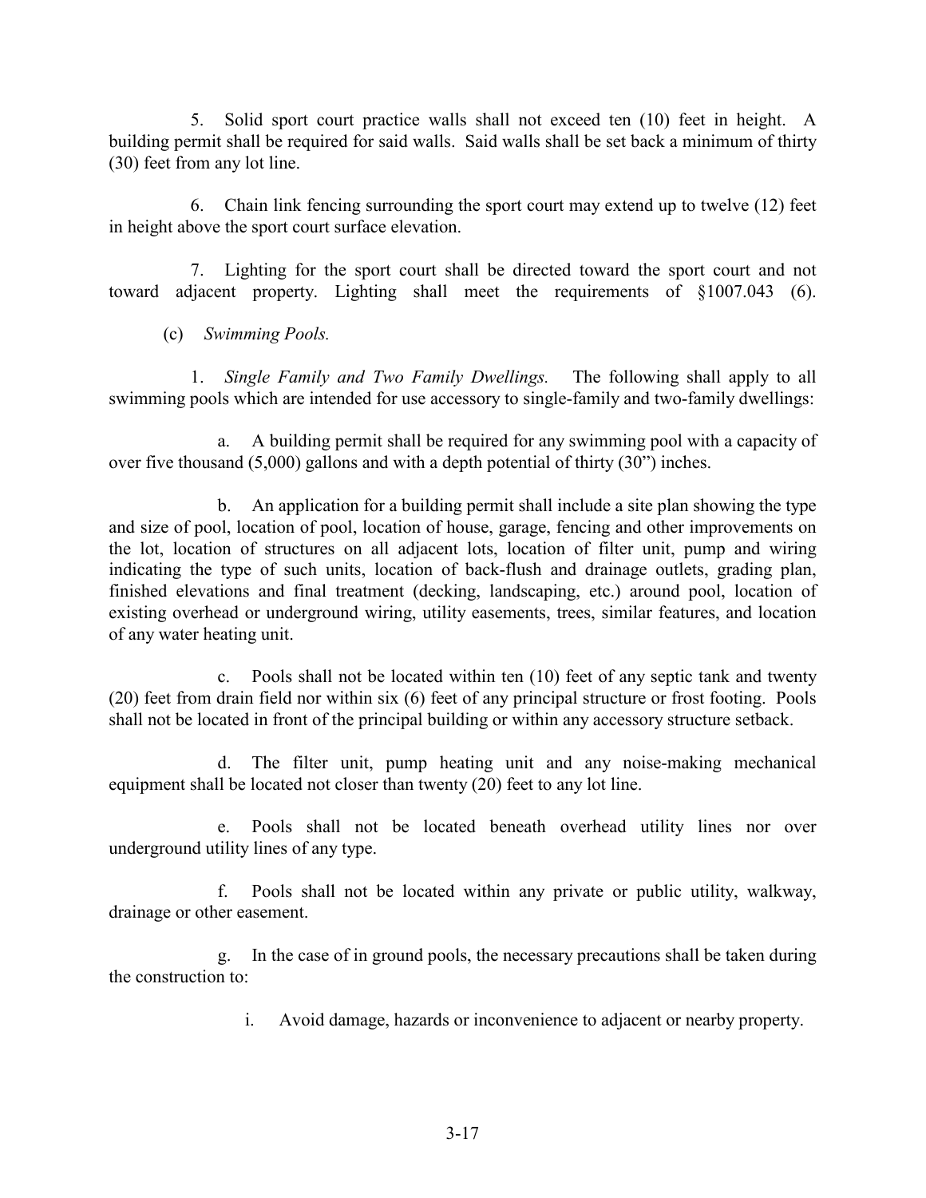5. Solid sport court practice walls shall not exceed ten (10) feet in height. A building permit shall be required for said walls. Said walls shall be set back a minimum of thirty (30) feet from any lot line.

6. Chain link fencing surrounding the sport court may extend up to twelve (12) feet in height above the sport court surface elevation.

7. Lighting for the sport court shall be directed toward the sport court and not toward adjacent property. Lighting shall meet the requirements of §1007.043 (6).

(c) *Swimming Pools.*

1. *Single Family and Two Family Dwellings.* The following shall apply to all swimming pools which are intended for use accessory to single-family and two-family dwellings:

a. A building permit shall be required for any swimming pool with a capacity of over five thousand (5,000) gallons and with a depth potential of thirty (30") inches.

b. An application for a building permit shall include a site plan showing the type and size of pool, location of pool, location of house, garage, fencing and other improvements on the lot, location of structures on all adjacent lots, location of filter unit, pump and wiring indicating the type of such units, location of back-flush and drainage outlets, grading plan, finished elevations and final treatment (decking, landscaping, etc.) around pool, location of existing overhead or underground wiring, utility easements, trees, similar features, and location of any water heating unit.

c. Pools shall not be located within ten (10) feet of any septic tank and twenty (20) feet from drain field nor within six (6) feet of any principal structure or frost footing. Pools shall not be located in front of the principal building or within any accessory structure setback.

d. The filter unit, pump heating unit and any noise-making mechanical equipment shall be located not closer than twenty (20) feet to any lot line.

e. Pools shall not be located beneath overhead utility lines nor over underground utility lines of any type.

f. Pools shall not be located within any private or public utility, walkway, drainage or other easement.

g. In the case of in ground pools, the necessary precautions shall be taken during the construction to:

i. Avoid damage, hazards or inconvenience to adjacent or nearby property.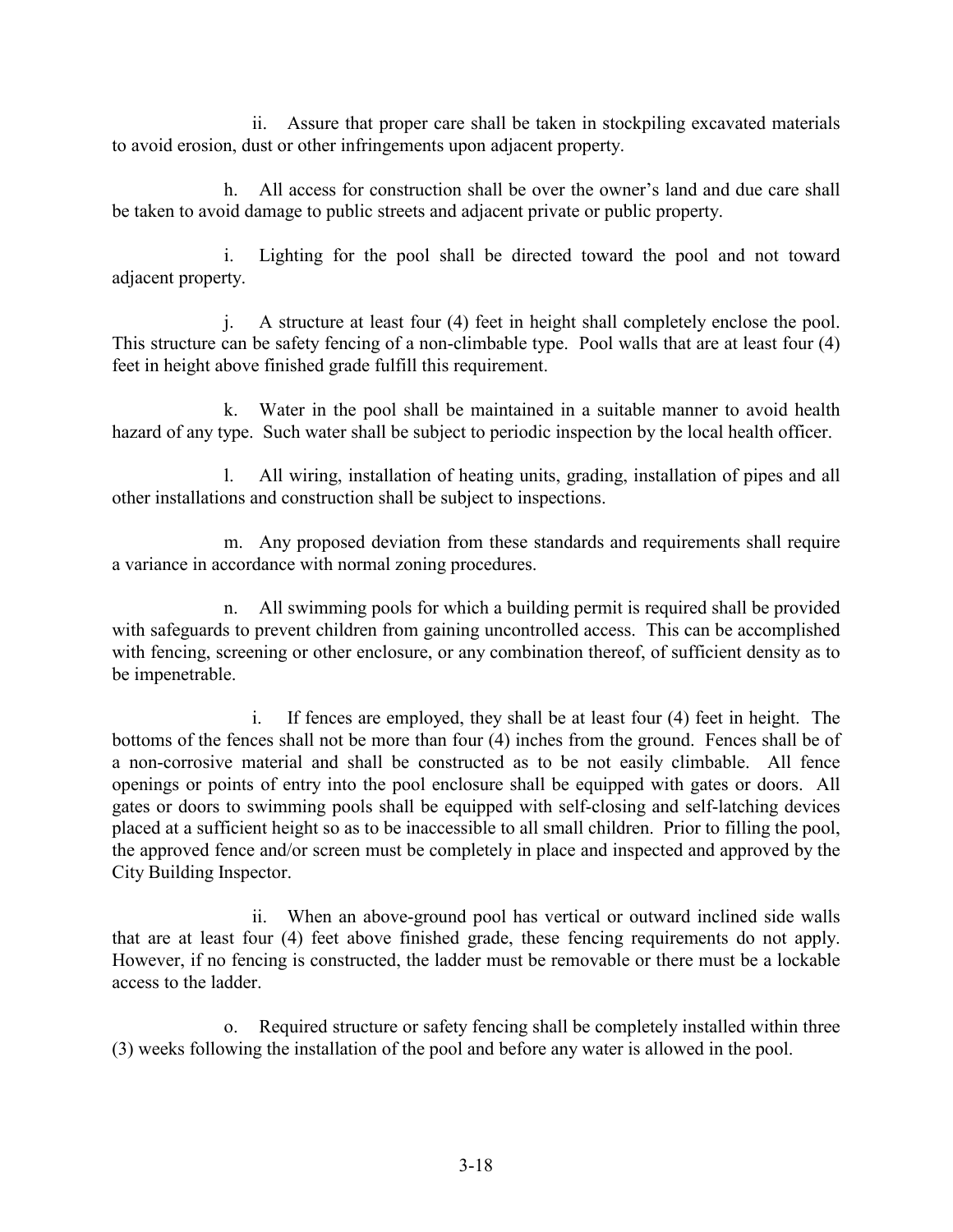ii. Assure that proper care shall be taken in stockpiling excavated materials to avoid erosion, dust or other infringements upon adjacent property.

h. All access for construction shall be over the owner's land and due care shall be taken to avoid damage to public streets and adjacent private or public property.

i. Lighting for the pool shall be directed toward the pool and not toward adjacent property.

j. A structure at least four (4) feet in height shall completely enclose the pool. This structure can be safety fencing of a non-climbable type. Pool walls that are at least four (4) feet in height above finished grade fulfill this requirement.

k. Water in the pool shall be maintained in a suitable manner to avoid health hazard of any type. Such water shall be subject to periodic inspection by the local health officer.

l. All wiring, installation of heating units, grading, installation of pipes and all other installations and construction shall be subject to inspections.

m. Any proposed deviation from these standards and requirements shall require a variance in accordance with normal zoning procedures.

n. All swimming pools for which a building permit is required shall be provided with safeguards to prevent children from gaining uncontrolled access. This can be accomplished with fencing, screening or other enclosure, or any combination thereof, of sufficient density as to be impenetrable.

i. If fences are employed, they shall be at least four (4) feet in height. The bottoms of the fences shall not be more than four (4) inches from the ground. Fences shall be of a non-corrosive material and shall be constructed as to be not easily climbable. All fence openings or points of entry into the pool enclosure shall be equipped with gates or doors. All gates or doors to swimming pools shall be equipped with self-closing and self-latching devices placed at a sufficient height so as to be inaccessible to all small children. Prior to filling the pool, the approved fence and/or screen must be completely in place and inspected and approved by the City Building Inspector.

ii. When an above-ground pool has vertical or outward inclined side walls that are at least four (4) feet above finished grade, these fencing requirements do not apply. However, if no fencing is constructed, the ladder must be removable or there must be a lockable access to the ladder.

o. Required structure or safety fencing shall be completely installed within three (3) weeks following the installation of the pool and before any water is allowed in the pool.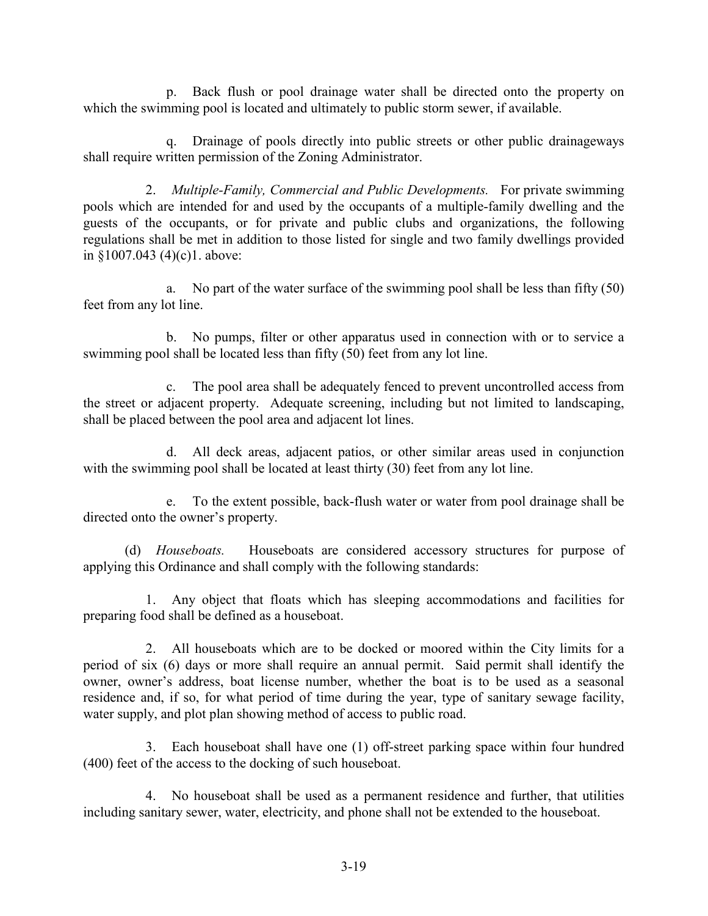p. Back flush or pool drainage water shall be directed onto the property on which the swimming pool is located and ultimately to public storm sewer, if available.

q. Drainage of pools directly into public streets or other public drainageways shall require written permission of the Zoning Administrator.

2. *Multiple-Family, Commercial and Public Developments.* For private swimming pools which are intended for and used by the occupants of a multiple-family dwelling and the guests of the occupants, or for private and public clubs and organizations, the following regulations shall be met in addition to those listed for single and two family dwellings provided in §1007.043 (4)(c)1. above:

a. No part of the water surface of the swimming pool shall be less than fifty (50) feet from any lot line.

b. No pumps, filter or other apparatus used in connection with or to service a swimming pool shall be located less than fifty (50) feet from any lot line.

c. The pool area shall be adequately fenced to prevent uncontrolled access from the street or adjacent property. Adequate screening, including but not limited to landscaping, shall be placed between the pool area and adjacent lot lines.

d. All deck areas, adjacent patios, or other similar areas used in conjunction with the swimming pool shall be located at least thirty (30) feet from any lot line.

e. To the extent possible, back-flush water or water from pool drainage shall be directed onto the owner's property.

(d) *Houseboats.* Houseboats are considered accessory structures for purpose of applying this Ordinance and shall comply with the following standards:

1. Any object that floats which has sleeping accommodations and facilities for preparing food shall be defined as a houseboat.

2. All houseboats which are to be docked or moored within the City limits for a period of six (6) days or more shall require an annual permit. Said permit shall identify the owner, owner's address, boat license number, whether the boat is to be used as a seasonal residence and, if so, for what period of time during the year, type of sanitary sewage facility, water supply, and plot plan showing method of access to public road.

3. Each houseboat shall have one (1) off-street parking space within four hundred (400) feet of the access to the docking of such houseboat.

4. No houseboat shall be used as a permanent residence and further, that utilities including sanitary sewer, water, electricity, and phone shall not be extended to the houseboat.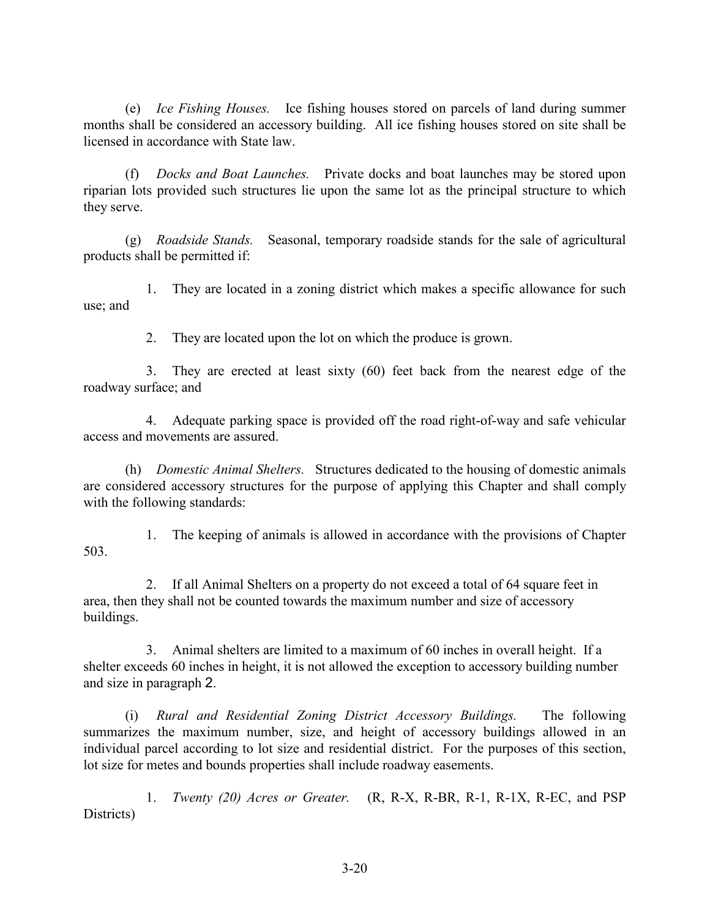(e) *Ice Fishing Houses.* Ice fishing houses stored on parcels of land during summer months shall be considered an accessory building. All ice fishing houses stored on site shall be licensed in accordance with State law.

(f) *Docks and Boat Launches.* Private docks and boat launches may be stored upon riparian lots provided such structures lie upon the same lot as the principal structure to which they serve.

(g) *Roadside Stands.* Seasonal, temporary roadside stands for the sale of agricultural products shall be permitted if:

1. They are located in a zoning district which makes a specific allowance for such use; and

2. They are located upon the lot on which the produce is grown.

3. They are erected at least sixty (60) feet back from the nearest edge of the roadway surface; and

4. Adequate parking space is provided off the road right-of-way and safe vehicular access and movements are assured.

(h) *Domestic Animal Shelters.* Structures dedicated to the housing of domestic animals are considered accessory structures for the purpose of applying this Chapter and shall comply with the following standards:

1. The keeping of animals is allowed in accordance with the provisions of Chapter 503.

2. If all Animal Shelters on a property do not exceed a total of 64 square feet in area, then they shall not be counted towards the maximum number and size of accessory buildings.

3. Animal shelters are limited to a maximum of 60 inches in overall height. If a shelter exceeds 60 inches in height, it is not allowed the exception to accessory building number and size in paragraph 2.

(i) *Rural and Residential Zoning District Accessory Buildings.* The following summarizes the maximum number, size, and height of accessory buildings allowed in an individual parcel according to lot size and residential district. For the purposes of this section, lot size for metes and bounds properties shall include roadway easements.

1. *Twenty (20) Acres or Greater.* (R, R-X, R-BR, R-1, R-1X, R-EC, and PSP Districts)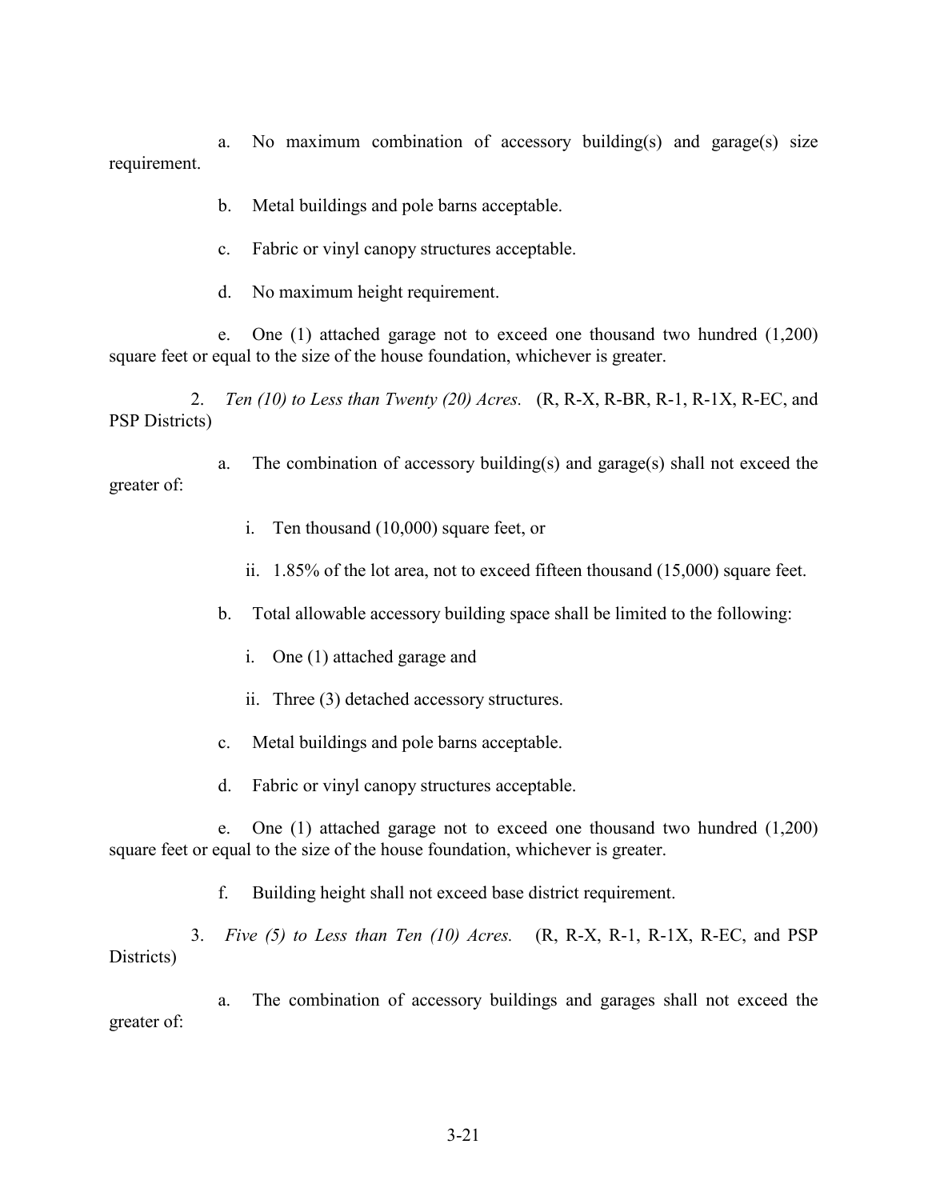a. No maximum combination of accessory building(s) and garage(s) size requirement.

b. Metal buildings and pole barns acceptable.

c. Fabric or vinyl canopy structures acceptable.

d. No maximum height requirement.

e. One (1) attached garage not to exceed one thousand two hundred (1,200) square feet or equal to the size of the house foundation, whichever is greater.

2. *Ten (10) to Less than Twenty (20) Acres.* (R, R-X, R-BR, R-1, R-1X, R-EC, and PSP Districts)

a. The combination of accessory building(s) and garage(s) shall not exceed the greater of:

i. Ten thousand (10,000) square feet, or

ii. 1.85% of the lot area, not to exceed fifteen thousand (15,000) square feet.

b. Total allowable accessory building space shall be limited to the following:

i. One (1) attached garage and

ii. Three (3) detached accessory structures.

c. Metal buildings and pole barns acceptable.

d. Fabric or vinyl canopy structures acceptable.

e. One (1) attached garage not to exceed one thousand two hundred (1,200) square feet or equal to the size of the house foundation, whichever is greater.

f. Building height shall not exceed base district requirement.

3. *Five (5) to Less than Ten (10) Acres.* (R, R-X, R-1, R-1X, R-EC, and PSP Districts)

a. The combination of accessory buildings and garages shall not exceed the greater of: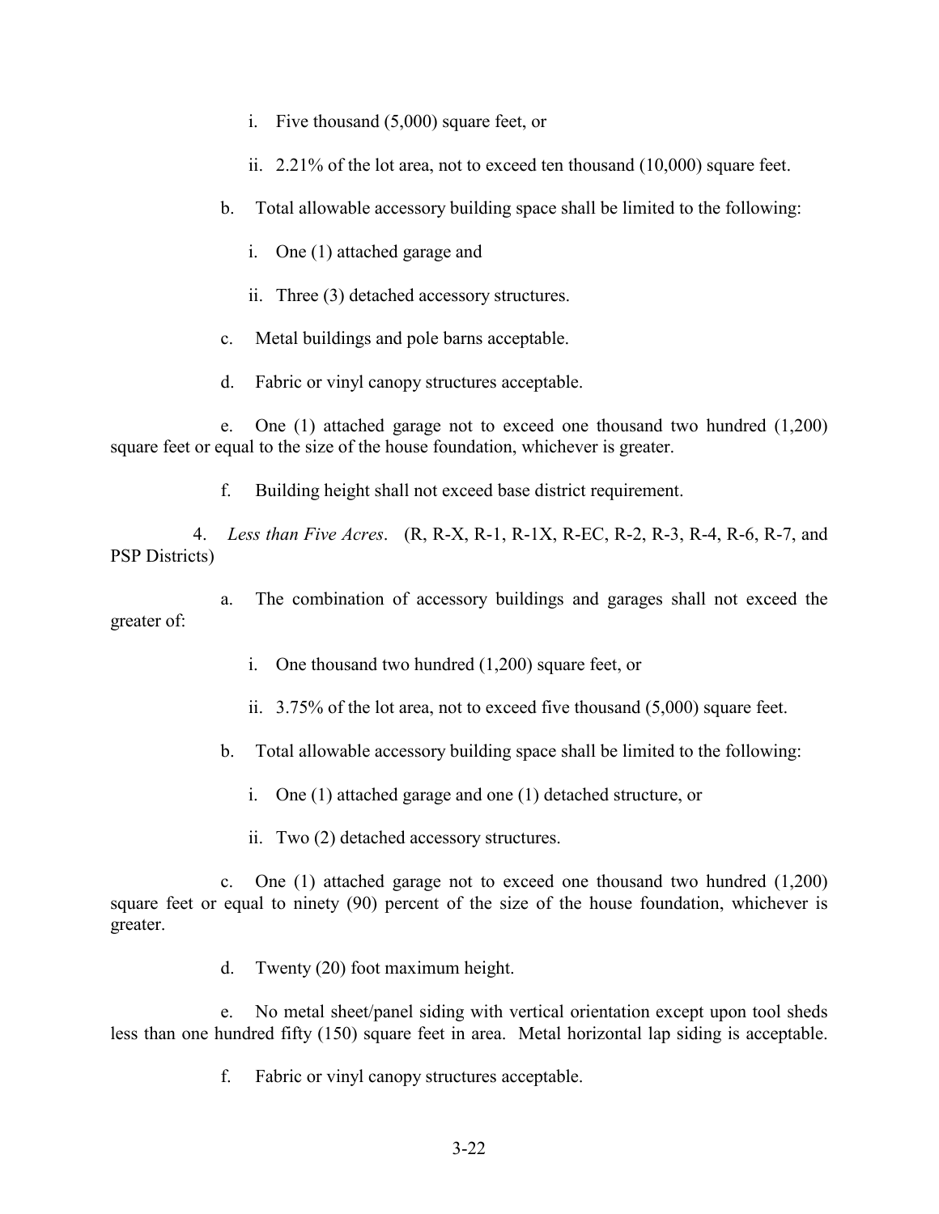i. Five thousand (5,000) square feet, or

ii. 2.21% of the lot area, not to exceed ten thousand (10,000) square feet.

b. Total allowable accessory building space shall be limited to the following:

i. One (1) attached garage and

ii. Three (3) detached accessory structures.

c. Metal buildings and pole barns acceptable.

d. Fabric or vinyl canopy structures acceptable.

e. One (1) attached garage not to exceed one thousand two hundred (1,200) square feet or equal to the size of the house foundation, whichever is greater.

f. Building height shall not exceed base district requirement.

4. *Less than Five Acres*. (R, R-X, R-1, R-1X, R-EC, R-2, R-3, R-4, R-6, R-7, and PSP Districts)

a. The combination of accessory buildings and garages shall not exceed the greater of:

i. One thousand two hundred (1,200) square feet, or

ii. 3.75% of the lot area, not to exceed five thousand (5,000) square feet.

b. Total allowable accessory building space shall be limited to the following:

i. One (1) attached garage and one (1) detached structure, or

ii. Two (2) detached accessory structures.

c. One (1) attached garage not to exceed one thousand two hundred (1,200) square feet or equal to ninety (90) percent of the size of the house foundation, whichever is greater.

d. Twenty (20) foot maximum height.

e. No metal sheet/panel siding with vertical orientation except upon tool sheds less than one hundred fifty (150) square feet in area. Metal horizontal lap siding is acceptable.

f. Fabric or vinyl canopy structures acceptable.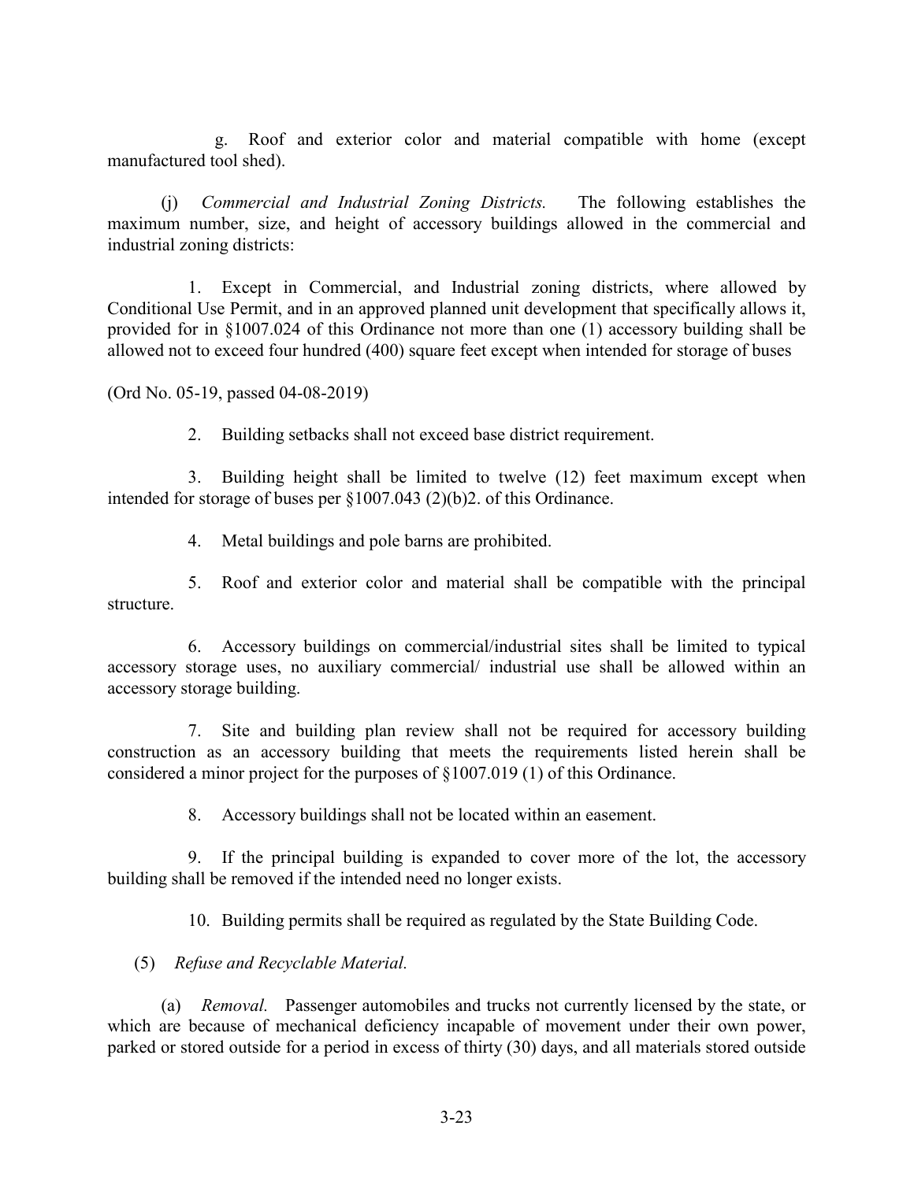g. Roof and exterior color and material compatible with home (except manufactured tool shed).

(j) *Commercial and Industrial Zoning Districts.* The following establishes the maximum number, size, and height of accessory buildings allowed in the commercial and industrial zoning districts:

1. Except in Commercial, and Industrial zoning districts, where allowed by Conditional Use Permit, and in an approved planned unit development that specifically allows it, provided for in §1007.024 of this Ordinance not more than one (1) accessory building shall be allowed not to exceed four hundred (400) square feet except when intended for storage of buses

(Ord No. 05-19, passed 04-08-2019)

2. Building setbacks shall not exceed base district requirement.

3. Building height shall be limited to twelve (12) feet maximum except when intended for storage of buses per §1007.043 (2)(b)2. of this Ordinance.

4. Metal buildings and pole barns are prohibited.

5. Roof and exterior color and material shall be compatible with the principal structure.

6. Accessory buildings on commercial/industrial sites shall be limited to typical accessory storage uses, no auxiliary commercial/ industrial use shall be allowed within an accessory storage building.

7. Site and building plan review shall not be required for accessory building construction as an accessory building that meets the requirements listed herein shall be considered a minor project for the purposes of §1007.019 (1) of this Ordinance.

8. Accessory buildings shall not be located within an easement.

9. If the principal building is expanded to cover more of the lot, the accessory building shall be removed if the intended need no longer exists.

10. Building permits shall be required as regulated by the State Building Code.

(5) *Refuse and Recyclable Material.*

(a) *Removal.* Passenger automobiles and trucks not currently licensed by the state, or which are because of mechanical deficiency incapable of movement under their own power, parked or stored outside for a period in excess of thirty (30) days, and all materials stored outside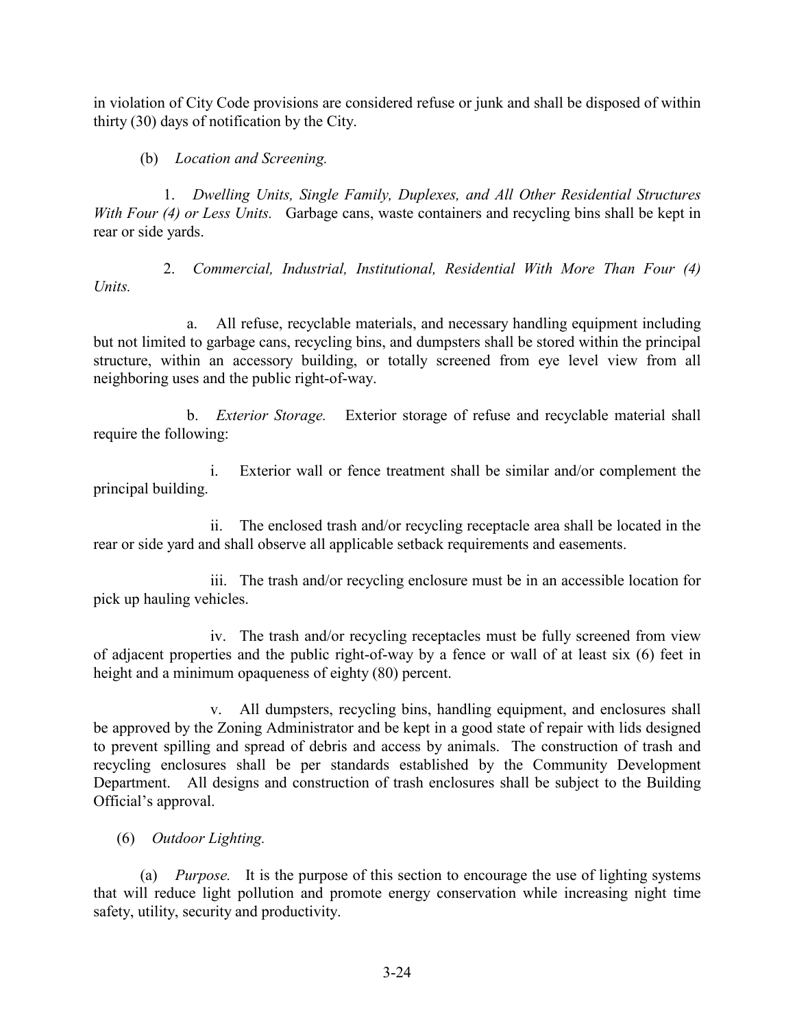in violation of City Code provisions are considered refuse or junk and shall be disposed of within thirty (30) days of notification by the City.

(b) *Location and Screening.*

1. *Dwelling Units, Single Family, Duplexes, and All Other Residential Structures With Four (4) or Less Units.* Garbage cans, waste containers and recycling bins shall be kept in rear or side yards.

2. *Commercial, Industrial, Institutional, Residential With More Than Four (4) Units.*

a. All refuse, recyclable materials, and necessary handling equipment including but not limited to garbage cans, recycling bins, and dumpsters shall be stored within the principal structure, within an accessory building, or totally screened from eye level view from all neighboring uses and the public right-of-way.

b. *Exterior Storage.* Exterior storage of refuse and recyclable material shall require the following:

i. Exterior wall or fence treatment shall be similar and/or complement the principal building.

ii. The enclosed trash and/or recycling receptacle area shall be located in the rear or side yard and shall observe all applicable setback requirements and easements.

iii. The trash and/or recycling enclosure must be in an accessible location for pick up hauling vehicles.

iv. The trash and/or recycling receptacles must be fully screened from view of adjacent properties and the public right-of-way by a fence or wall of at least six (6) feet in height and a minimum opaqueness of eighty (80) percent.

v. All dumpsters, recycling bins, handling equipment, and enclosures shall be approved by the Zoning Administrator and be kept in a good state of repair with lids designed to prevent spilling and spread of debris and access by animals. The construction of trash and recycling enclosures shall be per standards established by the Community Development Department. All designs and construction of trash enclosures shall be subject to the Building Official's approval.

(6) *Outdoor Lighting.*

(a) *Purpose.* It is the purpose of this section to encourage the use of lighting systems that will reduce light pollution and promote energy conservation while increasing night time safety, utility, security and productivity.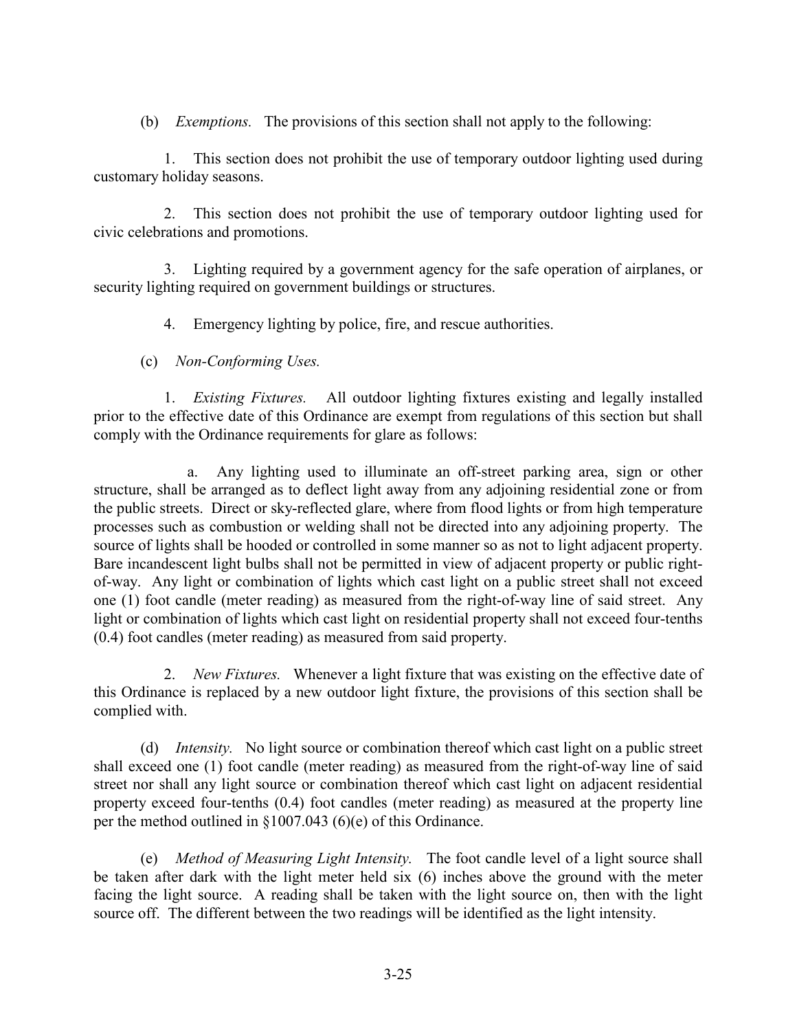(b) *Exemptions.* The provisions of this section shall not apply to the following:

1. This section does not prohibit the use of temporary outdoor lighting used during customary holiday seasons.

2. This section does not prohibit the use of temporary outdoor lighting used for civic celebrations and promotions.

3. Lighting required by a government agency for the safe operation of airplanes, or security lighting required on government buildings or structures.

4. Emergency lighting by police, fire, and rescue authorities.

(c) *Non-Conforming Uses.*

1. *Existing Fixtures.* All outdoor lighting fixtures existing and legally installed prior to the effective date of this Ordinance are exempt from regulations of this section but shall comply with the Ordinance requirements for glare as follows:

a. Any lighting used to illuminate an off-street parking area, sign or other structure, shall be arranged as to deflect light away from any adjoining residential zone or from the public streets. Direct or sky-reflected glare, where from flood lights or from high temperature processes such as combustion or welding shall not be directed into any adjoining property. The source of lights shall be hooded or controlled in some manner so as not to light adjacent property. Bare incandescent light bulbs shall not be permitted in view of adjacent property or public right-of-way. Any light or combination of lights which cast light on a public street shall not exceed one (1) foot candle (meter reading) as measured from the right-of-way line of said street. Any light or combination of lights which cast light on residential property shall not exceed four-tenths (0.4) foot candles (meter reading) as measured from said property.

2. *New Fixtures.* Whenever a light fixture that was existing on the effective date of this Ordinance is replaced by a new outdoor light fixture, the provisions of this section shall be complied with.

(d) *Intensity.* No light source or combination thereof which cast light on a public street shall exceed one (1) foot candle (meter reading) as measured from the right-of-way line of said street nor shall any light source or combination thereof which cast light on adjacent residential property exceed four-tenths (0.4) foot candles (meter reading) as measured at the property line per the method outlined in §1007.043 (6)(e) of this Ordinance.

(e) *Method of Measuring Light Intensity.* The foot candle level of a light source shall be taken after dark with the light meter held six (6) inches above the ground with the meter facing the light source. A reading shall be taken with the light source on, then with the light source off. The different between the two readings will be identified as the light intensity.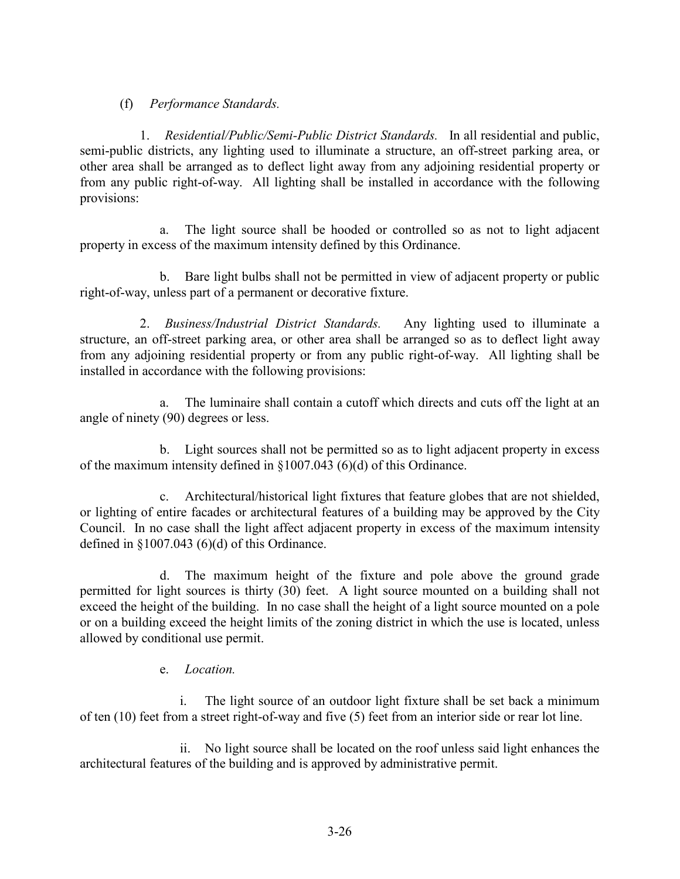(f) *Performance Standards.*

1. *Residential/Public/Semi-Public District Standards.* In all residential and public, semi-public districts, any lighting used to illuminate a structure, an off-street parking area, or other area shall be arranged as to deflect light away from any adjoining residential property or from any public right-of-way. All lighting shall be installed in accordance with the following provisions:

a. The light source shall be hooded or controlled so as not to light adjacent property in excess of the maximum intensity defined by this Ordinance.

b. Bare light bulbs shall not be permitted in view of adjacent property or public right-of-way, unless part of a permanent or decorative fixture.

2. *Business/Industrial District Standards.* Any lighting used to illuminate a structure, an off-street parking area, or other area shall be arranged so as to deflect light away from any adjoining residential property or from any public right-of-way. All lighting shall be installed in accordance with the following provisions:

a. The luminaire shall contain a cutoff which directs and cuts off the light at an angle of ninety (90) degrees or less.

b. Light sources shall not be permitted so as to light adjacent property in excess of the maximum intensity defined in §1007.043 (6)(d) of this Ordinance.

c. Architectural/historical light fixtures that feature globes that are not shielded, or lighting of entire facades or architectural features of a building may be approved by the City Council. In no case shall the light affect adjacent property in excess of the maximum intensity defined in §1007.043 (6)(d) of this Ordinance.

d. The maximum height of the fixture and pole above the ground grade permitted for light sources is thirty (30) feet. A light source mounted on a building shall not exceed the height of the building. In no case shall the height of a light source mounted on a pole or on a building exceed the height limits of the zoning district in which the use is located, unless allowed by conditional use permit.

e. *Location.*

i. The light source of an outdoor light fixture shall be set back a minimum of ten (10) feet from a street right-of-way and five (5) feet from an interior side or rear lot line.

ii. No light source shall be located on the roof unless said light enhances the architectural features of the building and is approved by administrative permit.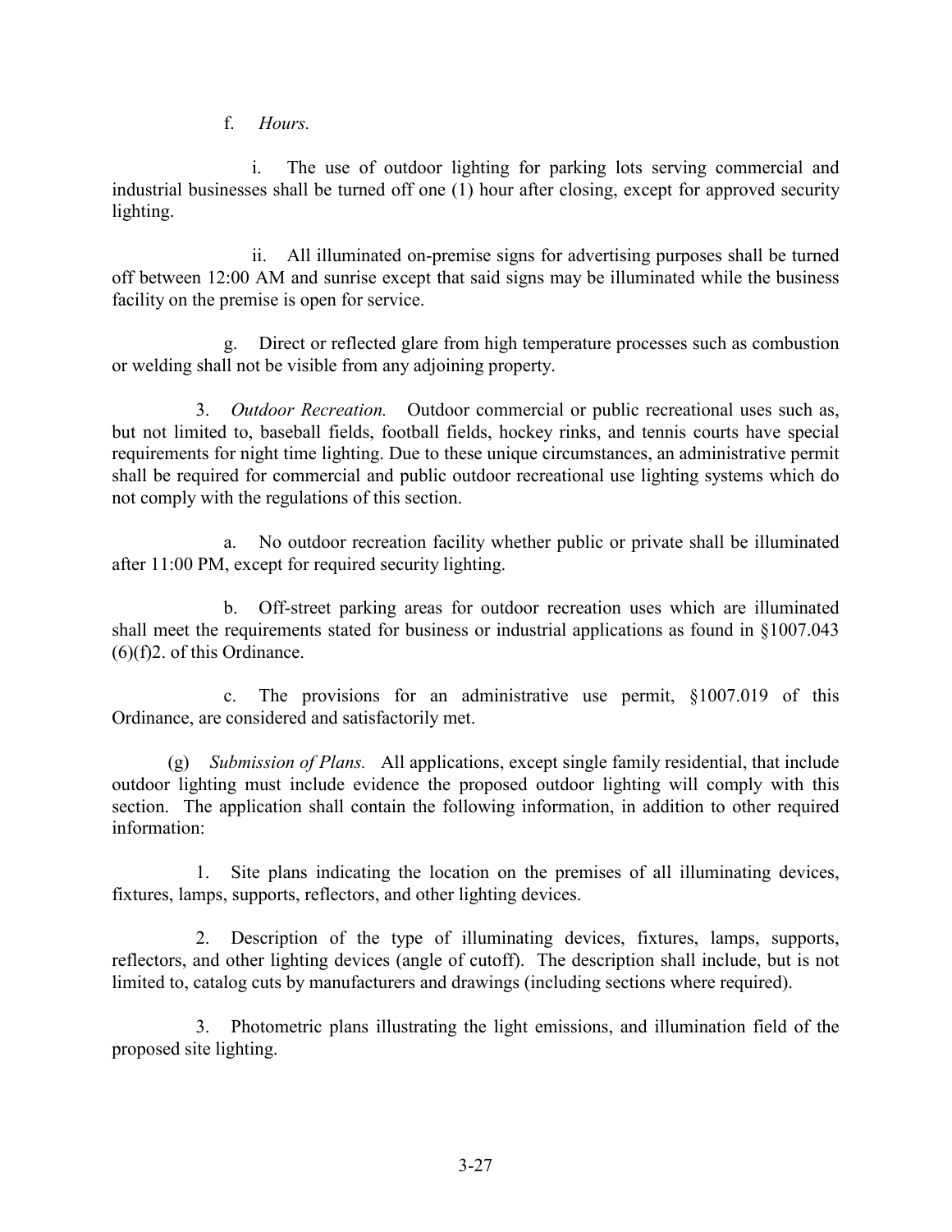f. *Hours.*

i. The use of outdoor lighting for parking lots serving commercial and industrial businesses shall be turned off one (1) hour after closing, except for approved security lighting.

ii. All illuminated on-premise signs for advertising purposes shall be turned off between 12:00 AM and sunrise except that said signs may be illuminated while the business facility on the premise is open for service.

g. Direct or reflected glare from high temperature processes such as combustion or welding shall not be visible from any adjoining property.

3. *Outdoor Recreation.* Outdoor commercial or public recreational uses such as, but not limited to, baseball fields, football fields, hockey rinks, and tennis courts have special requirements for night time lighting. Due to these unique circumstances, an administrative permit shall be required for commercial and public outdoor recreational use lighting systems which do not comply with the regulations of this section.

a. No outdoor recreation facility whether public or private shall be illuminated after 11:00 PM, except for required security lighting.

b. Off-street parking areas for outdoor recreation uses which are illuminated shall meet the requirements stated for business or industrial applications as found in §1007.043 (6)(f)2. of this Ordinance.

c. The provisions for an administrative use permit, §1007.019 of this Ordinance, are considered and satisfactorily met.

(g) *Submission of Plans.* All applications, except single family residential, that include outdoor lighting must include evidence the proposed outdoor lighting will comply with this section. The application shall contain the following information, in addition to other required information:

1. Site plans indicating the location on the premises of all illuminating devices, fixtures, lamps, supports, reflectors, and other lighting devices.

2. Description of the type of illuminating devices, fixtures, lamps, supports, reflectors, and other lighting devices (angle of cutoff). The description shall include, but is not limited to, catalog cuts by manufacturers and drawings (including sections where required).

3. Photometric plans illustrating the light emissions, and illumination field of the proposed site lighting.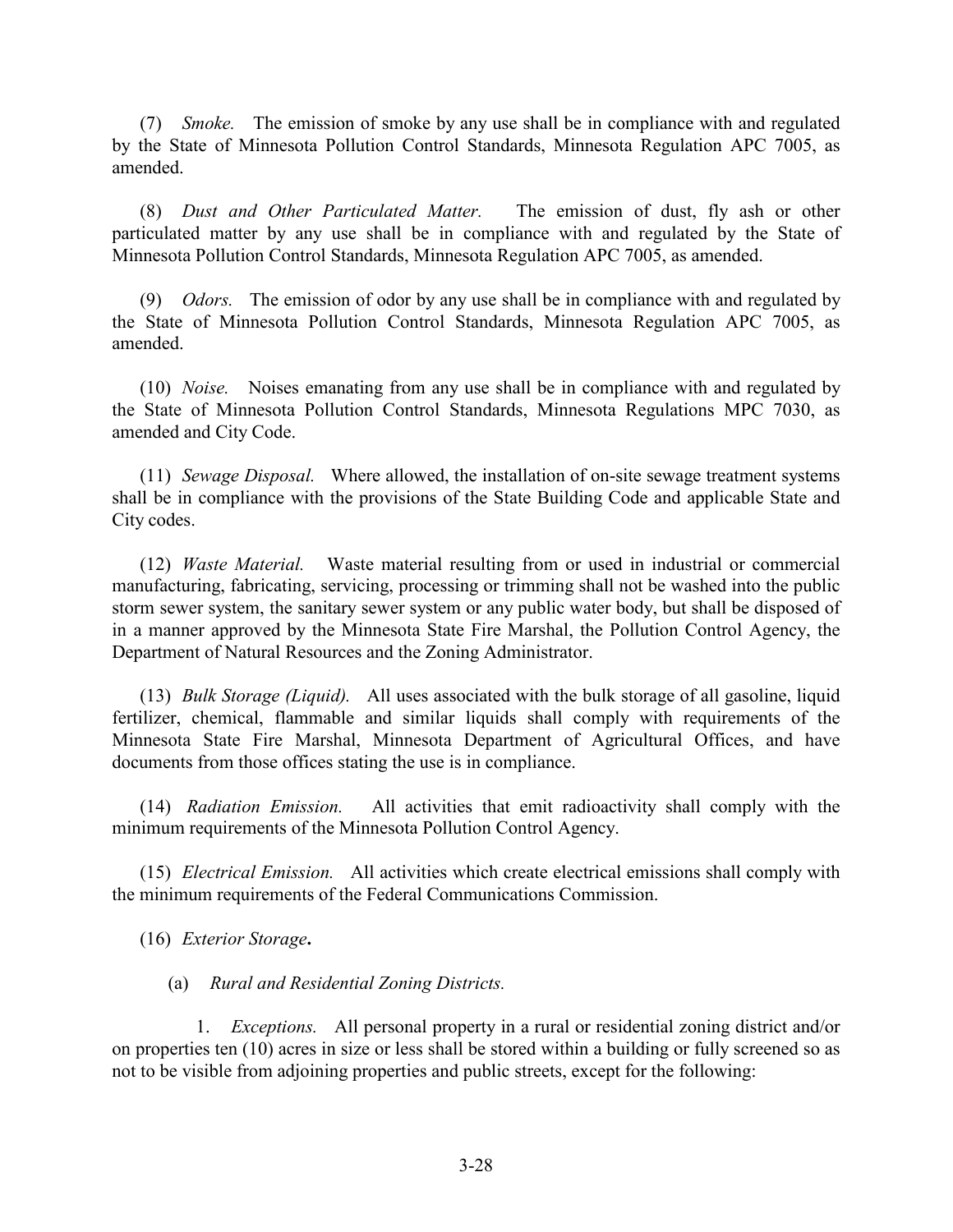(7) *Smoke.* The emission of smoke by any use shall be in compliance with and regulated by the State of Minnesota Pollution Control Standards, Minnesota Regulation APC 7005, as amended.

(8) *Dust and Other Particulated Matter.* The emission of dust, fly ash or other particulated matter by any use shall be in compliance with and regulated by the State of Minnesota Pollution Control Standards, Minnesota Regulation APC 7005, as amended.

(9) *Odors.* The emission of odor by any use shall be in compliance with and regulated by the State of Minnesota Pollution Control Standards, Minnesota Regulation APC 7005, as amended.

(10) *Noise.* Noises emanating from any use shall be in compliance with and regulated by the State of Minnesota Pollution Control Standards, Minnesota Regulations MPC 7030, as amended and City Code.

(11) *Sewage Disposal.* Where allowed, the installation of on-site sewage treatment systems shall be in compliance with the provisions of the State Building Code and applicable State and City codes.

(12) *Waste Material.* Waste material resulting from or used in industrial or commercial manufacturing, fabricating, servicing, processing or trimming shall not be washed into the public storm sewer system, the sanitary sewer system or any public water body, but shall be disposed of in a manner approved by the Minnesota State Fire Marshal, the Pollution Control Agency, the Department of Natural Resources and the Zoning Administrator.

(13) *Bulk Storage (Liquid).* All uses associated with the bulk storage of all gasoline, liquid fertilizer, chemical, flammable and similar liquids shall comply with requirements of the Minnesota State Fire Marshal, Minnesota Department of Agricultural Offices, and have documents from those offices stating the use is in compliance.

(14) *Radiation Emission.* All activities that emit radioactivity shall comply with the minimum requirements of the Minnesota Pollution Control Agency.

(15) *Electrical Emission.* All activities which create electrical emissions shall comply with the minimum requirements of the Federal Communications Commission.

(16) *Exterior Storage***.**

(a) *Rural and Residential Zoning Districts.*

1. *Exceptions.* All personal property in a rural or residential zoning district and/or on properties ten (10) acres in size or less shall be stored within a building or fully screened so as not to be visible from adjoining properties and public streets, except for the following: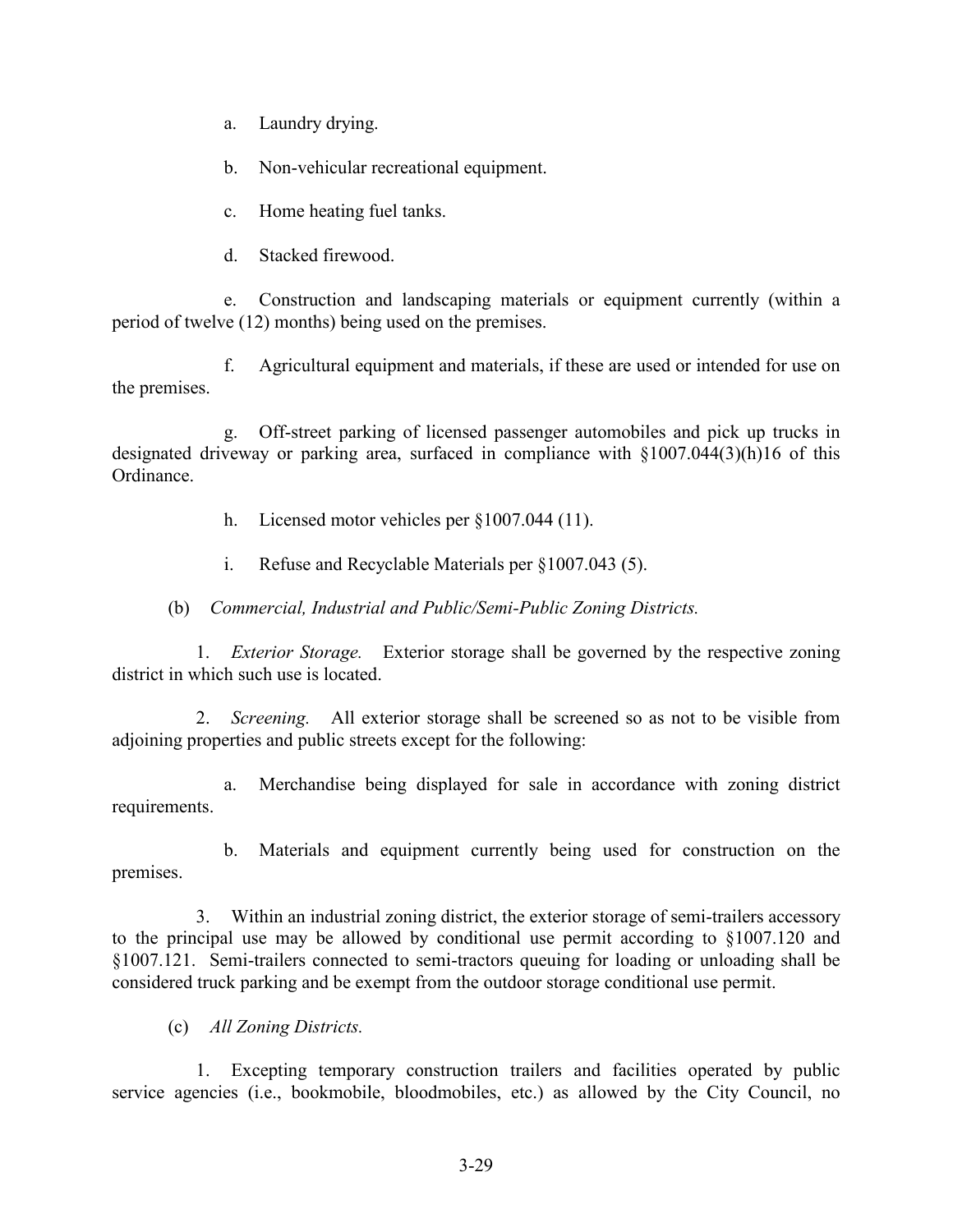a. Laundry drying.

b. Non-vehicular recreational equipment.

c. Home heating fuel tanks.

d. Stacked firewood.

e. Construction and landscaping materials or equipment currently (within a period of twelve (12) months) being used on the premises.

f. Agricultural equipment and materials, if these are used or intended for use on the premises.

g. Off-street parking of licensed passenger automobiles and pick up trucks in designated driveway or parking area, surfaced in compliance with §1007.044(3)(h)16 of this Ordinance.

h. Licensed motor vehicles per §1007.044 (11).

i. Refuse and Recyclable Materials per §1007.043 (5).

(b) *Commercial, Industrial and Public/Semi-Public Zoning Districts.*

1. *Exterior Storage.* Exterior storage shall be governed by the respective zoning district in which such use is located.

2. *Screening.* All exterior storage shall be screened so as not to be visible from adjoining properties and public streets except for the following:

a. Merchandise being displayed for sale in accordance with zoning district requirements.

b. Materials and equipment currently being used for construction on the premises.

3. Within an industrial zoning district, the exterior storage of semi-trailers accessory to the principal use may be allowed by conditional use permit according to §1007.120 and §1007.121. Semi-trailers connected to semi-tractors queuing for loading or unloading shall be considered truck parking and be exempt from the outdoor storage conditional use permit.

(c) *All Zoning Districts.*

1. Excepting temporary construction trailers and facilities operated by public service agencies (i.e., bookmobile, bloodmobiles, etc.) as allowed by the City Council, no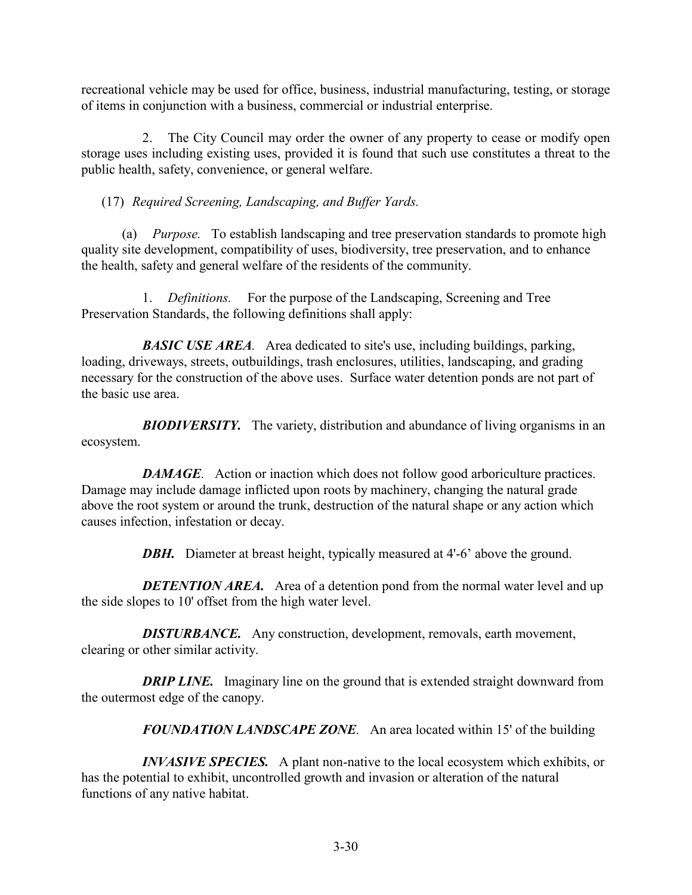recreational vehicle may be used for office, business, industrial manufacturing, testing, or storage of items in conjunction with a business, commercial or industrial enterprise.

2. The City Council may order the owner of any property to cease or modify open storage uses including existing uses, provided it is found that such use constitutes a threat to the public health, safety, convenience, or general welfare.

(17) *Required Screening, Landscaping, and Buffer Yards.*

(a) *Purpose.* To establish landscaping and tree preservation standards to promote high quality site development, compatibility of uses, biodiversity, tree preservation, and to enhance the health, safety and general welfare of the residents of the community.

1. *Definitions.* For the purpose of the Landscaping, Screening and Tree Preservation Standards, the following definitions shall apply:

***BASIC USE AREA****.* Area dedicated to site's use, including buildings, parking, loading, driveways, streets, outbuildings, trash enclosures, utilities, landscaping, and grading necessary for the construction of the above uses. Surface water detention ponds are not part of the basic use area.

***BIODIVERSITY.*** The variety, distribution and abundance of living organisms in an ecosystem.

***DAMAGE****.* Action or inaction which does not follow good arboriculture practices. Damage may include damage inflicted upon roots by machinery, changing the natural grade above the root system or around the trunk, destruction of the natural shape or any action which causes infection, infestation or decay.

***DBH.*** Diameter at breast height, typically measured at 4'-6' above the ground.

***DETENTION AREA.*** Area of a detention pond from the normal water level and up the side slopes to 10' offset from the high water level.

***DISTURBANCE.*** Any construction, development, removals, earth movement, clearing or other similar activity.

***DRIP LINE.*** Imaginary line on the ground that is extended straight downward from the outermost edge of the canopy.

***FOUNDATION LANDSCAPE ZONE****.* An area located within 15' of the building

***INVASIVE SPECIES.*** A plant non-native to the local ecosystem which exhibits, or has the potential to exhibit, uncontrolled growth and invasion or alteration of the natural functions of any native habitat.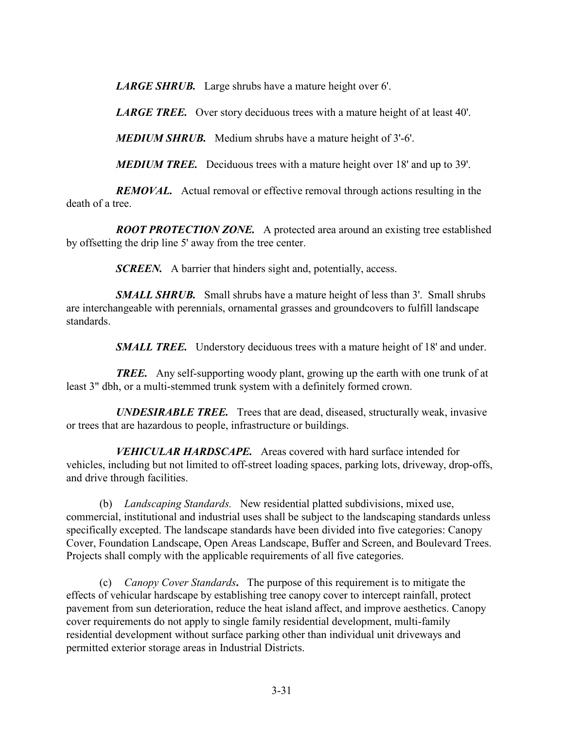***LARGE SHRUB.*** Large shrubs have a mature height over 6'.

***LARGE TREE.*** Over story deciduous trees with a mature height of at least 40'.

***MEDIUM SHRUB.*** Medium shrubs have a mature height of 3'-6'.

***MEDIUM TREE.*** Deciduous trees with a mature height over 18' and up to 39'.

***REMOVAL.*** Actual removal or effective removal through actions resulting in the death of a tree.

***ROOT PROTECTION ZONE.*** A protected area around an existing tree established by offsetting the drip line 5' away from the tree center.

***SCREEN.*** A barrier that hinders sight and, potentially, access.

***SMALL SHRUB.*** Small shrubs have a mature height of less than 3'. Small shrubs are interchangeable with perennials, ornamental grasses and groundcovers to fulfill landscape standards.

***SMALL TREE.*** Understory deciduous trees with a mature height of 18' and under.

***TREE.*** Any self-supporting woody plant, growing up the earth with one trunk of at least 3" dbh, or a multi-stemmed trunk system with a definitely formed crown.

***UNDESIRABLE TREE.*** Trees that are dead, diseased, structurally weak, invasive or trees that are hazardous to people, infrastructure or buildings.

***VEHICULAR HARDSCAPE.*** Areas covered with hard surface intended for vehicles, including but not limited to off-street loading spaces, parking lots, driveway, drop-offs, and drive through facilities.

(b) *Landscaping Standards.* New residential platted subdivisions, mixed use, commercial, institutional and industrial uses shall be subject to the landscaping standards unless specifically excepted. The landscape standards have been divided into five categories: Canopy Cover, Foundation Landscape, Open Areas Landscape, Buffer and Screen, and Boulevard Trees. Projects shall comply with the applicable requirements of all five categories.

(c) *Canopy Cover Standards***.** The purpose of this requirement is to mitigate the effects of vehicular hardscape by establishing tree canopy cover to intercept rainfall, protect pavement from sun deterioration, reduce the heat island affect, and improve aesthetics. Canopy cover requirements do not apply to single family residential development, multi-family residential development without surface parking other than individual unit driveways and permitted exterior storage areas in Industrial Districts.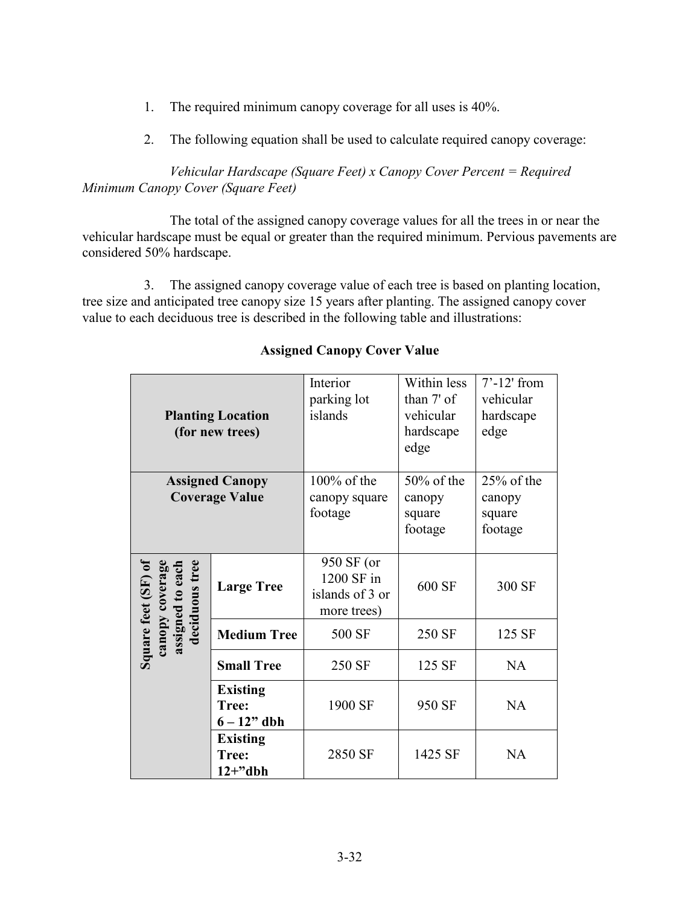1. The required minimum canopy coverage for all uses is 40%.

2. The following equation shall be used to calculate required canopy coverage:

*Vehicular Hardscape (Square Feet) x Canopy Cover Percent = Required Minimum Canopy Cover (Square Feet)*

The total of the assigned canopy coverage values for all the trees in or near the vehicular hardscape must be equal or greater than the required minimum. Pervious pavements are considered 50% hardscape.

3. The assigned canopy coverage value of each tree is based on planting location, tree size and anticipated tree canopy size 15 years after planting. The assigned canopy cover value to each deciduous tree is described in the following table and illustrations:

**Assigned Canopy Cover Value**

| **Planting Location (for new trees)** | | Interior parking lot islands | Within less than 7' of vehicular hardscape edge | 7'-12' from vehicular hardscape edge |
|---|---|---|---|---|
| **Assigned Canopy Coverage Value** | | 100% of the canopy square footage | 50% of the canopy square footage | 25% of the canopy square footage |
| **Square feet (SF) of canopy coverage assigned to each deciduous tree** | **Large Tree** | 950 SF (or 1200 SF in islands of 3 or more trees) | 600 SF | 300 SF |
| | **Medium Tree** | 500 SF | 250 SF | 125 SF |
| | **Small Tree** | 250 SF | 125 SF | NA |
| | **Existing Tree: 6 – 12" dbh** | 1900 SF | 950 SF | NA |
| | **Existing Tree: 12+"dbh** | 2850 SF | 1425 SF | NA |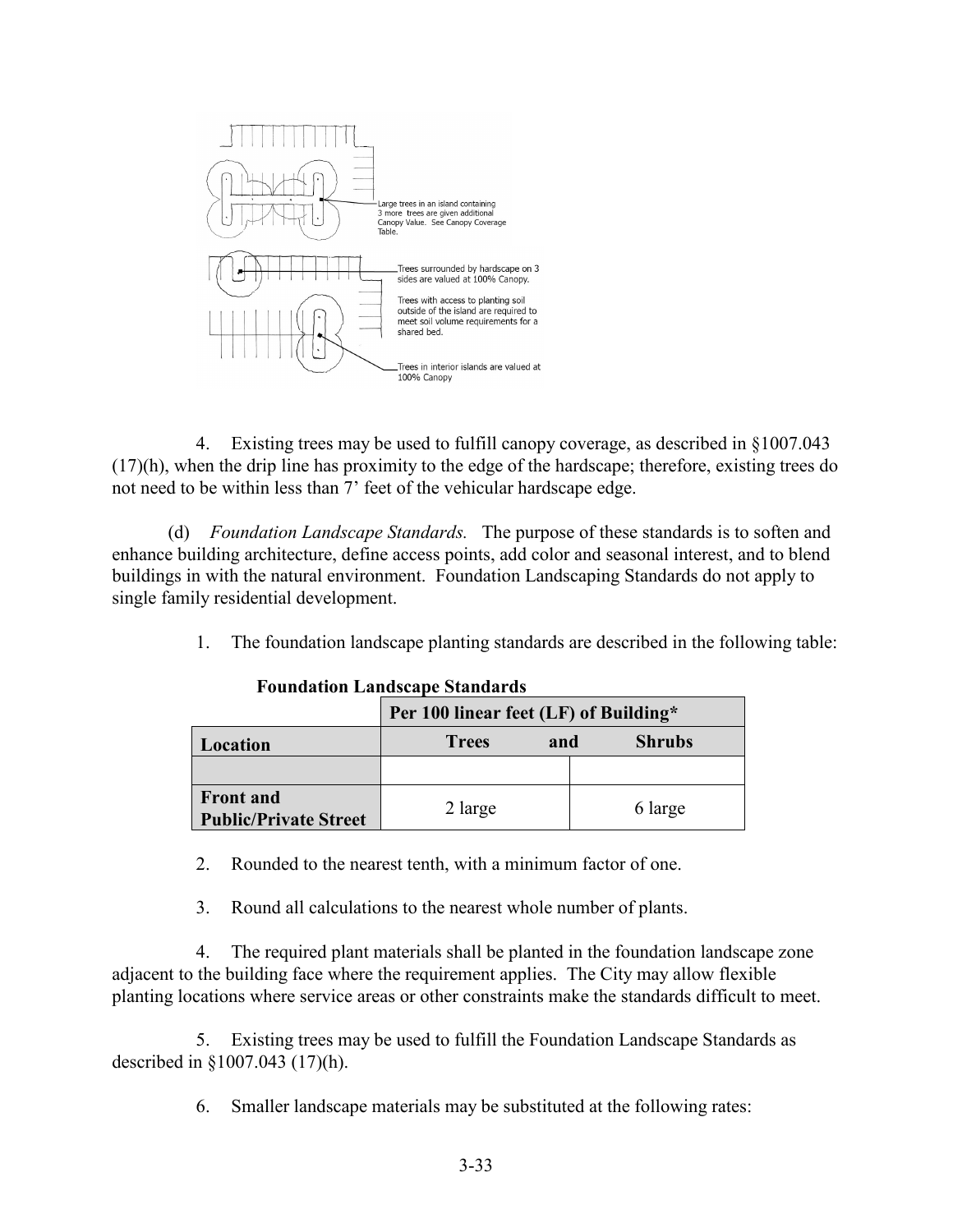4. Existing trees may be used to fulfill canopy coverage, as described in §1007.043 (17)(h), when the drip line has proximity to the edge of the hardscape; therefore, existing trees do not need to be within less than 7' feet of the vehicular hardscape edge.

(d) *Foundation Landscape Standards.* The purpose of these standards is to soften and enhance building architecture, define access points, add color and seasonal interest, and to blend buildings in with the natural environment. Foundation Landscaping Standards do not apply to single family residential development.

1. The foundation landscape planting standards are described in the following table:

**Foundation Landscape Standards**

| | Per 100 linear feet (LF) of Building* | |
|---|---|---|
| **Location** | **Trees and** | **Shrubs** |
| | | |
| **Front and Public/Private Street** | 2 large | 6 large |

2. Rounded to the nearest tenth, with a minimum factor of one.

3. Round all calculations to the nearest whole number of plants.

4. The required plant materials shall be planted in the foundation landscape zone adjacent to the building face where the requirement applies. The City may allow flexible planting locations where service areas or other constraints make the standards difficult to meet.

5. Existing trees may be used to fulfill the Foundation Landscape Standards as described in §1007.043 (17)(h).

6. Smaller landscape materials may be substituted at the following rates: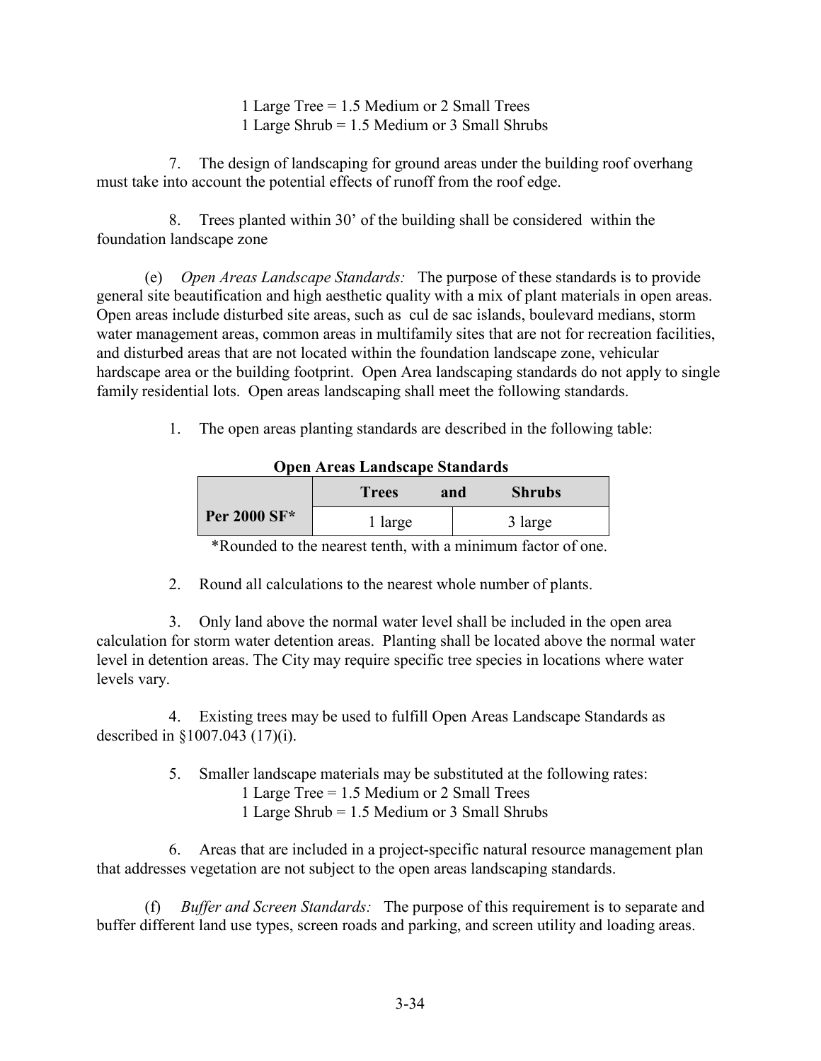1 Large Tree = 1.5 Medium or 2 Small Trees
1 Large Shrub = 1.5 Medium or 3 Small Shrubs

7. The design of landscaping for ground areas under the building roof overhang must take into account the potential effects of runoff from the roof edge.

8. Trees planted within 30' of the building shall be considered within the foundation landscape zone

(e) *Open Areas Landscape Standards:* The purpose of these standards is to provide general site beautification and high aesthetic quality with a mix of plant materials in open areas. Open areas include disturbed site areas, such as cul de sac islands, boulevard medians, storm water management areas, common areas in multifamily sites that are not for recreation facilities, and disturbed areas that are not located within the foundation landscape zone, vehicular hardscape area or the building footprint. Open Area landscaping standards do not apply to single family residential lots. Open areas landscaping shall meet the following standards.

1. The open areas planting standards are described in the following table:

**Open Areas Landscape Standards**

| | **Trees and** | **Shrubs** |
|---|---|---|
| **Per 2000 SF*** | 1 large | 3 large |

*Rounded to the nearest tenth, with a minimum factor of one.

2. Round all calculations to the nearest whole number of plants.

3. Only land above the normal water level shall be included in the open area calculation for storm water detention areas. Planting shall be located above the normal water level in detention areas. The City may require specific tree species in locations where water levels vary.

4. Existing trees may be used to fulfill Open Areas Landscape Standards as described in §1007.043 (17)(i).

5. Smaller landscape materials may be substituted at the following rates:
   1 Large Tree = 1.5 Medium or 2 Small Trees
   1 Large Shrub = 1.5 Medium or 3 Small Shrubs

6. Areas that are included in a project-specific natural resource management plan that addresses vegetation are not subject to the open areas landscaping standards.

(f) *Buffer and Screen Standards:* The purpose of this requirement is to separate and buffer different land use types, screen roads and parking, and screen utility and loading areas.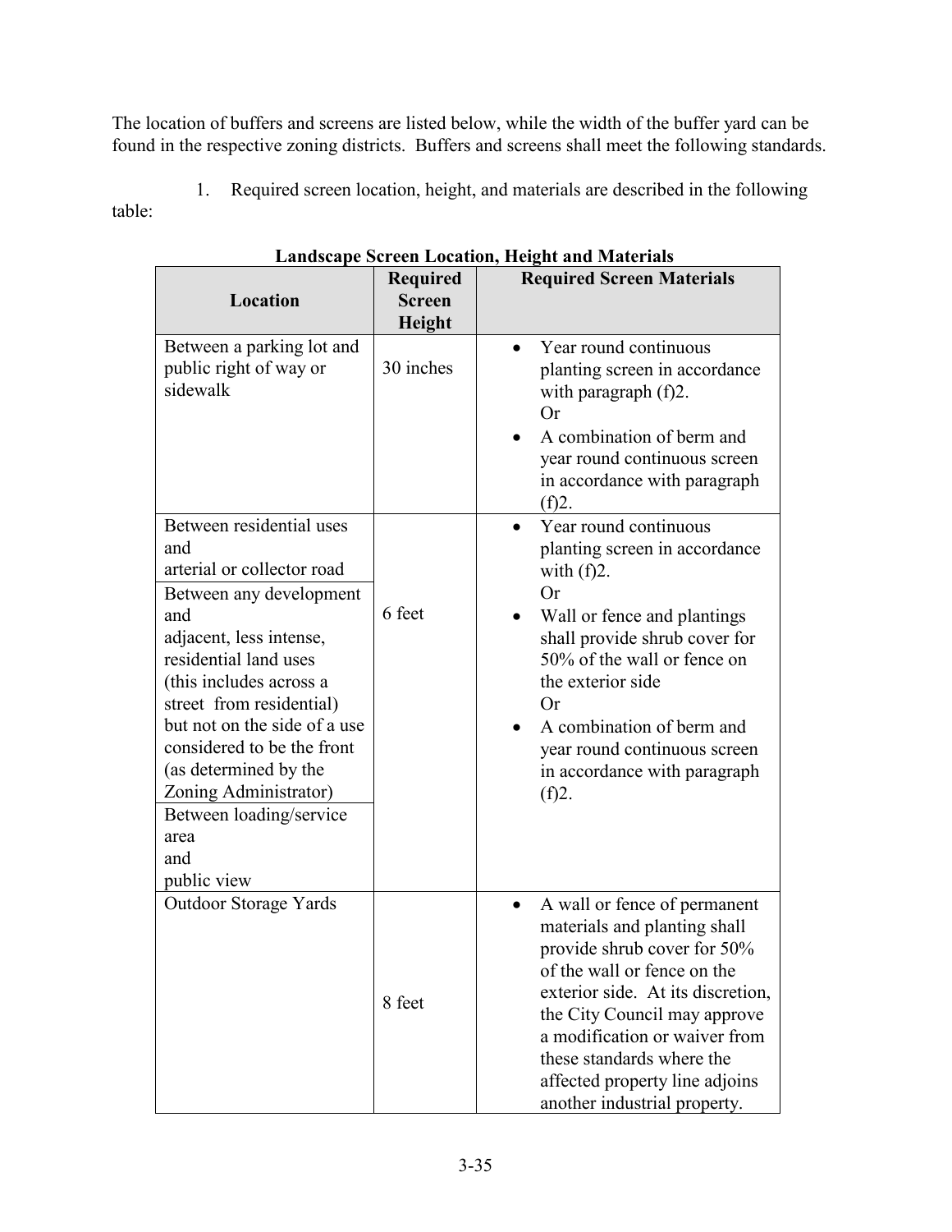The location of buffers and screens are listed below, while the width of the buffer yard can be found in the respective zoning districts. Buffers and screens shall meet the following standards.

1. Required screen location, height, and materials are described in the following table:

**Landscape Screen Location, Height and Materials**

| Location | Required Screen Height | Required Screen Materials |
|---|---|---|
| Between a parking lot and public right of way or sidewalk | 30 inches | • Year round continuous planting screen in accordance with paragraph (f)2. Or • A combination of berm and year round continuous screen in accordance with paragraph (f)2. |
| Between residential uses and arterial or collector road | 6 feet | • Year round continuous planting screen in accordance with (f)2. Or • Wall or fence and plantings shall provide shrub cover for 50% of the wall or fence on the exterior side Or • A combination of berm and year round continuous screen in accordance with paragraph (f)2. |
| Between any development and adjacent, less intense, residential land uses (this includes across a street from residential) but not on the side of a use considered to be the front (as determined by the Zoning Administrator) | | |
| Between loading/service area and public view | | |
| Outdoor Storage Yards | 8 feet | • A wall or fence of permanent materials and planting shall provide shrub cover for 50% of the wall or fence on the exterior side. At its discretion, the City Council may approve a modification or waiver from these standards where the affected property line adjoins another industrial property. |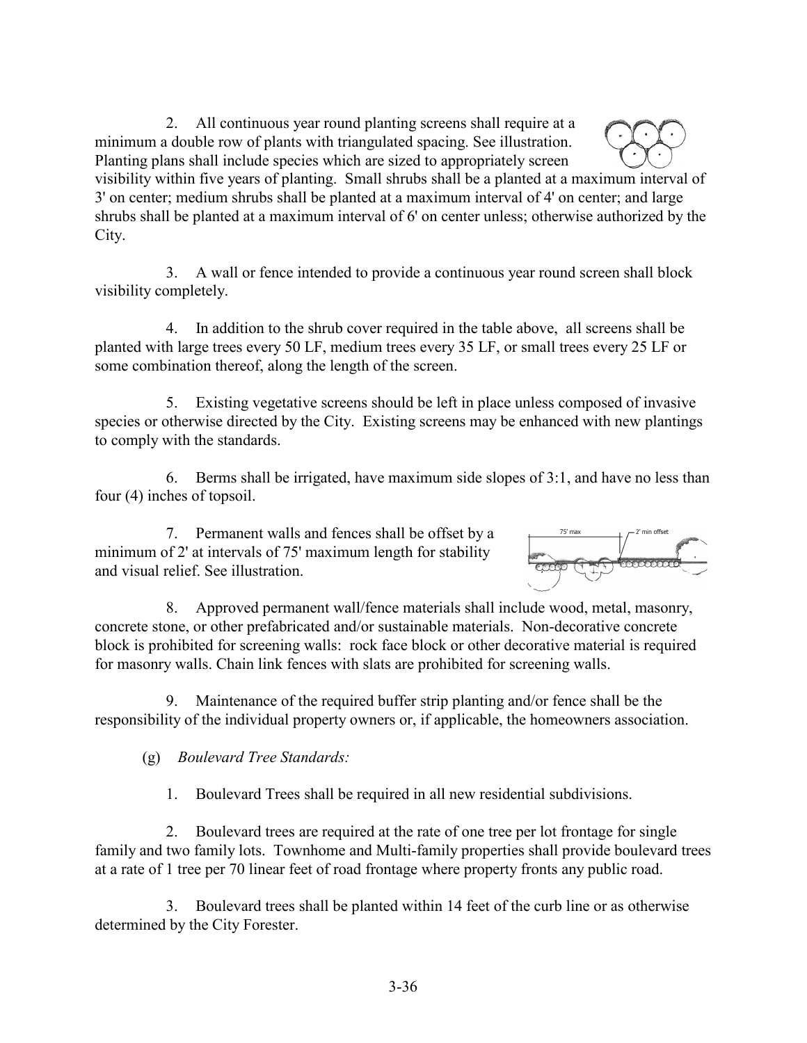2. All continuous year round planting screens shall require at a minimum a double row of plants with triangulated spacing. See illustration. Planting plans shall include species which are sized to appropriately screen visibility within five years of planting. Small shrubs shall be a planted at a maximum interval of 3' on center; medium shrubs shall be planted at a maximum interval of 4' on center; and large shrubs shall be planted at a maximum interval of 6' on center unless; otherwise authorized by the City.

3. A wall or fence intended to provide a continuous year round screen shall block visibility completely.

4. In addition to the shrub cover required in the table above, all screens shall be planted with large trees every 50 LF, medium trees every 35 LF, or small trees every 25 LF or some combination thereof, along the length of the screen.

5. Existing vegetative screens should be left in place unless composed of invasive species or otherwise directed by the City. Existing screens may be enhanced with new plantings to comply with the standards.

6. Berms shall be irrigated, have maximum side slopes of 3:1, and have no less than four (4) inches of topsoil.

7. Permanent walls and fences shall be offset by a minimum of 2' at intervals of 75' maximum length for stability and visual relief. See illustration.

75' max

2' min offset

8. Approved permanent wall/fence materials shall include wood, metal, masonry, concrete stone, or other prefabricated and/or sustainable materials. Non-decorative concrete block is prohibited for screening walls: rock face block or other decorative material is required for masonry walls. Chain link fences with slats are prohibited for screening walls.

9. Maintenance of the required buffer strip planting and/or fence shall be the responsibility of the individual property owners or, if applicable, the homeowners association.

(g) *Boulevard Tree Standards:*

1. Boulevard Trees shall be required in all new residential subdivisions.

2. Boulevard trees are required at the rate of one tree per lot frontage for single family and two family lots. Townhome and Multi-family properties shall provide boulevard trees at a rate of 1 tree per 70 linear feet of road frontage where property fronts any public road.

3. Boulevard trees shall be planted within 14 feet of the curb line or as otherwise determined by the City Forester.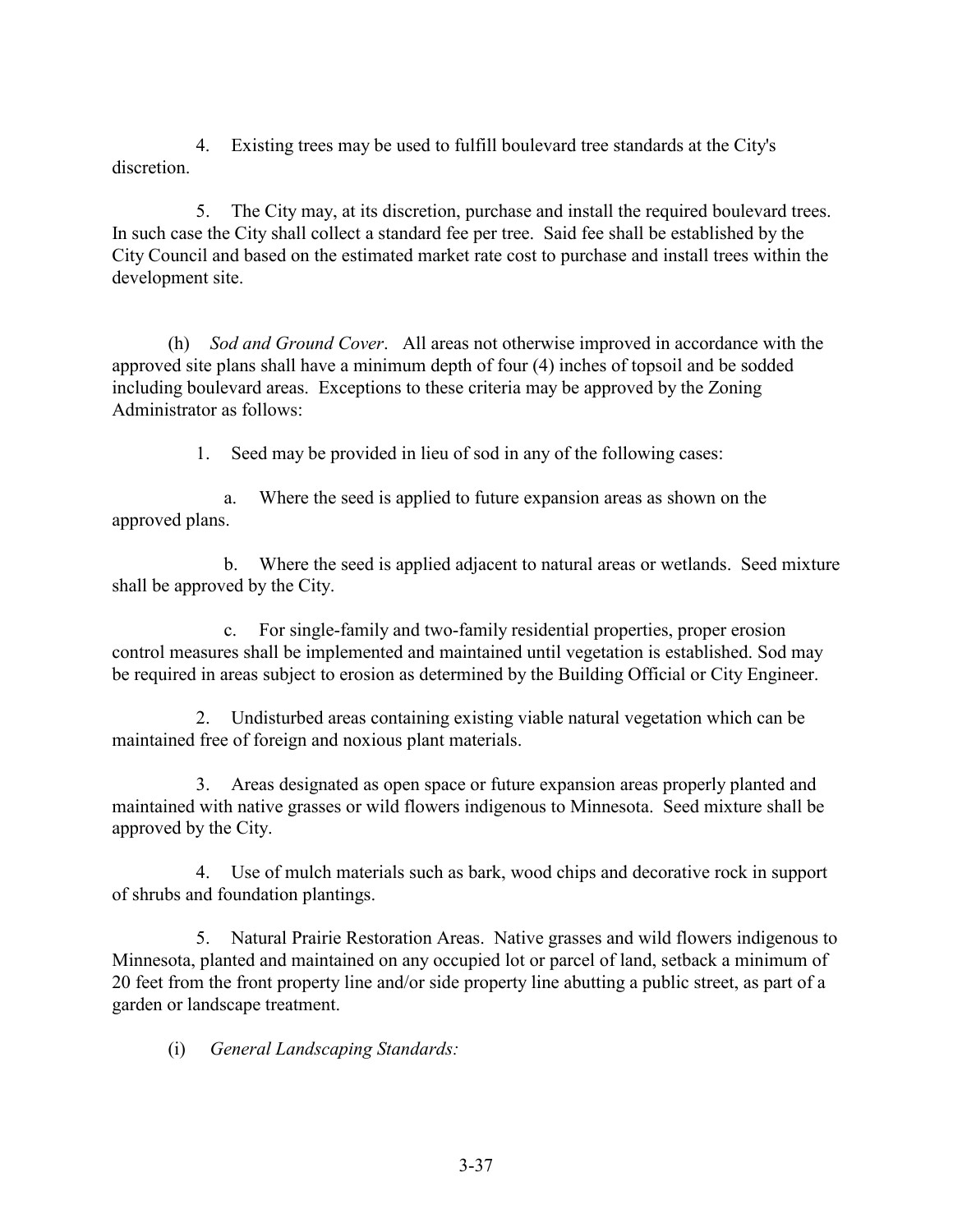4. Existing trees may be used to fulfill boulevard tree standards at the City's discretion.

5. The City may, at its discretion, purchase and install the required boulevard trees. In such case the City shall collect a standard fee per tree. Said fee shall be established by the City Council and based on the estimated market rate cost to purchase and install trees within the development site.

(h) *Sod and Ground Cover*. All areas not otherwise improved in accordance with the approved site plans shall have a minimum depth of four (4) inches of topsoil and be sodded including boulevard areas. Exceptions to these criteria may be approved by the Zoning Administrator as follows:

1. Seed may be provided in lieu of sod in any of the following cases:

a. Where the seed is applied to future expansion areas as shown on the approved plans.

b. Where the seed is applied adjacent to natural areas or wetlands. Seed mixture shall be approved by the City.

c. For single-family and two-family residential properties, proper erosion control measures shall be implemented and maintained until vegetation is established. Sod may be required in areas subject to erosion as determined by the Building Official or City Engineer.

2. Undisturbed areas containing existing viable natural vegetation which can be maintained free of foreign and noxious plant materials.

3. Areas designated as open space or future expansion areas properly planted and maintained with native grasses or wild flowers indigenous to Minnesota. Seed mixture shall be approved by the City.

4. Use of mulch materials such as bark, wood chips and decorative rock in support of shrubs and foundation plantings.

5. Natural Prairie Restoration Areas. Native grasses and wild flowers indigenous to Minnesota, planted and maintained on any occupied lot or parcel of land, setback a minimum of 20 feet from the front property line and/or side property line abutting a public street, as part of a garden or landscape treatment.

(i) *General Landscaping Standards:*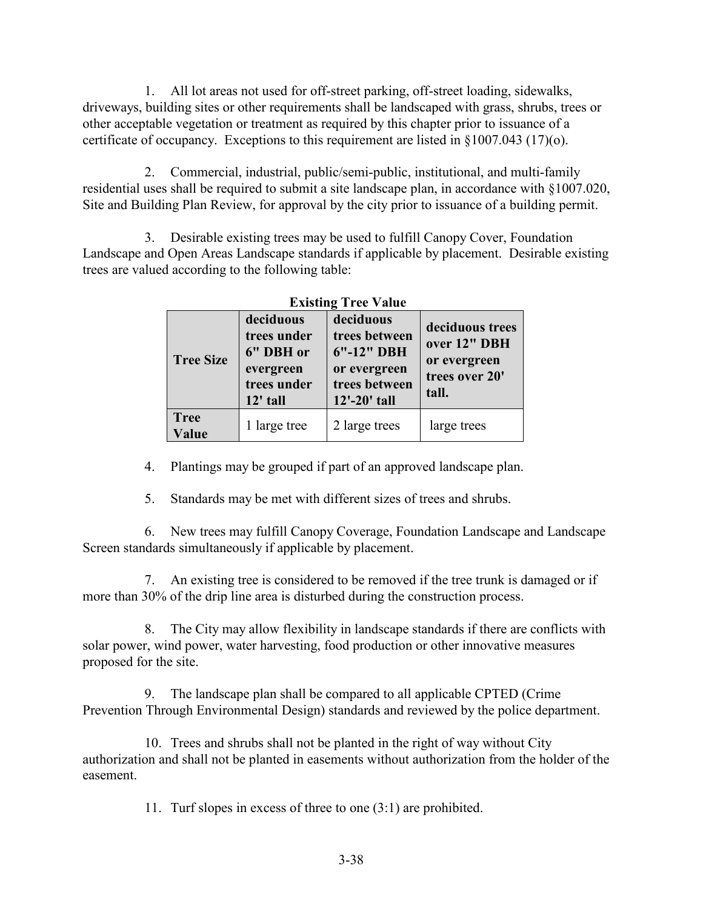1. All lot areas not used for off-street parking, off-street loading, sidewalks, driveways, building sites or other requirements shall be landscaped with grass, shrubs, trees or other acceptable vegetation or treatment as required by this chapter prior to issuance of a certificate of occupancy. Exceptions to this requirement are listed in §1007.043 (17)(o).

2. Commercial, industrial, public/semi-public, institutional, and multi-family residential uses shall be required to submit a site landscape plan, in accordance with §1007.020, Site and Building Plan Review, for approval by the city prior to issuance of a building permit.

3. Desirable existing trees may be used to fulfill Canopy Cover, Foundation Landscape and Open Areas Landscape standards if applicable by placement. Desirable existing trees are valued according to the following table:

**Existing Tree Value**

| Tree Size | deciduous trees under 6" DBH or evergreen trees under 12' tall | deciduous trees between 6"-12" DBH or evergreen trees between 12'-20' tall | deciduous trees over 12" DBH or evergreen trees over 20' tall. |
|---|---|---|---|
| **Tree Value** | 1 large tree | 2 large trees | large trees |

4. Plantings may be grouped if part of an approved landscape plan.

5. Standards may be met with different sizes of trees and shrubs.

6. New trees may fulfill Canopy Coverage, Foundation Landscape and Landscape Screen standards simultaneously if applicable by placement.

7. An existing tree is considered to be removed if the tree trunk is damaged or if more than 30% of the drip line area is disturbed during the construction process.

8. The City may allow flexibility in landscape standards if there are conflicts with solar power, wind power, water harvesting, food production or other innovative measures proposed for the site.

9. The landscape plan shall be compared to all applicable CPTED (Crime Prevention Through Environmental Design) standards and reviewed by the police department.

10. Trees and shrubs shall not be planted in the right of way without City authorization and shall not be planted in easements without authorization from the holder of the easement.

11. Turf slopes in excess of three to one (3:1) are prohibited.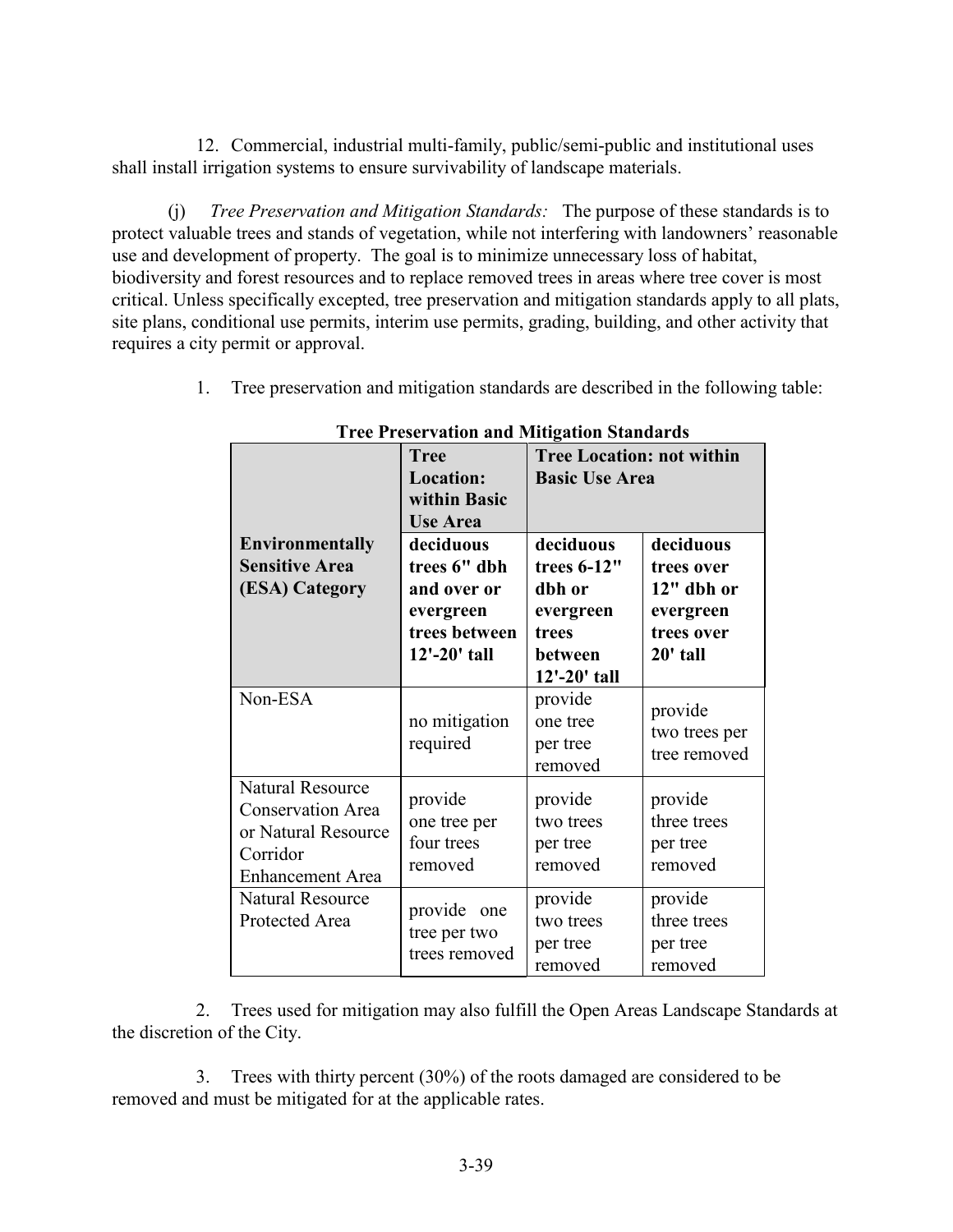12. Commercial, industrial multi-family, public/semi-public and institutional uses shall install irrigation systems to ensure survivability of landscape materials.

(j) *Tree Preservation and Mitigation Standards:* The purpose of these standards is to protect valuable trees and stands of vegetation, while not interfering with landowners' reasonable use and development of property. The goal is to minimize unnecessary loss of habitat, biodiversity and forest resources and to replace removed trees in areas where tree cover is most critical. Unless specifically excepted, tree preservation and mitigation standards apply to all plats, site plans, conditional use permits, interim use permits, grading, building, and other activity that requires a city permit or approval.

1. Tree preservation and mitigation standards are described in the following table:

**Tree Preservation and Mitigation Standards**

| | **Tree Location: within Basic Use Area** | **Tree Location: not within Basic Use Area** | |
|---|---|---|---|
| **Environmentally Sensitive Area (ESA) Category** | **deciduous trees 6" dbh and over or evergreen trees between 12'-20' tall** | **deciduous trees 6-12" dbh or evergreen trees between 12'-20' tall** | **deciduous trees over 12" dbh or evergreen trees over 20' tall** |
| Non-ESA | no mitigation required | provide one tree per tree removed | provide two trees per tree removed |
| Natural Resource Conservation Area or Natural Resource Corridor Enhancement Area | provide one tree per four trees removed | provide two trees per tree removed | provide three trees per tree removed |
| Natural Resource Protected Area | provide one tree per two trees removed | provide two trees per tree removed | provide three trees per tree removed |

2. Trees used for mitigation may also fulfill the Open Areas Landscape Standards at the discretion of the City.

3. Trees with thirty percent (30%) of the roots damaged are considered to be removed and must be mitigated for at the applicable rates.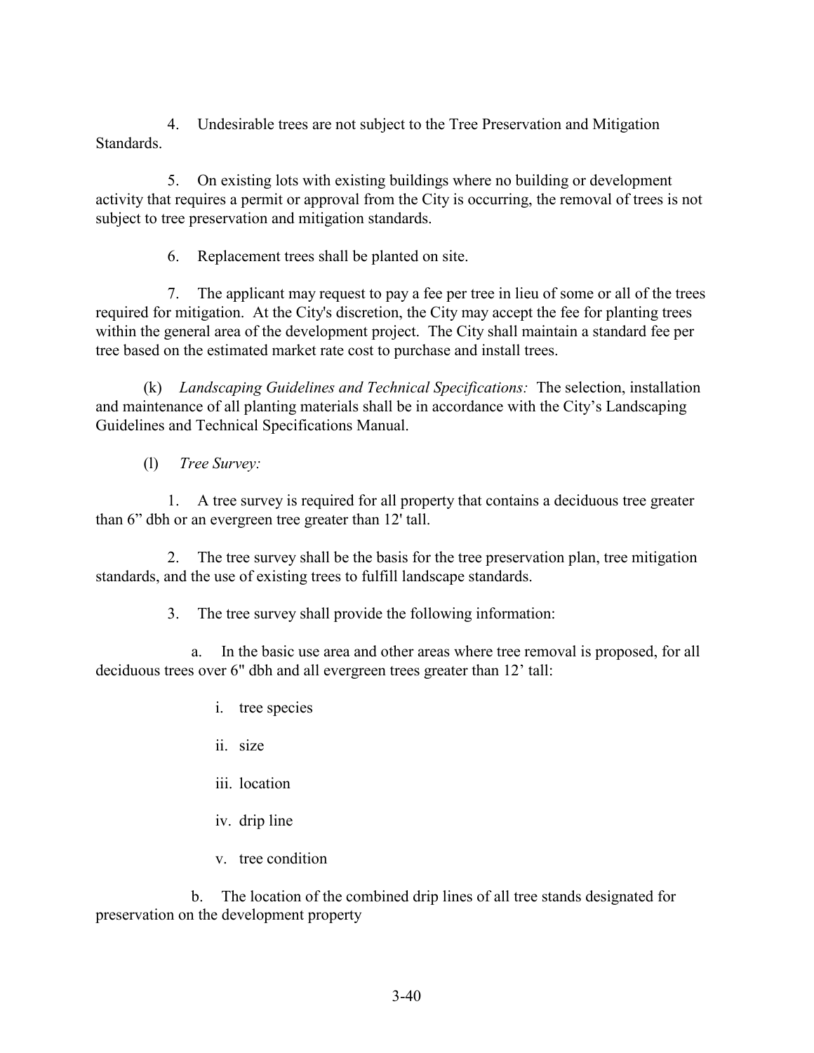4. Undesirable trees are not subject to the Tree Preservation and Mitigation Standards.

5. On existing lots with existing buildings where no building or development activity that requires a permit or approval from the City is occurring, the removal of trees is not subject to tree preservation and mitigation standards.

6. Replacement trees shall be planted on site.

7. The applicant may request to pay a fee per tree in lieu of some or all of the trees required for mitigation. At the City's discretion, the City may accept the fee for planting trees within the general area of the development project. The City shall maintain a standard fee per tree based on the estimated market rate cost to purchase and install trees.

(k) *Landscaping Guidelines and Technical Specifications:* The selection, installation and maintenance of all planting materials shall be in accordance with the City's Landscaping Guidelines and Technical Specifications Manual.

(l) *Tree Survey:*

1. A tree survey is required for all property that contains a deciduous tree greater than 6" dbh or an evergreen tree greater than 12' tall.

2. The tree survey shall be the basis for the tree preservation plan, tree mitigation standards, and the use of existing trees to fulfill landscape standards.

3. The tree survey shall provide the following information:

a. In the basic use area and other areas where tree removal is proposed, for all deciduous trees over 6" dbh and all evergreen trees greater than 12' tall:

i. tree species

ii. size

iii. location

iv. drip line

v. tree condition

b. The location of the combined drip lines of all tree stands designated for preservation on the development property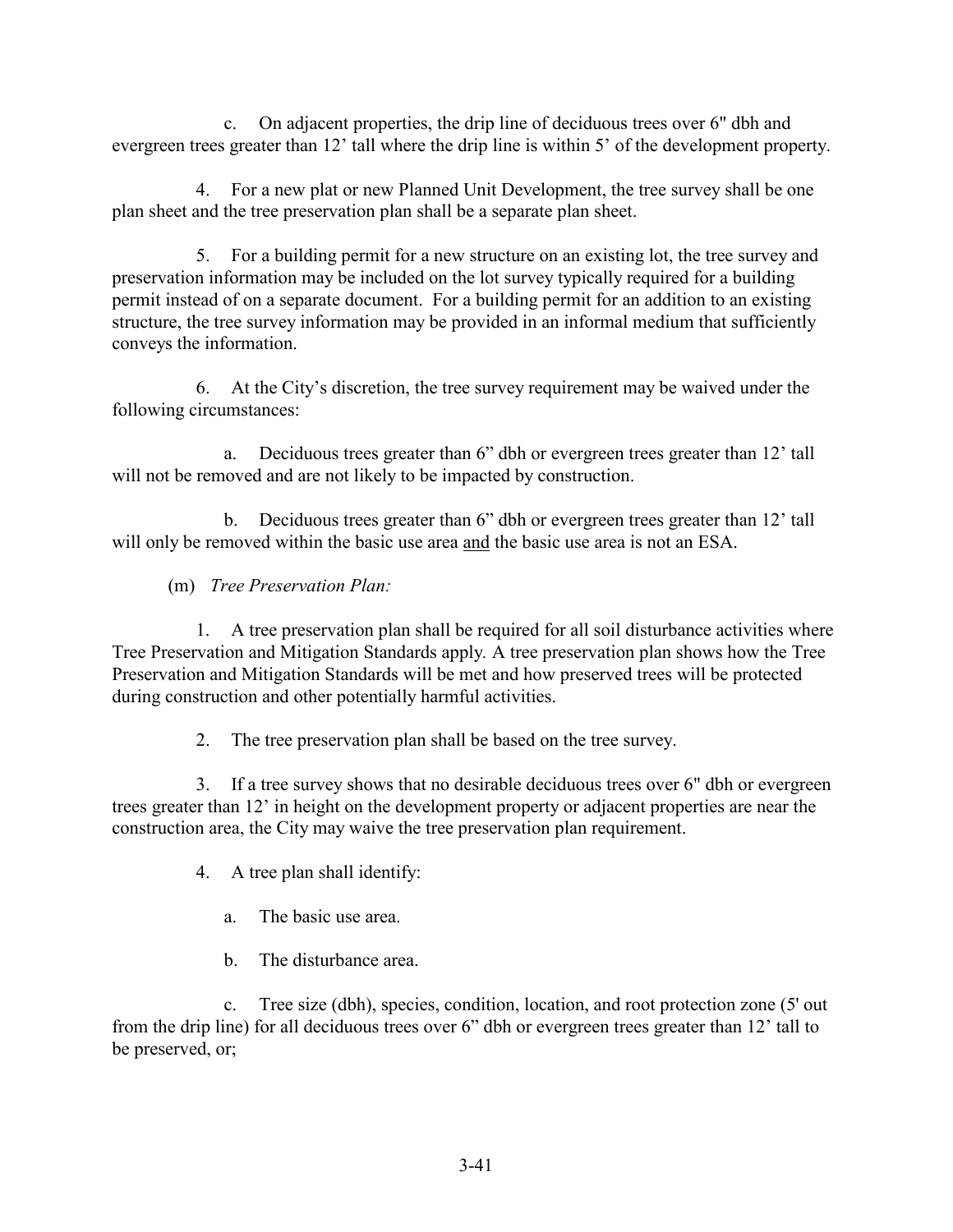c. On adjacent properties, the drip line of deciduous trees over 6" dbh and evergreen trees greater than 12' tall where the drip line is within 5' of the development property.

4. For a new plat or new Planned Unit Development, the tree survey shall be one plan sheet and the tree preservation plan shall be a separate plan sheet.

5. For a building permit for a new structure on an existing lot, the tree survey and preservation information may be included on the lot survey typically required for a building permit instead of on a separate document. For a building permit for an addition to an existing structure, the tree survey information may be provided in an informal medium that sufficiently conveys the information.

6. At the City's discretion, the tree survey requirement may be waived under the following circumstances:

a. Deciduous trees greater than 6" dbh or evergreen trees greater than 12' tall will not be removed and are not likely to be impacted by construction.

b. Deciduous trees greater than 6" dbh or evergreen trees greater than 12' tall will only be removed within the basic use area <u>and</u> the basic use area is not an ESA.

(m) *Tree Preservation Plan:*

1. A tree preservation plan shall be required for all soil disturbance activities where Tree Preservation and Mitigation Standards apply. A tree preservation plan shows how the Tree Preservation and Mitigation Standards will be met and how preserved trees will be protected during construction and other potentially harmful activities.

2. The tree preservation plan shall be based on the tree survey.

3. If a tree survey shows that no desirable deciduous trees over 6" dbh or evergreen trees greater than 12' in height on the development property or adjacent properties are near the construction area, the City may waive the tree preservation plan requirement.

4. A tree plan shall identify:

a. The basic use area.

b. The disturbance area.

c. Tree size (dbh), species, condition, location, and root protection zone (5' out from the drip line) for all deciduous trees over 6" dbh or evergreen trees greater than 12' tall to be preserved, or;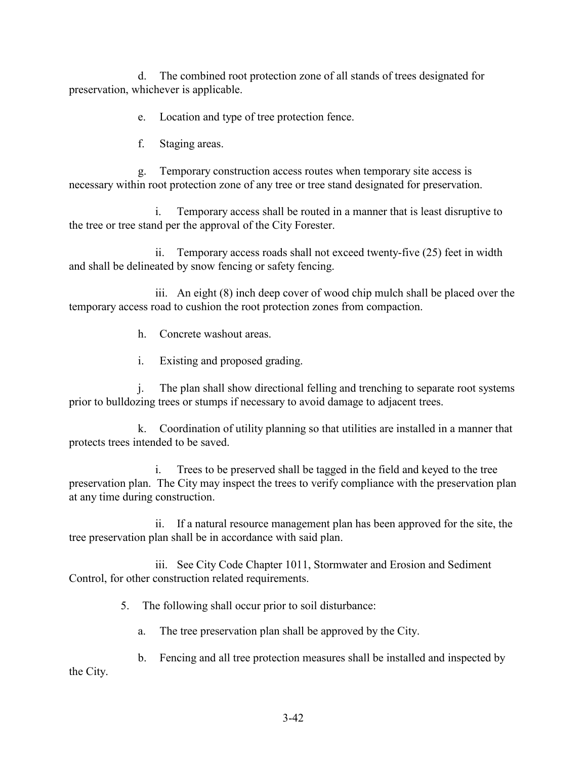d. The combined root protection zone of all stands of trees designated for preservation, whichever is applicable.

e. Location and type of tree protection fence.

f. Staging areas.

g. Temporary construction access routes when temporary site access is necessary within root protection zone of any tree or tree stand designated for preservation.

i. Temporary access shall be routed in a manner that is least disruptive to the tree or tree stand per the approval of the City Forester.

ii. Temporary access roads shall not exceed twenty-five (25) feet in width and shall be delineated by snow fencing or safety fencing.

iii. An eight (8) inch deep cover of wood chip mulch shall be placed over the temporary access road to cushion the root protection zones from compaction.

h. Concrete washout areas.

i. Existing and proposed grading.

j. The plan shall show directional felling and trenching to separate root systems prior to bulldozing trees or stumps if necessary to avoid damage to adjacent trees.

k. Coordination of utility planning so that utilities are installed in a manner that protects trees intended to be saved.

i. Trees to be preserved shall be tagged in the field and keyed to the tree preservation plan. The City may inspect the trees to verify compliance with the preservation plan at any time during construction.

ii. If a natural resource management plan has been approved for the site, the tree preservation plan shall be in accordance with said plan.

iii. See City Code Chapter 1011, Stormwater and Erosion and Sediment Control, for other construction related requirements.

5. The following shall occur prior to soil disturbance:

a. The tree preservation plan shall be approved by the City.

b. Fencing and all tree protection measures shall be installed and inspected by the City.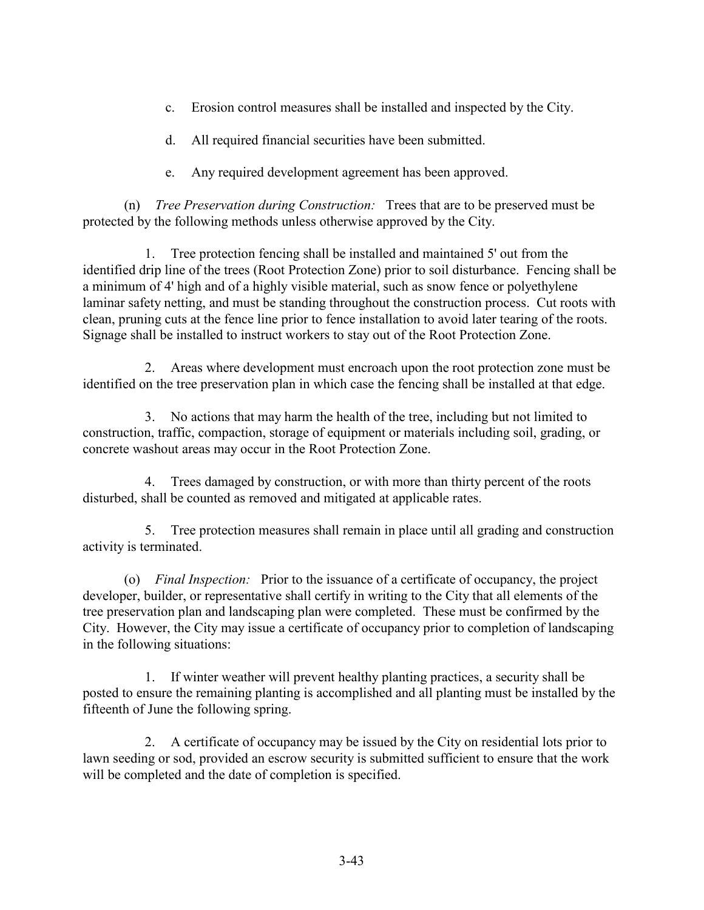c. Erosion control measures shall be installed and inspected by the City.

d. All required financial securities have been submitted.

e. Any required development agreement has been approved.

(n) *Tree Preservation during Construction:* Trees that are to be preserved must be protected by the following methods unless otherwise approved by the City.

1. Tree protection fencing shall be installed and maintained 5' out from the identified drip line of the trees (Root Protection Zone) prior to soil disturbance. Fencing shall be a minimum of 4' high and of a highly visible material, such as snow fence or polyethylene laminar safety netting, and must be standing throughout the construction process. Cut roots with clean, pruning cuts at the fence line prior to fence installation to avoid later tearing of the roots. Signage shall be installed to instruct workers to stay out of the Root Protection Zone.

2. Areas where development must encroach upon the root protection zone must be identified on the tree preservation plan in which case the fencing shall be installed at that edge.

3. No actions that may harm the health of the tree, including but not limited to construction, traffic, compaction, storage of equipment or materials including soil, grading, or concrete washout areas may occur in the Root Protection Zone.

4. Trees damaged by construction, or with more than thirty percent of the roots disturbed, shall be counted as removed and mitigated at applicable rates.

5. Tree protection measures shall remain in place until all grading and construction activity is terminated.

(o) *Final Inspection:* Prior to the issuance of a certificate of occupancy, the project developer, builder, or representative shall certify in writing to the City that all elements of the tree preservation plan and landscaping plan were completed. These must be confirmed by the City. However, the City may issue a certificate of occupancy prior to completion of landscaping in the following situations:

1. If winter weather will prevent healthy planting practices, a security shall be posted to ensure the remaining planting is accomplished and all planting must be installed by the fifteenth of June the following spring.

2. A certificate of occupancy may be issued by the City on residential lots prior to lawn seeding or sod, provided an escrow security is submitted sufficient to ensure that the work will be completed and the date of completion is specified.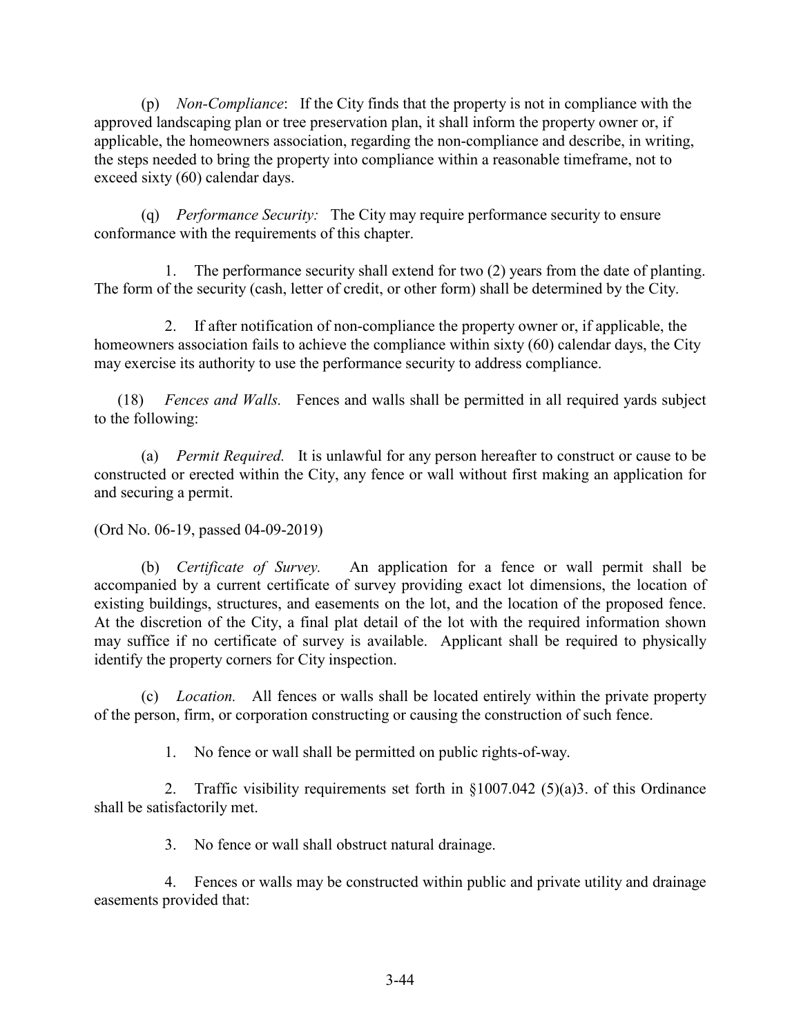(p) *Non-Compliance*: If the City finds that the property is not in compliance with the approved landscaping plan or tree preservation plan, it shall inform the property owner or, if applicable, the homeowners association, regarding the non-compliance and describe, in writing, the steps needed to bring the property into compliance within a reasonable timeframe, not to exceed sixty (60) calendar days.

(q) *Performance Security:* The City may require performance security to ensure conformance with the requirements of this chapter.

1. The performance security shall extend for two (2) years from the date of planting. The form of the security (cash, letter of credit, or other form) shall be determined by the City.

2. If after notification of non-compliance the property owner or, if applicable, the homeowners association fails to achieve the compliance within sixty (60) calendar days, the City may exercise its authority to use the performance security to address compliance.

(18) *Fences and Walls.* Fences and walls shall be permitted in all required yards subject to the following:

(a) *Permit Required.* It is unlawful for any person hereafter to construct or cause to be constructed or erected within the City, any fence or wall without first making an application for and securing a permit.

(Ord No. 06-19, passed 04-09-2019)

(b) *Certificate of Survey.* An application for a fence or wall permit shall be accompanied by a current certificate of survey providing exact lot dimensions, the location of existing buildings, structures, and easements on the lot, and the location of the proposed fence. At the discretion of the City, a final plat detail of the lot with the required information shown may suffice if no certificate of survey is available. Applicant shall be required to physically identify the property corners for City inspection.

(c) *Location.* All fences or walls shall be located entirely within the private property of the person, firm, or corporation constructing or causing the construction of such fence.

1. No fence or wall shall be permitted on public rights-of-way.

2. Traffic visibility requirements set forth in §1007.042 (5)(a)3. of this Ordinance shall be satisfactorily met.

3. No fence or wall shall obstruct natural drainage.

4. Fences or walls may be constructed within public and private utility and drainage easements provided that: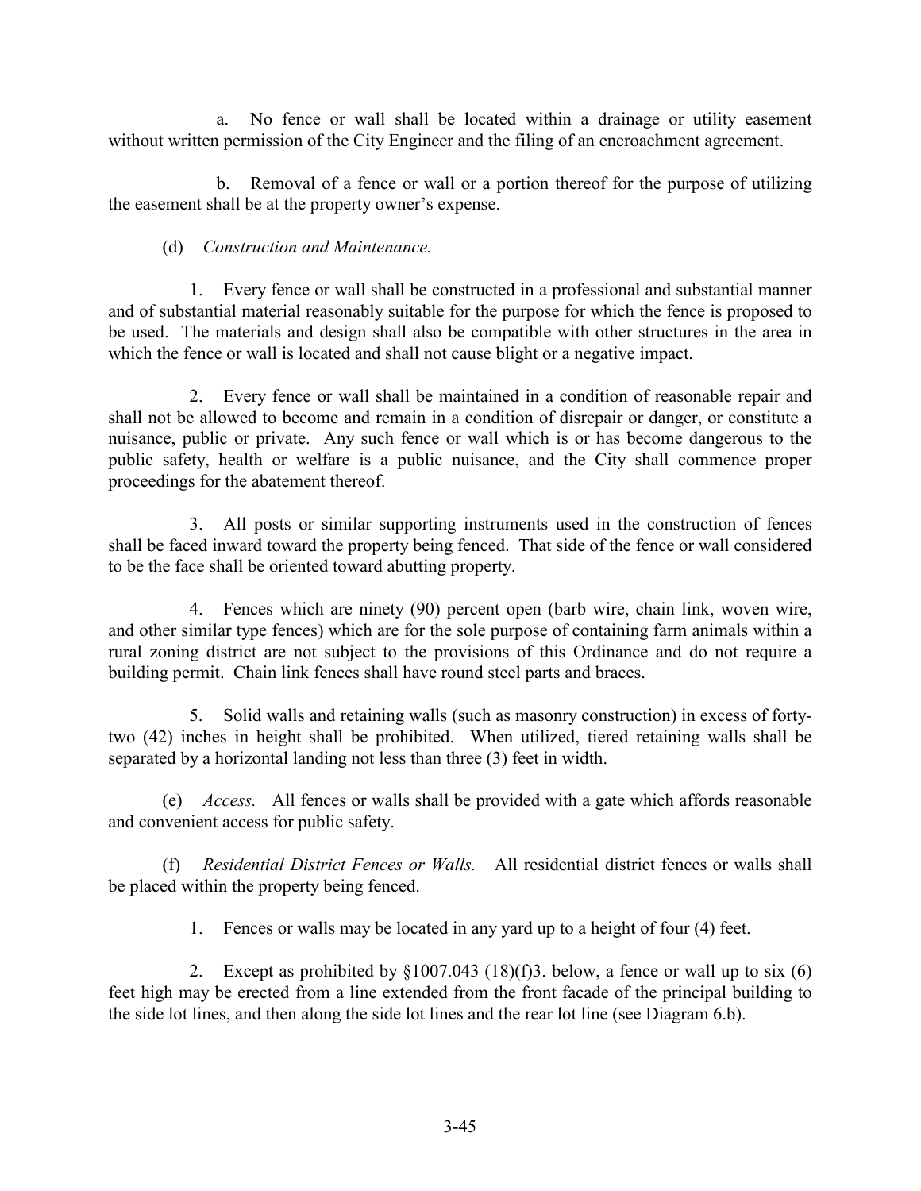a. No fence or wall shall be located within a drainage or utility easement without written permission of the City Engineer and the filing of an encroachment agreement.

b. Removal of a fence or wall or a portion thereof for the purpose of utilizing the easement shall be at the property owner's expense.

(d) *Construction and Maintenance.*

1. Every fence or wall shall be constructed in a professional and substantial manner and of substantial material reasonably suitable for the purpose for which the fence is proposed to be used. The materials and design shall also be compatible with other structures in the area in which the fence or wall is located and shall not cause blight or a negative impact.

2. Every fence or wall shall be maintained in a condition of reasonable repair and shall not be allowed to become and remain in a condition of disrepair or danger, or constitute a nuisance, public or private. Any such fence or wall which is or has become dangerous to the public safety, health or welfare is a public nuisance, and the City shall commence proper proceedings for the abatement thereof.

3. All posts or similar supporting instruments used in the construction of fences shall be faced inward toward the property being fenced. That side of the fence or wall considered to be the face shall be oriented toward abutting property.

4. Fences which are ninety (90) percent open (barb wire, chain link, woven wire, and other similar type fences) which are for the sole purpose of containing farm animals within a rural zoning district are not subject to the provisions of this Ordinance and do not require a building permit. Chain link fences shall have round steel parts and braces.

5. Solid walls and retaining walls (such as masonry construction) in excess of forty-two (42) inches in height shall be prohibited. When utilized, tiered retaining walls shall be separated by a horizontal landing not less than three (3) feet in width.

(e) *Access.* All fences or walls shall be provided with a gate which affords reasonable and convenient access for public safety.

(f) *Residential District Fences or Walls.* All residential district fences or walls shall be placed within the property being fenced.

1. Fences or walls may be located in any yard up to a height of four (4) feet.

2. Except as prohibited by §1007.043 (18)(f)3. below, a fence or wall up to six (6) feet high may be erected from a line extended from the front facade of the principal building to the side lot lines, and then along the side lot lines and the rear lot line (see Diagram 6.b).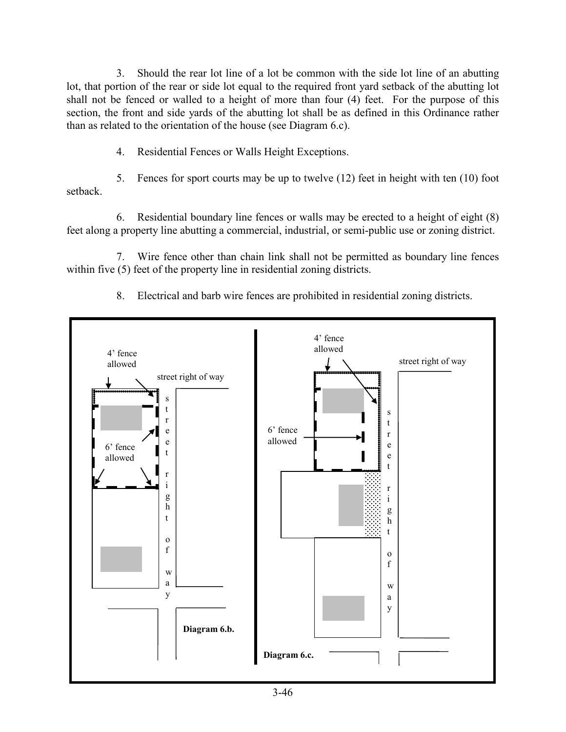3. Should the rear lot line of a lot be common with the side lot line of an abutting lot, that portion of the rear or side lot equal to the required front yard setback of the abutting lot shall not be fenced or walled to a height of more than four (4) feet. For the purpose of this section, the front and side yards of the abutting lot shall be as defined in this Ordinance rather than as related to the orientation of the house (see Diagram 6.c).

4. Residential Fences or Walls Height Exceptions.

5. Fences for sport courts may be up to twelve (12) feet in height with ten (10) foot setback.

6. Residential boundary line fences or walls may be erected to a height of eight (8) feet along a property line abutting a commercial, industrial, or semi-public use or zoning district.

7. Wire fence other than chain link shall not be permitted as boundary line fences within five (5) feet of the property line in residential zoning districts.

8. Electrical and barb wire fences are prohibited in residential zoning districts.

4' fence allowed

street right of way

6' fence allowed

street right of way

Diagram 6.b.

4' fence allowed

street right of way

6' fence allowed

street right of way

Diagram 6.c.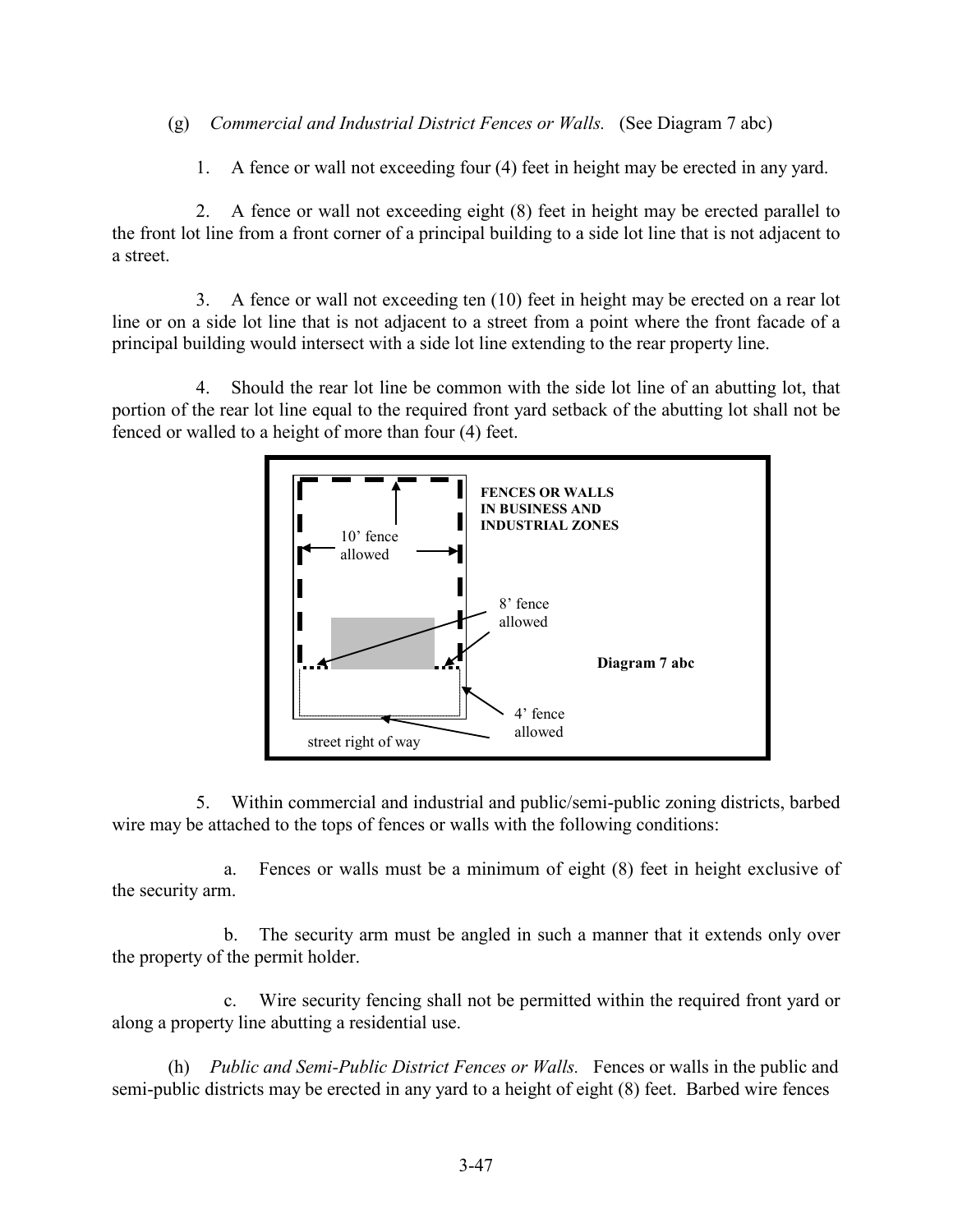(g) *Commercial and Industrial District Fences or Walls.* (See Diagram 7 abc)

1. A fence or wall not exceeding four (4) feet in height may be erected in any yard.

2. A fence or wall not exceeding eight (8) feet in height may be erected parallel to the front lot line from a front corner of a principal building to a side lot line that is not adjacent to a street.

3. A fence or wall not exceeding ten (10) feet in height may be erected on a rear lot line or on a side lot line that is not adjacent to a street from a point where the front facade of a principal building would intersect with a side lot line extending to the rear property line.

4. Should the rear lot line be common with the side lot line of an abutting lot, that portion of the rear lot line equal to the required front yard setback of the abutting lot shall not be fenced or walled to a height of more than four (4) feet.

**FENCES OR WALLS IN BUSINESS AND INDUSTRIAL ZONES**

10' fence allowed

8' fence allowed

4' fence allowed

street right of way

**Diagram 7 abc**

5. Within commercial and industrial and public/semi-public zoning districts, barbed wire may be attached to the tops of fences or walls with the following conditions:

a. Fences or walls must be a minimum of eight (8) feet in height exclusive of the security arm.

b. The security arm must be angled in such a manner that it extends only over the property of the permit holder.

c. Wire security fencing shall not be permitted within the required front yard or along a property line abutting a residential use.

(h) *Public and Semi-Public District Fences or Walls.* Fences or walls in the public and semi-public districts may be erected in any yard to a height of eight (8) feet. Barbed wire fences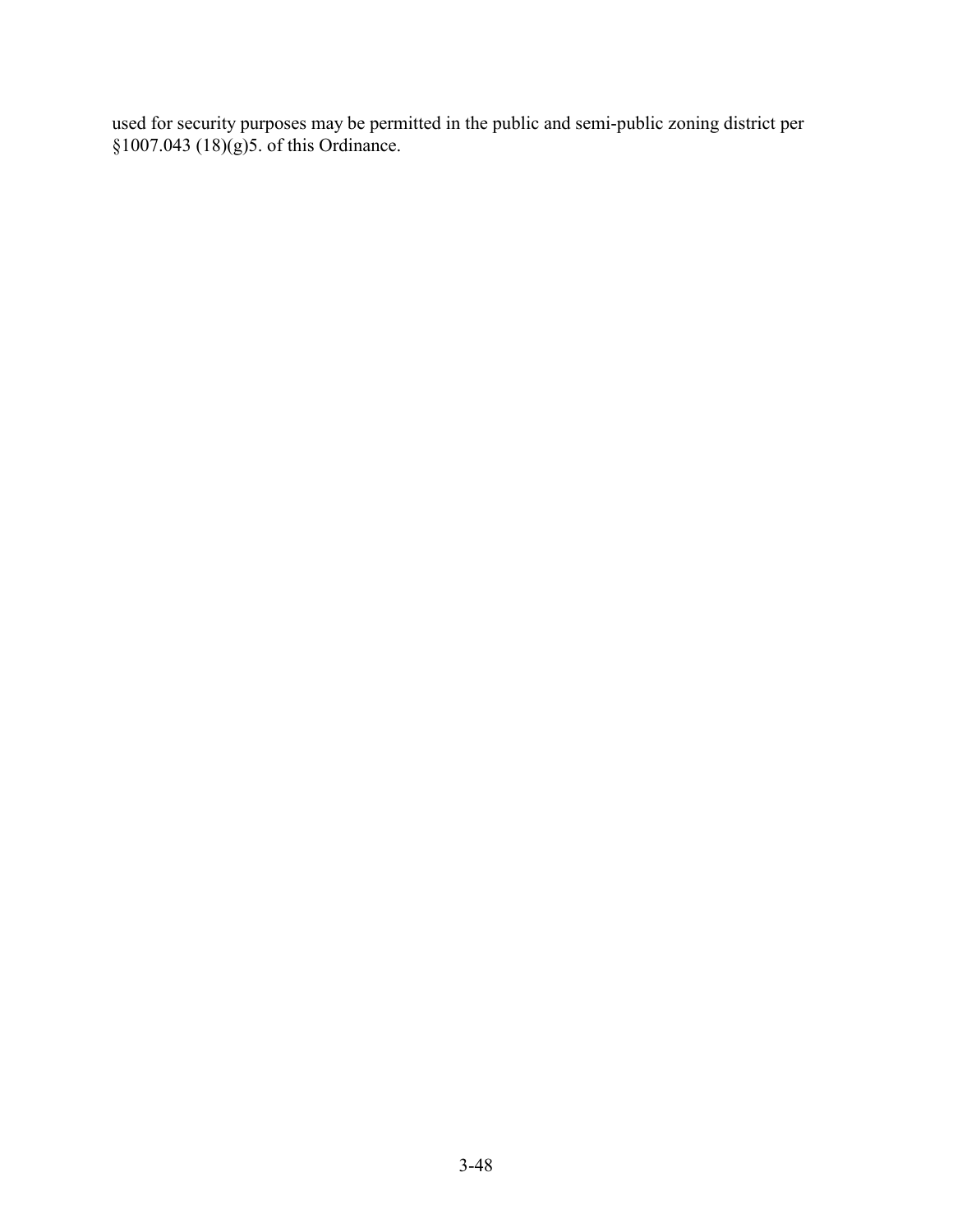used for security purposes may be permitted in the public and semi-public zoning district per §1007.043 (18)(g)5. of this Ordinance.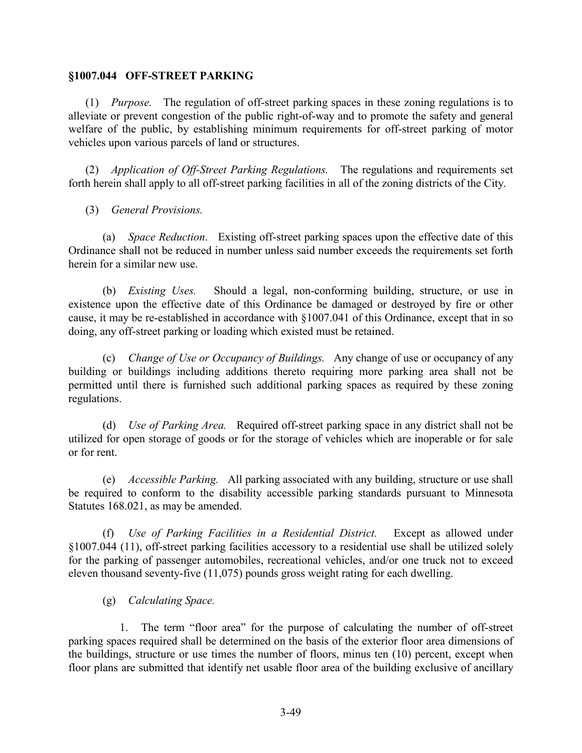## §1007.044 OFF-STREET PARKING

(1) *Purpose.* The regulation of off-street parking spaces in these zoning regulations is to alleviate or prevent congestion of the public right-of-way and to promote the safety and general welfare of the public, by establishing minimum requirements for off-street parking of motor vehicles upon various parcels of land or structures.

(2) *Application of Off-Street Parking Regulations.* The regulations and requirements set forth herein shall apply to all off-street parking facilities in all of the zoning districts of the City.

(3) *General Provisions.*

(a) *Space Reduction*. Existing off-street parking spaces upon the effective date of this Ordinance shall not be reduced in number unless said number exceeds the requirements set forth herein for a similar new use.

(b) *Existing Uses.* Should a legal, non-conforming building, structure, or use in existence upon the effective date of this Ordinance be damaged or destroyed by fire or other cause, it may be re-established in accordance with §1007.041 of this Ordinance, except that in so doing, any off-street parking or loading which existed must be retained.

(c) *Change of Use or Occupancy of Buildings.* Any change of use or occupancy of any building or buildings including additions thereto requiring more parking area shall not be permitted until there is furnished such additional parking spaces as required by these zoning regulations.

(d) *Use of Parking Area.* Required off-street parking space in any district shall not be utilized for open storage of goods or for the storage of vehicles which are inoperable or for sale or for rent.

(e) *Accessible Parking.* All parking associated with any building, structure or use shall be required to conform to the disability accessible parking standards pursuant to Minnesota Statutes 168.021, as may be amended.

(f) *Use of Parking Facilities in a Residential District.* Except as allowed under §1007.044 (11), off-street parking facilities accessory to a residential use shall be utilized solely for the parking of passenger automobiles, recreational vehicles, and/or one truck not to exceed eleven thousand seventy-five (11,075) pounds gross weight rating for each dwelling.

(g) *Calculating Space.*

1. The term "floor area" for the purpose of calculating the number of off-street parking spaces required shall be determined on the basis of the exterior floor area dimensions of the buildings, structure or use times the number of floors, minus ten (10) percent, except when floor plans are submitted that identify net usable floor area of the building exclusive of ancillary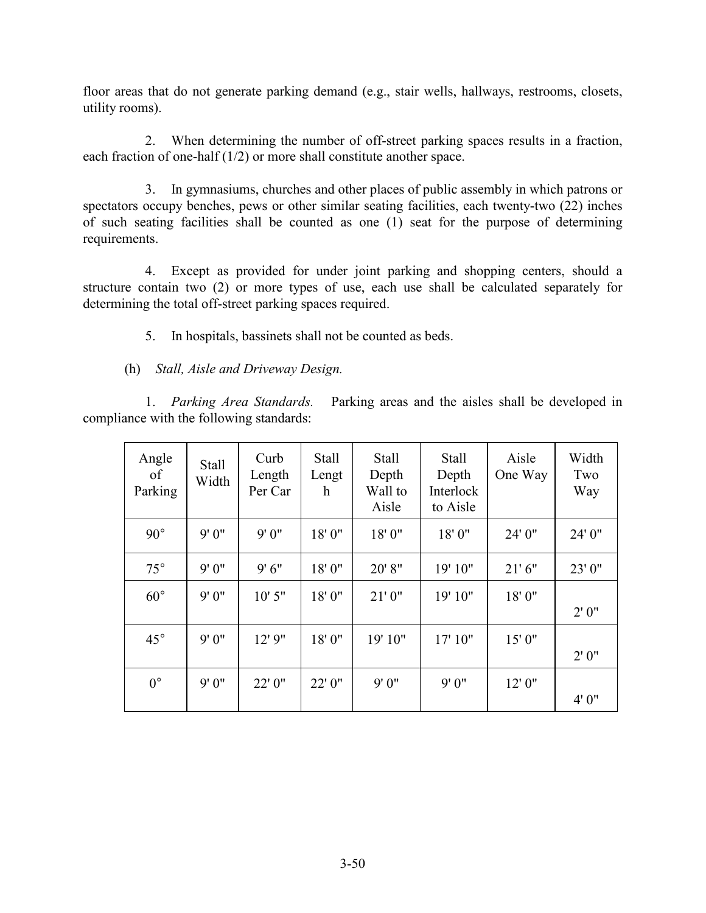floor areas that do not generate parking demand (e.g., stair wells, hallways, restrooms, closets, utility rooms).

2. When determining the number of off-street parking spaces results in a fraction, each fraction of one-half (1/2) or more shall constitute another space.

3. In gymnasiums, churches and other places of public assembly in which patrons or spectators occupy benches, pews or other similar seating facilities, each twenty-two (22) inches of such seating facilities shall be counted as one (1) seat for the purpose of determining requirements.

4. Except as provided for under joint parking and shopping centers, should a structure contain two (2) or more types of use, each use shall be calculated separately for determining the total off-street parking spaces required.

5. In hospitals, bassinets shall not be counted as beds.

(h) *Stall, Aisle and Driveway Design.*

1. *Parking Area Standards.* Parking areas and the aisles shall be developed in compliance with the following standards:

| Angle of Parking | Stall Width | Curb Length Per Car | Stall Length | Stall Depth Wall to Aisle | Stall Depth Interlock to Aisle | Aisle One Way | Width Two Way |
|---|---|---|---|---|---|---|---|
| 90° | 9' 0" | 9' 0" | 18' 0" | 18' 0" | 18' 0" | 24' 0" | 24' 0" |
| 75° | 9' 0" | 9' 6" | 18' 0" | 20' 8" | 19' 10" | 21' 6" | 23' 0" |
| 60° | 9' 0" | 10' 5" | 18' 0" | 21' 0" | 19' 10" | 18' 0" | 2' 0" |
| 45° | 9' 0" | 12' 9" | 18' 0" | 19' 10" | 17' 10" | 15' 0" | 2' 0" |
| 0° | 9' 0" | 22' 0" | 22' 0" | 9' 0" | 9' 0" | 12' 0" | 4' 0" |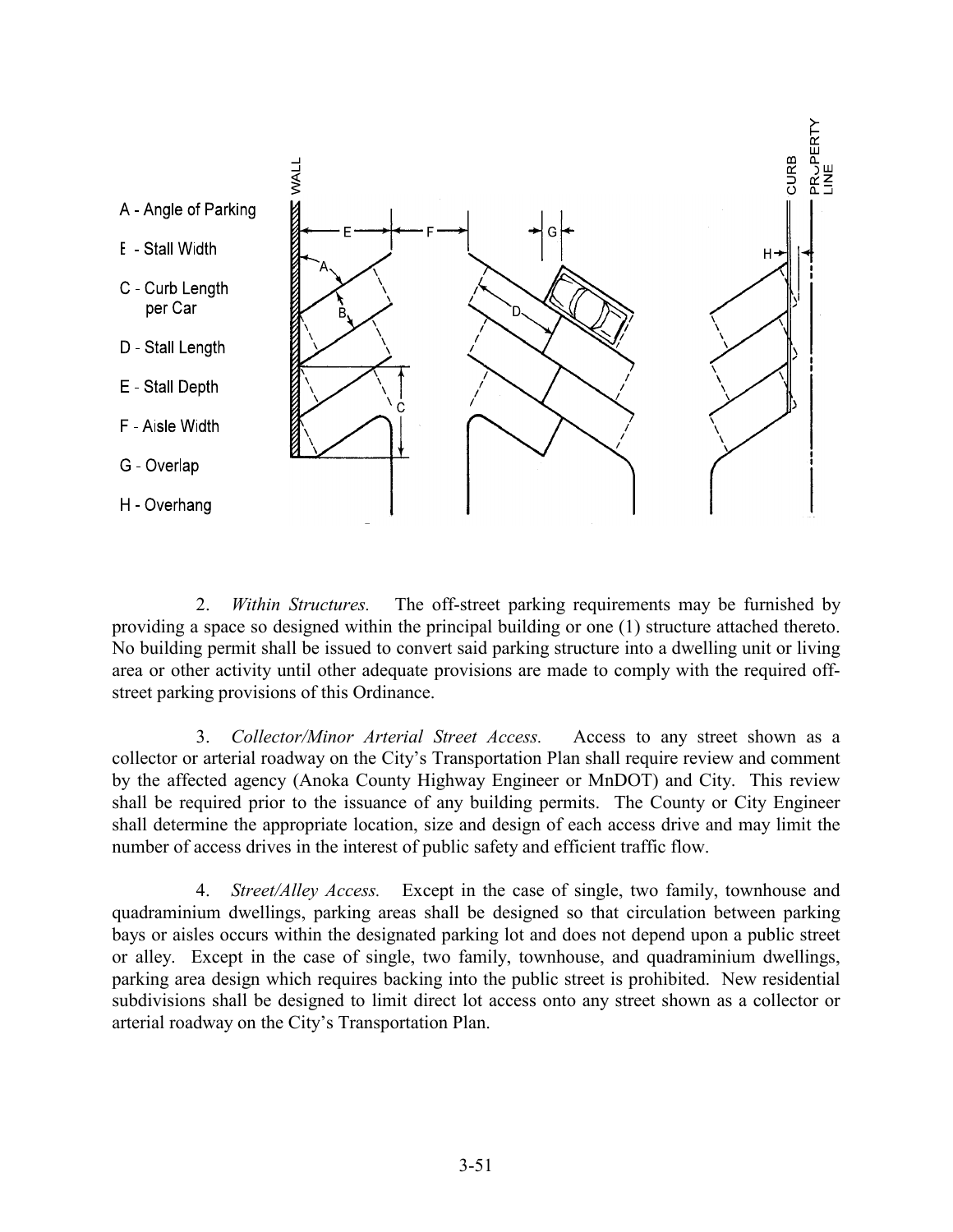A - Angle of Parking

B - Stall Width

C - Curb Length per Car

D - Stall Length

E - Stall Depth

F - Aisle Width

G - Overlap

H - Overhang

2. *Within Structures.* The off-street parking requirements may be furnished by providing a space so designed within the principal building or one (1) structure attached thereto. No building permit shall be issued to convert said parking structure into a dwelling unit or living area or other activity until other adequate provisions are made to comply with the required off-street parking provisions of this Ordinance.

3. *Collector/Minor Arterial Street Access.* Access to any street shown as a collector or arterial roadway on the City's Transportation Plan shall require review and comment by the affected agency (Anoka County Highway Engineer or MnDOT) and City. This review shall be required prior to the issuance of any building permits. The County or City Engineer shall determine the appropriate location, size and design of each access drive and may limit the number of access drives in the interest of public safety and efficient traffic flow.

4. *Street/Alley Access.* Except in the case of single, two family, townhouse and quadraminium dwellings, parking areas shall be designed so that circulation between parking bays or aisles occurs within the designated parking lot and does not depend upon a public street or alley. Except in the case of single, two family, townhouse, and quadraminium dwellings, parking area design which requires backing into the public street is prohibited. New residential subdivisions shall be designed to limit direct lot access onto any street shown as a collector or arterial roadway on the City's Transportation Plan.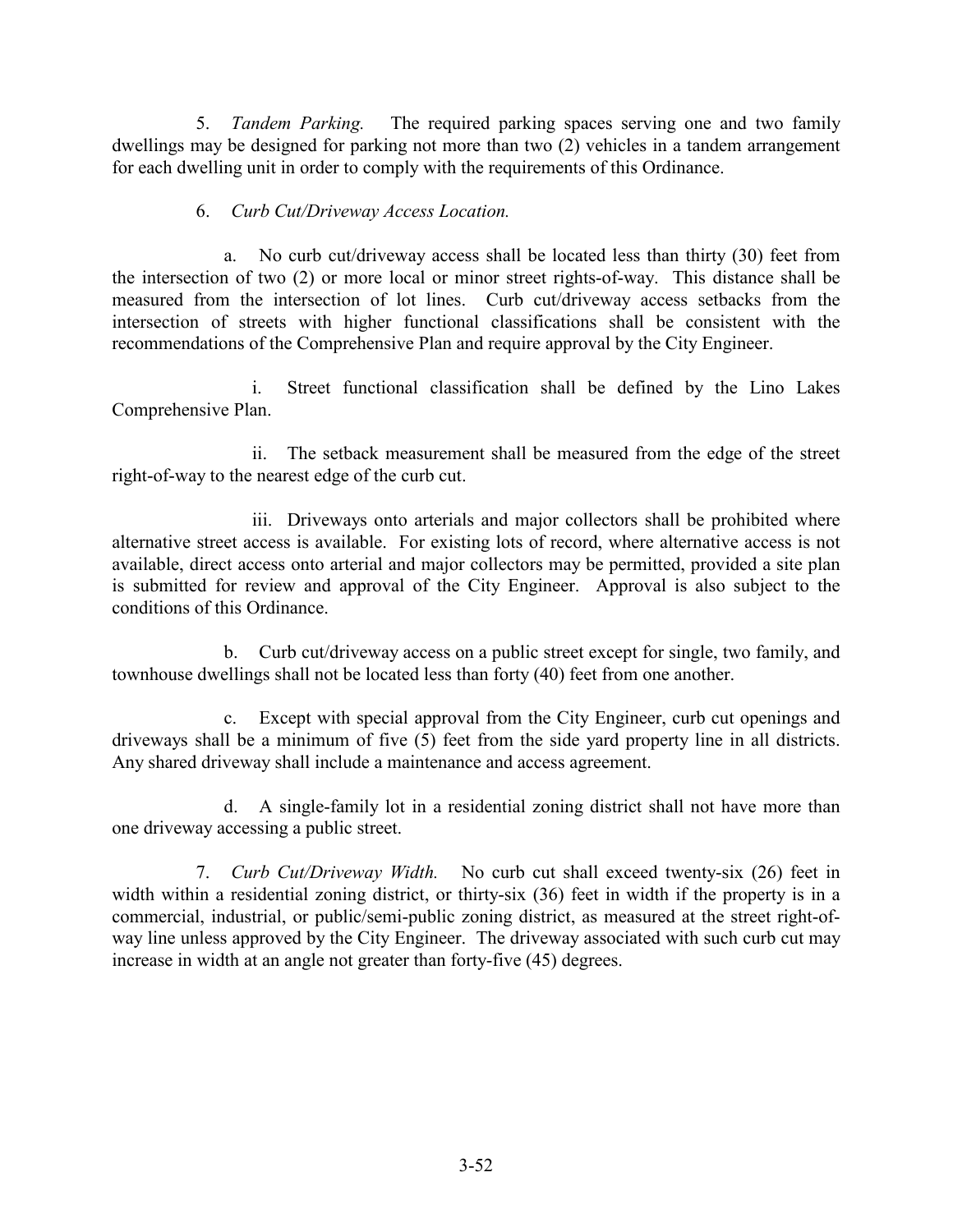5. *Tandem Parking.* The required parking spaces serving one and two family dwellings may be designed for parking not more than two (2) vehicles in a tandem arrangement for each dwelling unit in order to comply with the requirements of this Ordinance.

6. *Curb Cut/Driveway Access Location.*

a. No curb cut/driveway access shall be located less than thirty (30) feet from the intersection of two (2) or more local or minor street rights-of-way. This distance shall be measured from the intersection of lot lines. Curb cut/driveway access setbacks from the intersection of streets with higher functional classifications shall be consistent with the recommendations of the Comprehensive Plan and require approval by the City Engineer.

i. Street functional classification shall be defined by the Lino Lakes Comprehensive Plan.

ii. The setback measurement shall be measured from the edge of the street right-of-way to the nearest edge of the curb cut.

iii. Driveways onto arterials and major collectors shall be prohibited where alternative street access is available. For existing lots of record, where alternative access is not available, direct access onto arterial and major collectors may be permitted, provided a site plan is submitted for review and approval of the City Engineer. Approval is also subject to the conditions of this Ordinance.

b. Curb cut/driveway access on a public street except for single, two family, and townhouse dwellings shall not be located less than forty (40) feet from one another.

c. Except with special approval from the City Engineer, curb cut openings and driveways shall be a minimum of five (5) feet from the side yard property line in all districts. Any shared driveway shall include a maintenance and access agreement.

d. A single-family lot in a residential zoning district shall not have more than one driveway accessing a public street.

7. *Curb Cut/Driveway Width.* No curb cut shall exceed twenty-six (26) feet in width within a residential zoning district, or thirty-six (36) feet in width if the property is in a commercial, industrial, or public/semi-public zoning district, as measured at the street right-of-way line unless approved by the City Engineer. The driveway associated with such curb cut may increase in width at an angle not greater than forty-five (45) degrees.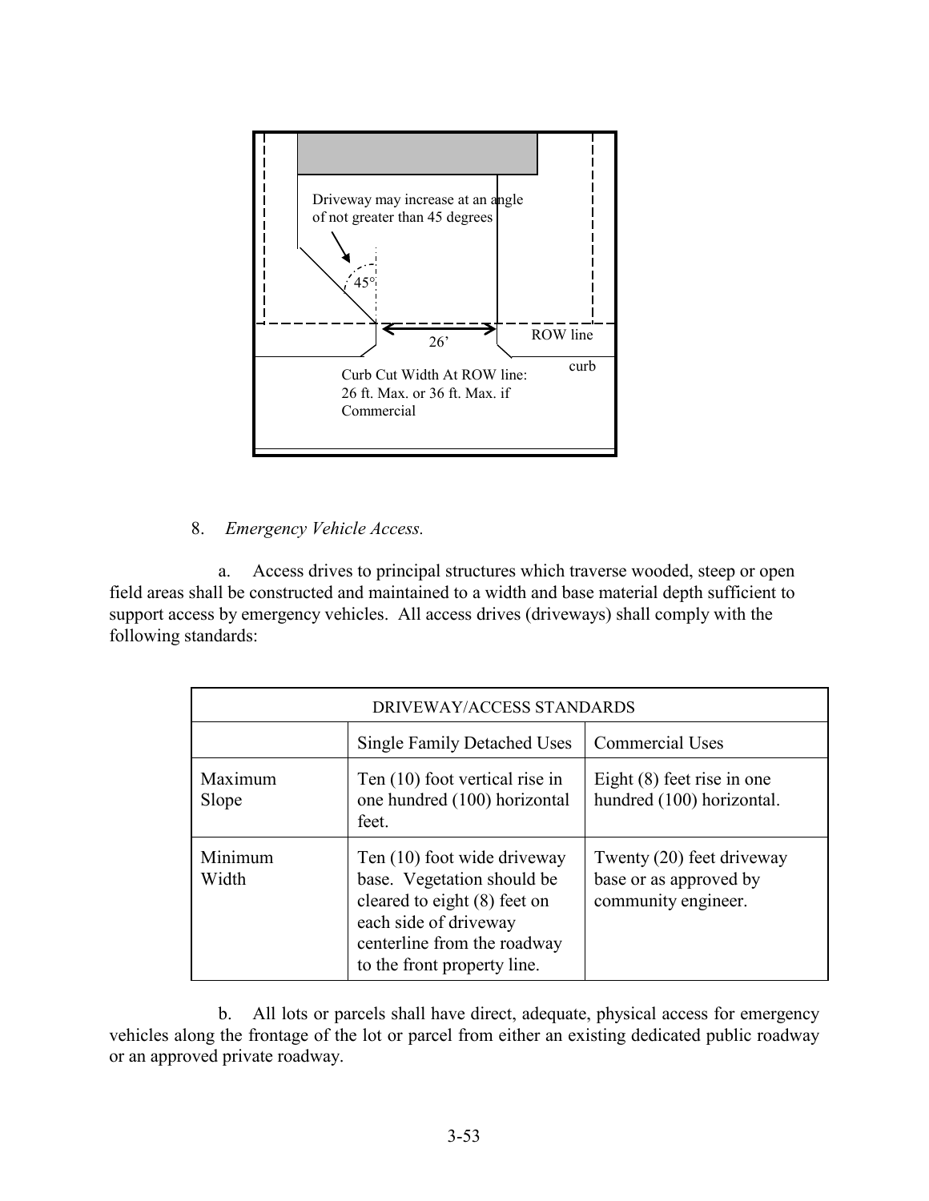Driveway may increase at an angle of not greater than 45 degrees

45°

26’

ROW line

curb

Curb Cut Width At ROW line: 26 ft. Max. or 36 ft. Max. if Commercial

8. *Emergency Vehicle Access.*

a. Access drives to principal structures which traverse wooded, steep or open field areas shall be constructed and maintained to a width and base material depth sufficient to support access by emergency vehicles. All access drives (driveways) shall comply with the following standards:

| DRIVEWAY/ACCESS STANDARDS | | |
|---|---|---|
| | Single Family Detached Uses | Commercial Uses |
| Maximum Slope | Ten (10) foot vertical rise in one hundred (100) horizontal feet. | Eight (8) feet rise in one hundred (100) horizontal. |
| Minimum Width | Ten (10) foot wide driveway base. Vegetation should be cleared to eight (8) feet on each side of driveway centerline from the roadway to the front property line. | Twenty (20) feet driveway base or as approved by community engineer. |

b. All lots or parcels shall have direct, adequate, physical access for emergency vehicles along the frontage of the lot or parcel from either an existing dedicated public roadway or an approved private roadway.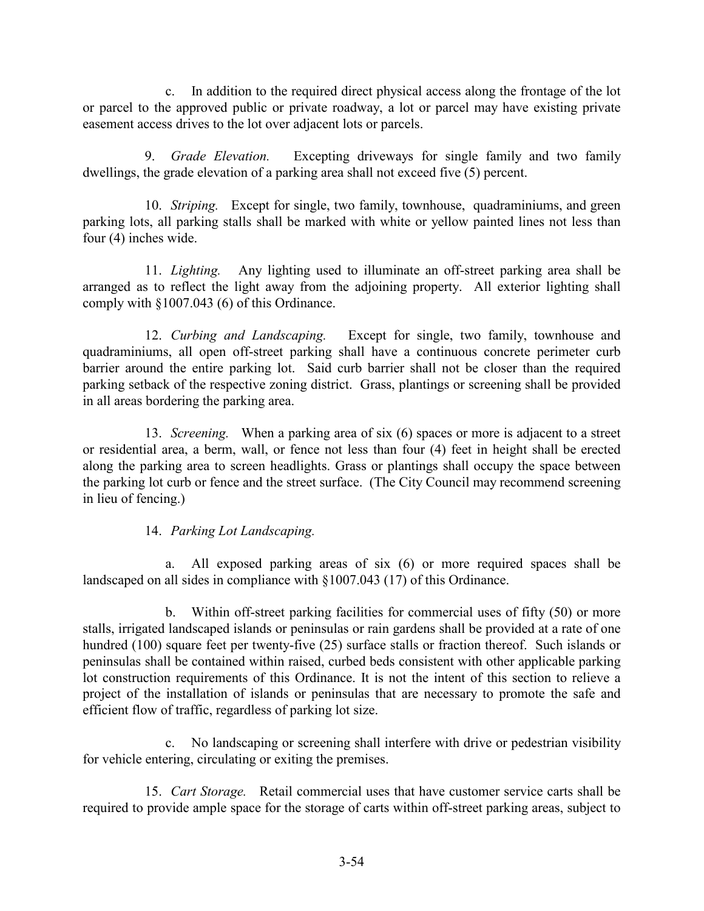c. In addition to the required direct physical access along the frontage of the lot or parcel to the approved public or private roadway, a lot or parcel may have existing private easement access drives to the lot over adjacent lots or parcels.

9. *Grade Elevation.* Excepting driveways for single family and two family dwellings, the grade elevation of a parking area shall not exceed five (5) percent.

10. *Striping.* Except for single, two family, townhouse, quadraminiums, and green parking lots, all parking stalls shall be marked with white or yellow painted lines not less than four (4) inches wide.

11. *Lighting.* Any lighting used to illuminate an off-street parking area shall be arranged as to reflect the light away from the adjoining property. All exterior lighting shall comply with §1007.043 (6) of this Ordinance.

12. *Curbing and Landscaping.* Except for single, two family, townhouse and quadraminiums, all open off-street parking shall have a continuous concrete perimeter curb barrier around the entire parking lot. Said curb barrier shall not be closer than the required parking setback of the respective zoning district. Grass, plantings or screening shall be provided in all areas bordering the parking area.

13. *Screening.* When a parking area of six (6) spaces or more is adjacent to a street or residential area, a berm, wall, or fence not less than four (4) feet in height shall be erected along the parking area to screen headlights. Grass or plantings shall occupy the space between the parking lot curb or fence and the street surface. (The City Council may recommend screening in lieu of fencing.)

14. *Parking Lot Landscaping.*

a. All exposed parking areas of six (6) or more required spaces shall be landscaped on all sides in compliance with §1007.043 (17) of this Ordinance.

b. Within off-street parking facilities for commercial uses of fifty (50) or more stalls, irrigated landscaped islands or peninsulas or rain gardens shall be provided at a rate of one hundred (100) square feet per twenty-five (25) surface stalls or fraction thereof. Such islands or peninsulas shall be contained within raised, curbed beds consistent with other applicable parking lot construction requirements of this Ordinance. It is not the intent of this section to relieve a project of the installation of islands or peninsulas that are necessary to promote the safe and efficient flow of traffic, regardless of parking lot size.

c. No landscaping or screening shall interfere with drive or pedestrian visibility for vehicle entering, circulating or exiting the premises.

15. *Cart Storage.* Retail commercial uses that have customer service carts shall be required to provide ample space for the storage of carts within off-street parking areas, subject to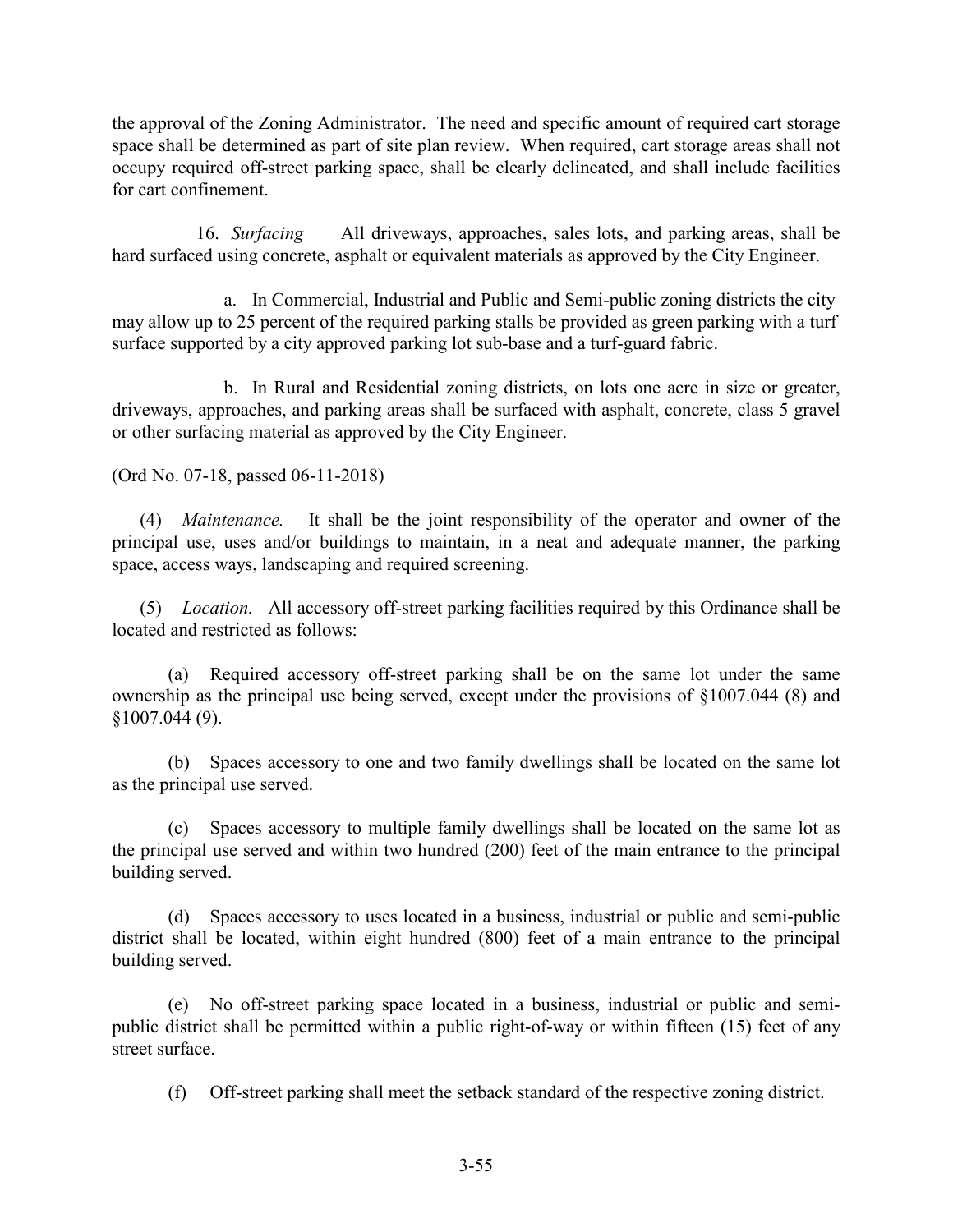the approval of the Zoning Administrator. The need and specific amount of required cart storage space shall be determined as part of site plan review. When required, cart storage areas shall not occupy required off-street parking space, shall be clearly delineated, and shall include facilities for cart confinement.

16. *Surfacing* All driveways, approaches, sales lots, and parking areas, shall be hard surfaced using concrete, asphalt or equivalent materials as approved by the City Engineer.

a. In Commercial, Industrial and Public and Semi-public zoning districts the city may allow up to 25 percent of the required parking stalls be provided as green parking with a turf surface supported by a city approved parking lot sub-base and a turf-guard fabric.

b. In Rural and Residential zoning districts, on lots one acre in size or greater, driveways, approaches, and parking areas shall be surfaced with asphalt, concrete, class 5 gravel or other surfacing material as approved by the City Engineer.

(Ord No. 07-18, passed 06-11-2018)

(4) *Maintenance.* It shall be the joint responsibility of the operator and owner of the principal use, uses and/or buildings to maintain, in a neat and adequate manner, the parking space, access ways, landscaping and required screening.

(5) *Location.* All accessory off-street parking facilities required by this Ordinance shall be located and restricted as follows:

(a) Required accessory off-street parking shall be on the same lot under the same ownership as the principal use being served, except under the provisions of §1007.044 (8) and §1007.044 (9).

(b) Spaces accessory to one and two family dwellings shall be located on the same lot as the principal use served.

(c) Spaces accessory to multiple family dwellings shall be located on the same lot as the principal use served and within two hundred (200) feet of the main entrance to the principal building served.

(d) Spaces accessory to uses located in a business, industrial or public and semi-public district shall be located, within eight hundred (800) feet of a main entrance to the principal building served.

(e) No off-street parking space located in a business, industrial or public and semi-public district shall be permitted within a public right-of-way or within fifteen (15) feet of any street surface.

(f) Off-street parking shall meet the setback standard of the respective zoning district.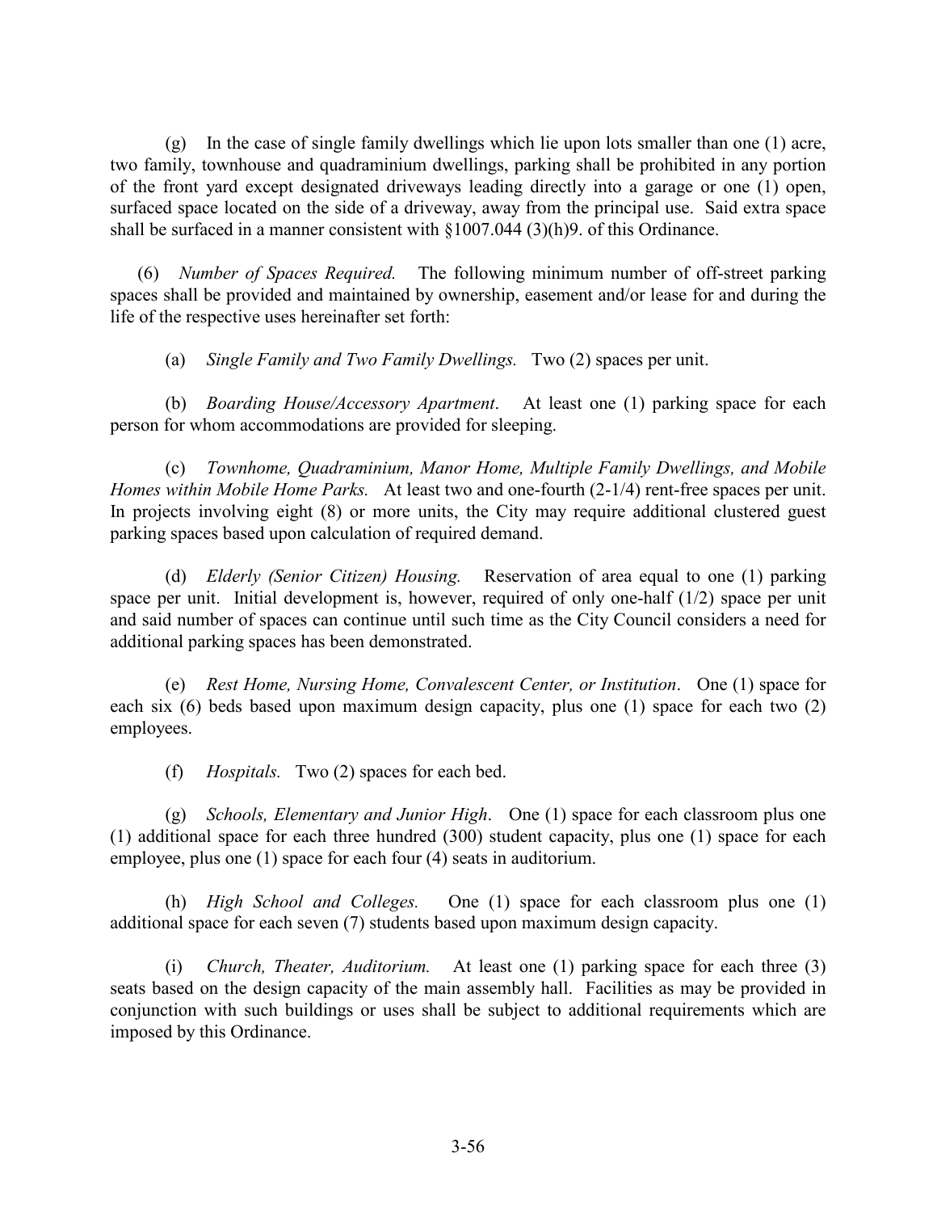(g) In the case of single family dwellings which lie upon lots smaller than one (1) acre, two family, townhouse and quadraminium dwellings, parking shall be prohibited in any portion of the front yard except designated driveways leading directly into a garage or one (1) open, surfaced space located on the side of a driveway, away from the principal use. Said extra space shall be surfaced in a manner consistent with §1007.044 (3)(h)9. of this Ordinance.

(6) *Number of Spaces Required.* The following minimum number of off-street parking spaces shall be provided and maintained by ownership, easement and/or lease for and during the life of the respective uses hereinafter set forth:

(a) *Single Family and Two Family Dwellings.* Two (2) spaces per unit.

(b) *Boarding House/Accessory Apartment*. At least one (1) parking space for each person for whom accommodations are provided for sleeping.

(c) *Townhome, Quadraminium, Manor Home, Multiple Family Dwellings, and Mobile Homes within Mobile Home Parks.* At least two and one-fourth (2-1/4) rent-free spaces per unit. In projects involving eight (8) or more units, the City may require additional clustered guest parking spaces based upon calculation of required demand.

(d) *Elderly (Senior Citizen) Housing.* Reservation of area equal to one (1) parking space per unit. Initial development is, however, required of only one-half (1/2) space per unit and said number of spaces can continue until such time as the City Council considers a need for additional parking spaces has been demonstrated.

(e) *Rest Home, Nursing Home, Convalescent Center, or Institution*. One (1) space for each six (6) beds based upon maximum design capacity, plus one (1) space for each two (2) employees.

(f) *Hospitals.* Two (2) spaces for each bed.

(g) *Schools, Elementary and Junior High*. One (1) space for each classroom plus one (1) additional space for each three hundred (300) student capacity, plus one (1) space for each employee, plus one (1) space for each four (4) seats in auditorium.

(h) *High School and Colleges.* One (1) space for each classroom plus one (1) additional space for each seven (7) students based upon maximum design capacity.

(i) *Church, Theater, Auditorium.* At least one (1) parking space for each three (3) seats based on the design capacity of the main assembly hall. Facilities as may be provided in conjunction with such buildings or uses shall be subject to additional requirements which are imposed by this Ordinance.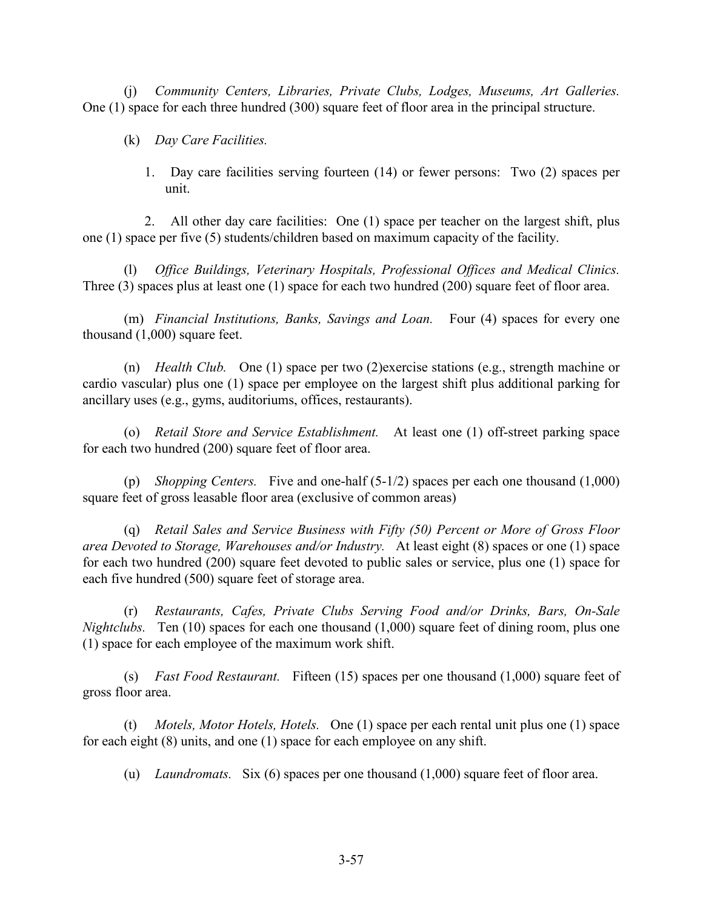(j) *Community Centers, Libraries, Private Clubs, Lodges, Museums, Art Galleries.* One (1) space for each three hundred (300) square feet of floor area in the principal structure.

(k) *Day Care Facilities.*

1. Day care facilities serving fourteen (14) or fewer persons: Two (2) spaces per unit.

2. All other day care facilities: One (1) space per teacher on the largest shift, plus one (1) space per five (5) students/children based on maximum capacity of the facility.

(l) *Office Buildings, Veterinary Hospitals, Professional Offices and Medical Clinics.* Three (3) spaces plus at least one (1) space for each two hundred (200) square feet of floor area.

(m) *Financial Institutions, Banks, Savings and Loan.* Four (4) spaces for every one thousand (1,000) square feet.

(n) *Health Club.* One (1) space per two (2)exercise stations (e.g., strength machine or cardio vascular) plus one (1) space per employee on the largest shift plus additional parking for ancillary uses (e.g., gyms, auditoriums, offices, restaurants).

(o) *Retail Store and Service Establishment.* At least one (1) off-street parking space for each two hundred (200) square feet of floor area.

(p) *Shopping Centers.* Five and one-half (5-1/2) spaces per each one thousand (1,000) square feet of gross leasable floor area (exclusive of common areas)

(q) *Retail Sales and Service Business with Fifty (50) Percent or More of Gross Floor area Devoted to Storage, Warehouses and/or Industry.* At least eight (8) spaces or one (1) space for each two hundred (200) square feet devoted to public sales or service, plus one (1) space for each five hundred (500) square feet of storage area.

(r) *Restaurants, Cafes, Private Clubs Serving Food and/or Drinks, Bars, On-Sale Nightclubs.* Ten (10) spaces for each one thousand (1,000) square feet of dining room, plus one (1) space for each employee of the maximum work shift.

(s) *Fast Food Restaurant.* Fifteen (15) spaces per one thousand (1,000) square feet of gross floor area.

(t) *Motels, Motor Hotels, Hotels.* One (1) space per each rental unit plus one (1) space for each eight (8) units, and one (1) space for each employee on any shift.

(u) *Laundromats.* Six (6) spaces per one thousand (1,000) square feet of floor area.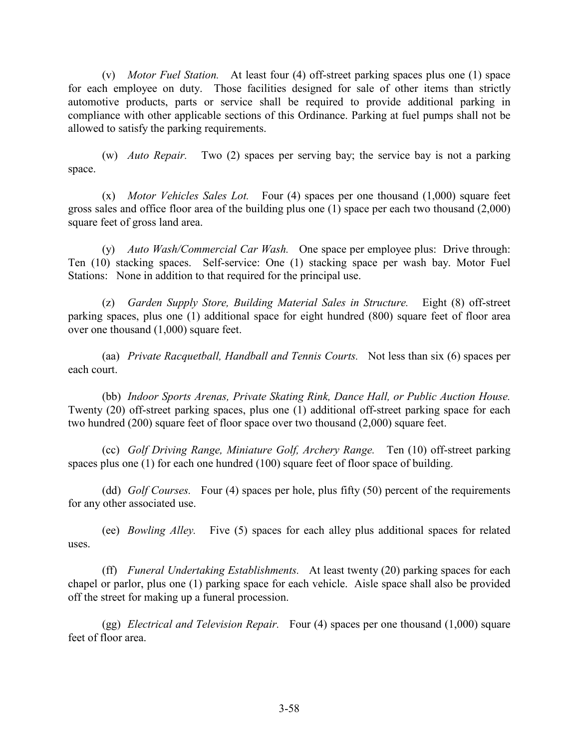(v) *Motor Fuel Station.* At least four (4) off-street parking spaces plus one (1) space for each employee on duty. Those facilities designed for sale of other items than strictly automotive products, parts or service shall be required to provide additional parking in compliance with other applicable sections of this Ordinance. Parking at fuel pumps shall not be allowed to satisfy the parking requirements.

(w) *Auto Repair.* Two (2) spaces per serving bay; the service bay is not a parking space.

(x) *Motor Vehicles Sales Lot.* Four (4) spaces per one thousand (1,000) square feet gross sales and office floor area of the building plus one (1) space per each two thousand (2,000) square feet of gross land area.

(y) *Auto Wash/Commercial Car Wash.* One space per employee plus: Drive through: Ten (10) stacking spaces. Self-service: One (1) stacking space per wash bay. Motor Fuel Stations: None in addition to that required for the principal use.

(z) *Garden Supply Store, Building Material Sales in Structure.* Eight (8) off-street parking spaces, plus one (1) additional space for eight hundred (800) square feet of floor area over one thousand (1,000) square feet.

(aa) *Private Racquetball, Handball and Tennis Courts.* Not less than six (6) spaces per each court.

(bb) *Indoor Sports Arenas, Private Skating Rink, Dance Hall, or Public Auction House.* Twenty (20) off-street parking spaces, plus one (1) additional off-street parking space for each two hundred (200) square feet of floor space over two thousand (2,000) square feet.

(cc) *Golf Driving Range, Miniature Golf, Archery Range.* Ten (10) off-street parking spaces plus one (1) for each one hundred (100) square feet of floor space of building.

(dd) *Golf Courses.* Four (4) spaces per hole, plus fifty (50) percent of the requirements for any other associated use.

(ee) *Bowling Alley.* Five (5) spaces for each alley plus additional spaces for related uses.

(ff) *Funeral Undertaking Establishments.* At least twenty (20) parking spaces for each chapel or parlor, plus one (1) parking space for each vehicle. Aisle space shall also be provided off the street for making up a funeral procession.

(gg) *Electrical and Television Repair.* Four (4) spaces per one thousand (1,000) square feet of floor area.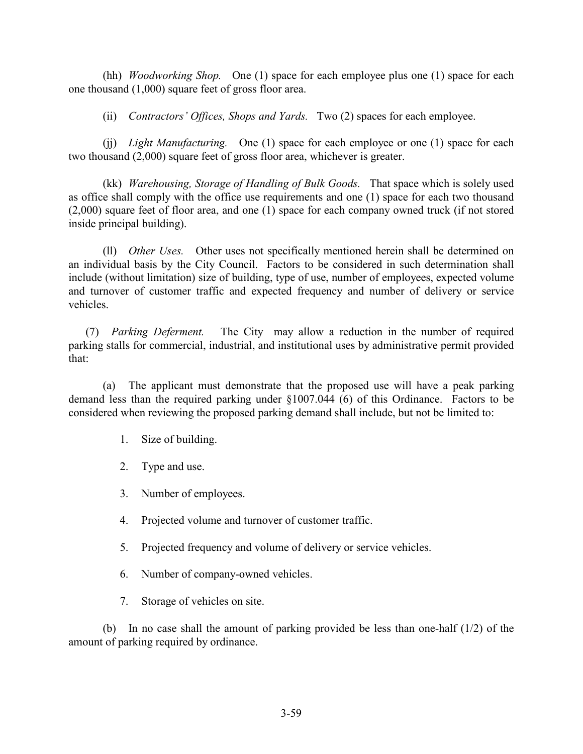(hh) *Woodworking Shop.* One (1) space for each employee plus one (1) space for each one thousand (1,000) square feet of gross floor area.

(ii) *Contractors' Offices, Shops and Yards.* Two (2) spaces for each employee.

(jj) *Light Manufacturing.* One (1) space for each employee or one (1) space for each two thousand (2,000) square feet of gross floor area, whichever is greater.

(kk) *Warehousing, Storage of Handling of Bulk Goods.* That space which is solely used as office shall comply with the office use requirements and one (1) space for each two thousand (2,000) square feet of floor area, and one (1) space for each company owned truck (if not stored inside principal building).

(ll) *Other Uses.* Other uses not specifically mentioned herein shall be determined on an individual basis by the City Council. Factors to be considered in such determination shall include (without limitation) size of building, type of use, number of employees, expected volume and turnover of customer traffic and expected frequency and number of delivery or service vehicles.

(7) *Parking Deferment.* The City may allow a reduction in the number of required parking stalls for commercial, industrial, and institutional uses by administrative permit provided that:

(a) The applicant must demonstrate that the proposed use will have a peak parking demand less than the required parking under §1007.044 (6) of this Ordinance. Factors to be considered when reviewing the proposed parking demand shall include, but not be limited to:

1. Size of building.
2. Type and use.
3. Number of employees.
4. Projected volume and turnover of customer traffic.
5. Projected frequency and volume of delivery or service vehicles.
6. Number of company-owned vehicles.
7. Storage of vehicles on site.

(b) In no case shall the amount of parking provided be less than one-half (1/2) of the amount of parking required by ordinance.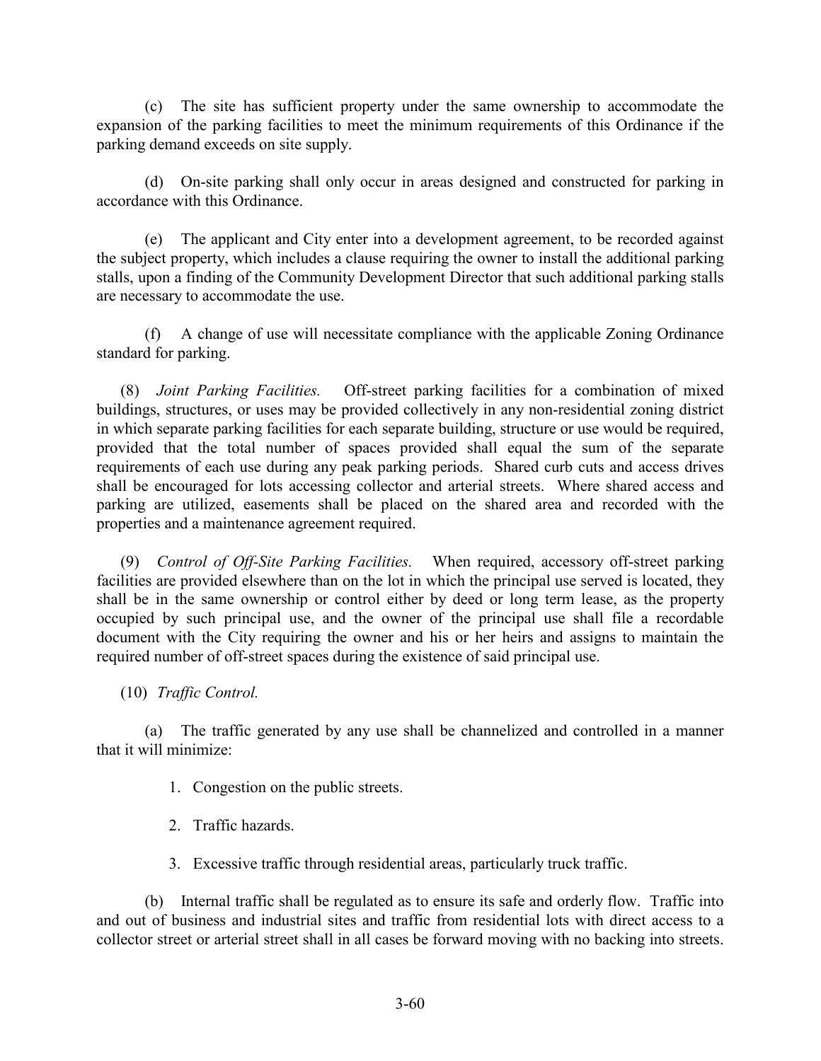(c) The site has sufficient property under the same ownership to accommodate the expansion of the parking facilities to meet the minimum requirements of this Ordinance if the parking demand exceeds on site supply.

(d) On-site parking shall only occur in areas designed and constructed for parking in accordance with this Ordinance.

(e) The applicant and City enter into a development agreement, to be recorded against the subject property, which includes a clause requiring the owner to install the additional parking stalls, upon a finding of the Community Development Director that such additional parking stalls are necessary to accommodate the use.

(f) A change of use will necessitate compliance with the applicable Zoning Ordinance standard for parking.

(8) *Joint Parking Facilities.* Off-street parking facilities for a combination of mixed buildings, structures, or uses may be provided collectively in any non-residential zoning district in which separate parking facilities for each separate building, structure or use would be required, provided that the total number of spaces provided shall equal the sum of the separate requirements of each use during any peak parking periods. Shared curb cuts and access drives shall be encouraged for lots accessing collector and arterial streets. Where shared access and parking are utilized, easements shall be placed on the shared area and recorded with the properties and a maintenance agreement required.

(9) *Control of Off-Site Parking Facilities.* When required, accessory off-street parking facilities are provided elsewhere than on the lot in which the principal use served is located, they shall be in the same ownership or control either by deed or long term lease, as the property occupied by such principal use, and the owner of the principal use shall file a recordable document with the City requiring the owner and his or her heirs and assigns to maintain the required number of off-street spaces during the existence of said principal use.

(10) *Traffic Control.*

(a) The traffic generated by any use shall be channelized and controlled in a manner that it will minimize:

1. Congestion on the public streets.

2. Traffic hazards.

3. Excessive traffic through residential areas, particularly truck traffic.

(b) Internal traffic shall be regulated as to ensure its safe and orderly flow. Traffic into and out of business and industrial sites and traffic from residential lots with direct access to a collector street or arterial street shall in all cases be forward moving with no backing into streets.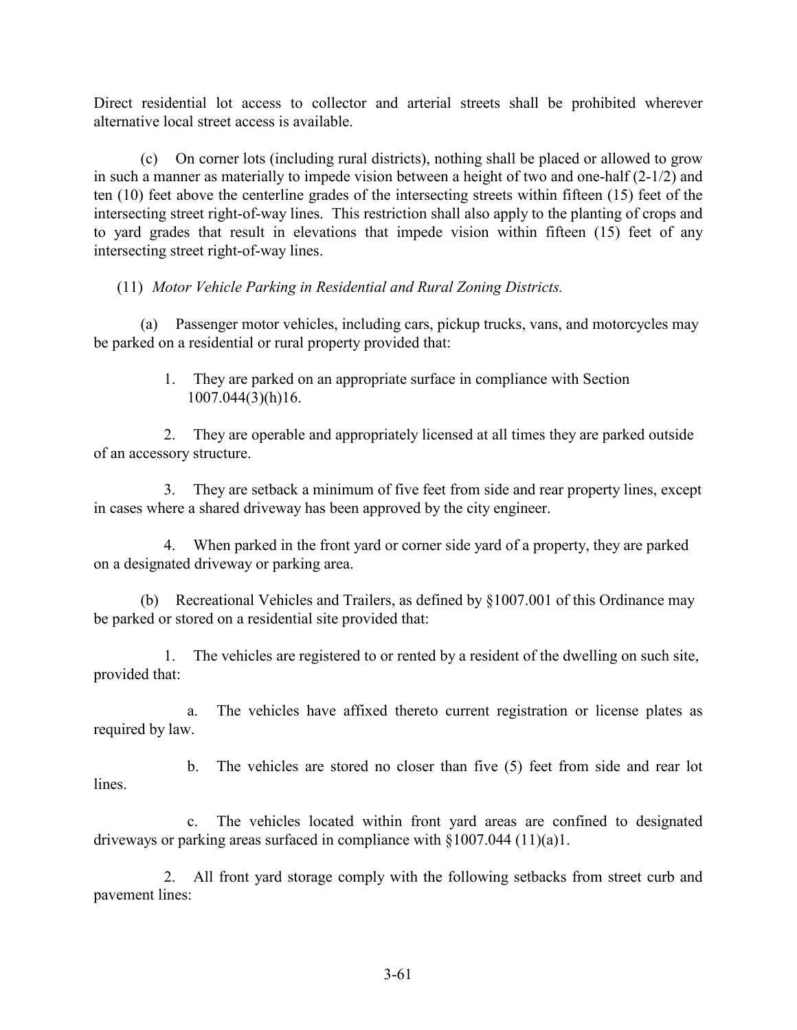Direct residential lot access to collector and arterial streets shall be prohibited wherever alternative local street access is available.

(c) On corner lots (including rural districts), nothing shall be placed or allowed to grow in such a manner as materially to impede vision between a height of two and one-half (2-1/2) and ten (10) feet above the centerline grades of the intersecting streets within fifteen (15) feet of the intersecting street right-of-way lines. This restriction shall also apply to the planting of crops and to yard grades that result in elevations that impede vision within fifteen (15) feet of any intersecting street right-of-way lines.

(11) *Motor Vehicle Parking in Residential and Rural Zoning Districts.*

(a) Passenger motor vehicles, including cars, pickup trucks, vans, and motorcycles may be parked on a residential or rural property provided that:

1. They are parked on an appropriate surface in compliance with Section 1007.044(3)(h)16.

2. They are operable and appropriately licensed at all times they are parked outside of an accessory structure.

3. They are setback a minimum of five feet from side and rear property lines, except in cases where a shared driveway has been approved by the city engineer.

4. When parked in the front yard or corner side yard of a property, they are parked on a designated driveway or parking area.

(b) Recreational Vehicles and Trailers, as defined by §1007.001 of this Ordinance may be parked or stored on a residential site provided that:

1. The vehicles are registered to or rented by a resident of the dwelling on such site, provided that:

a. The vehicles have affixed thereto current registration or license plates as required by law.

b. The vehicles are stored no closer than five (5) feet from side and rear lot lines.

c. The vehicles located within front yard areas are confined to designated driveways or parking areas surfaced in compliance with §1007.044 (11)(a)1.

2. All front yard storage comply with the following setbacks from street curb and pavement lines: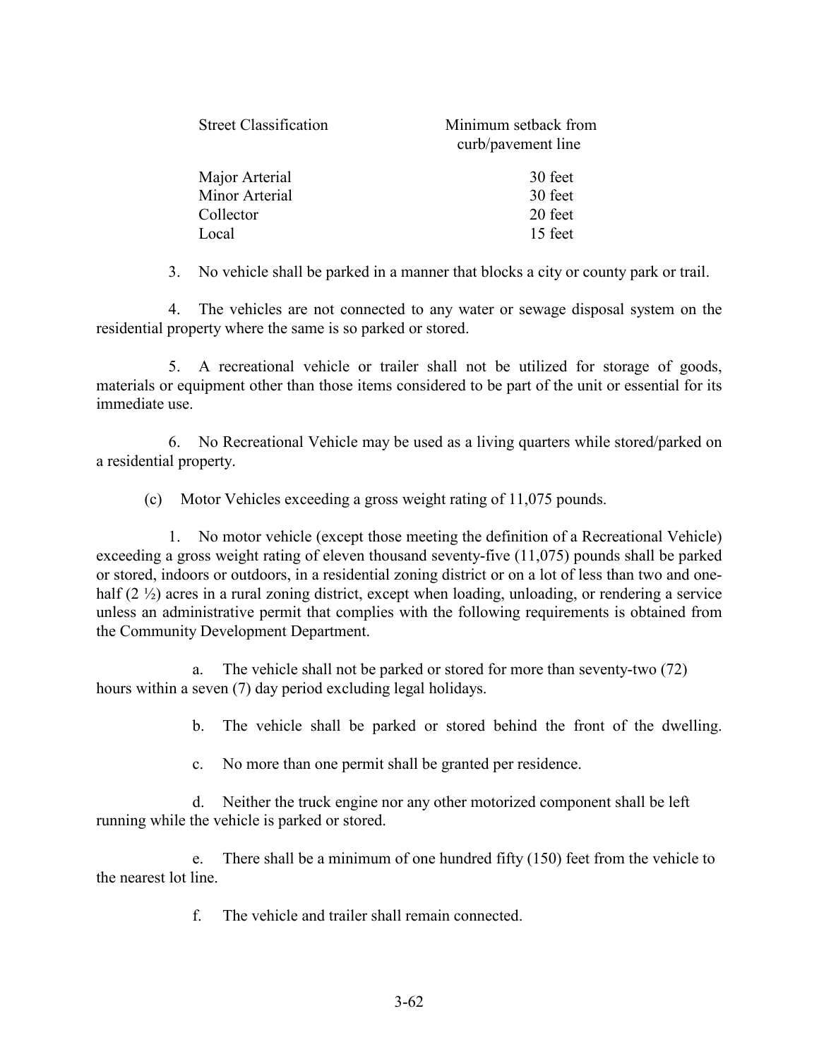| Street Classification | Minimum setback from curb/pavement line |
|---|---|
| Major Arterial | 30 feet |
| Minor Arterial | 30 feet |
| Collector | 20 feet |
| Local | 15 feet |

3. No vehicle shall be parked in a manner that blocks a city or county park or trail.

4. The vehicles are not connected to any water or sewage disposal system on the residential property where the same is so parked or stored.

5. A recreational vehicle or trailer shall not be utilized for storage of goods, materials or equipment other than those items considered to be part of the unit or essential for its immediate use.

6. No Recreational Vehicle may be used as a living quarters while stored/parked on a residential property.

(c) Motor Vehicles exceeding a gross weight rating of 11,075 pounds.

1. No motor vehicle (except those meeting the definition of a Recreational Vehicle) exceeding a gross weight rating of eleven thousand seventy-five (11,075) pounds shall be parked or stored, indoors or outdoors, in a residential zoning district or on a lot of less than two and one-half (2 ½) acres in a rural zoning district, except when loading, unloading, or rendering a service unless an administrative permit that complies with the following requirements is obtained from the Community Development Department.

a. The vehicle shall not be parked or stored for more than seventy-two (72) hours within a seven (7) day period excluding legal holidays.

b. The vehicle shall be parked or stored behind the front of the dwelling.

c. No more than one permit shall be granted per residence.

d. Neither the truck engine nor any other motorized component shall be left running while the vehicle is parked or stored.

e. There shall be a minimum of one hundred fifty (150) feet from the vehicle to the nearest lot line.

f. The vehicle and trailer shall remain connected.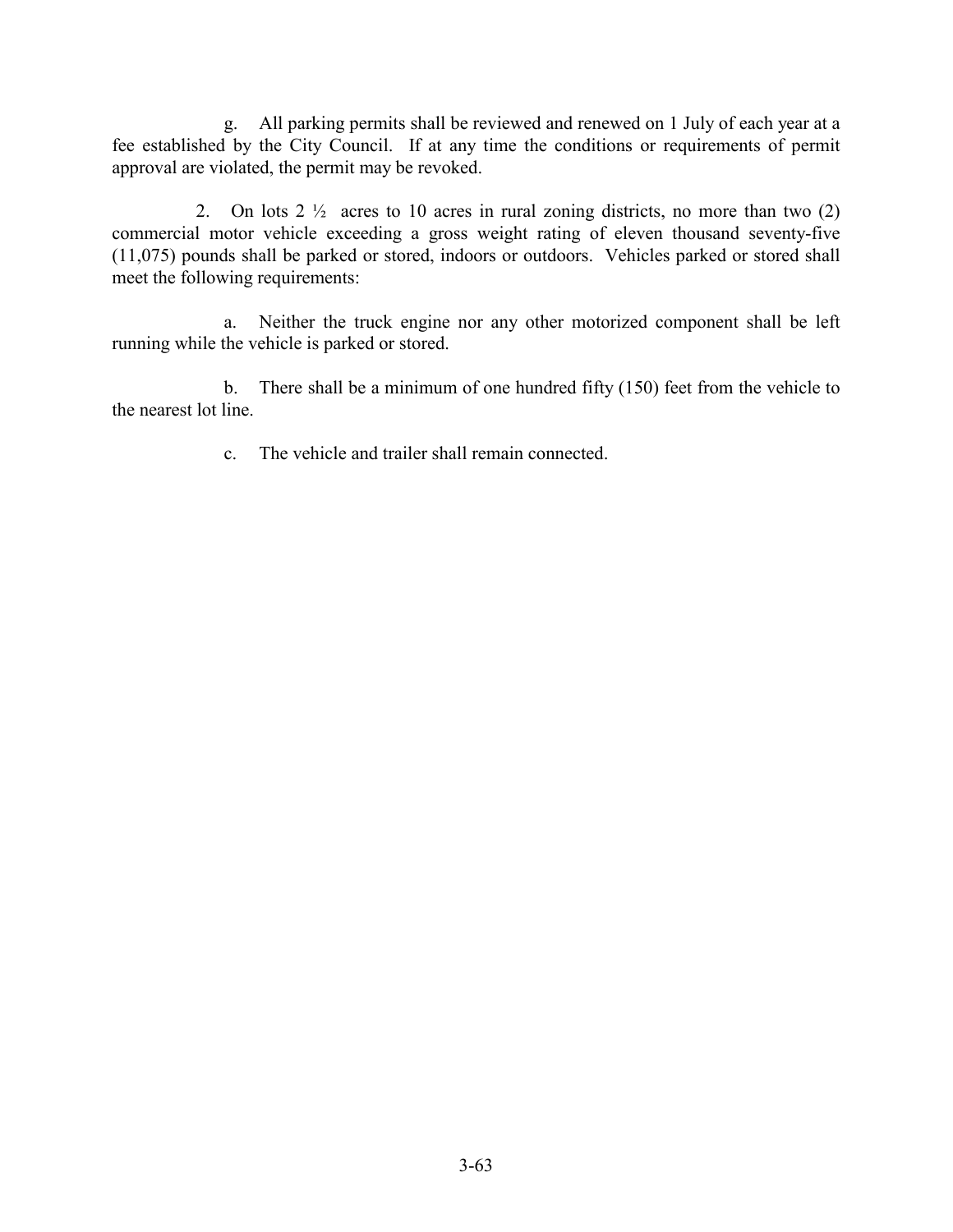g. All parking permits shall be reviewed and renewed on 1 July of each year at a fee established by the City Council. If at any time the conditions or requirements of permit approval are violated, the permit may be revoked.

2. On lots 2 ½ acres to 10 acres in rural zoning districts, no more than two (2) commercial motor vehicle exceeding a gross weight rating of eleven thousand seventy-five (11,075) pounds shall be parked or stored, indoors or outdoors. Vehicles parked or stored shall meet the following requirements:

a. Neither the truck engine nor any other motorized component shall be left running while the vehicle is parked or stored.

b. There shall be a minimum of one hundred fifty (150) feet from the vehicle to the nearest lot line.

c. The vehicle and trailer shall remain connected.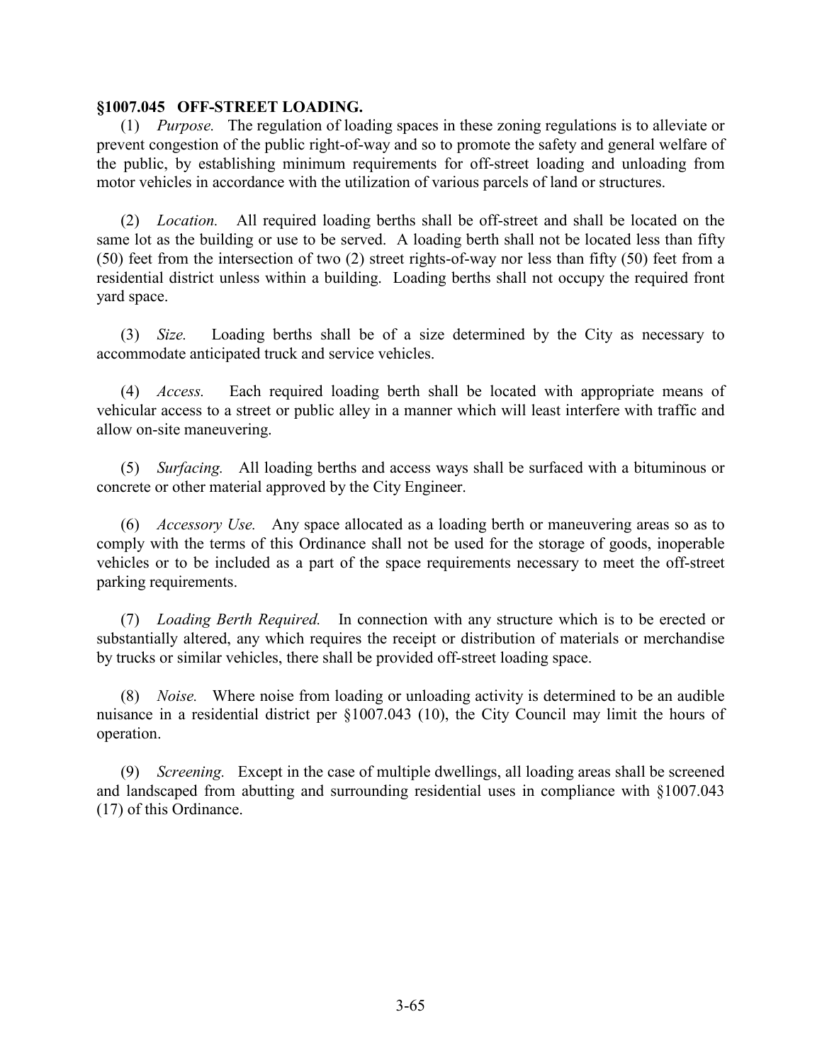**§1007.045 OFF-STREET LOADING.**

(1) *Purpose.* The regulation of loading spaces in these zoning regulations is to alleviate or prevent congestion of the public right-of-way and so to promote the safety and general welfare of the public, by establishing minimum requirements for off-street loading and unloading from motor vehicles in accordance with the utilization of various parcels of land or structures.

(2) *Location.* All required loading berths shall be off-street and shall be located on the same lot as the building or use to be served. A loading berth shall not be located less than fifty (50) feet from the intersection of two (2) street rights-of-way nor less than fifty (50) feet from a residential district unless within a building. Loading berths shall not occupy the required front yard space.

(3) *Size.* Loading berths shall be of a size determined by the City as necessary to accommodate anticipated truck and service vehicles.

(4) *Access.* Each required loading berth shall be located with appropriate means of vehicular access to a street or public alley in a manner which will least interfere with traffic and allow on-site maneuvering.

(5) *Surfacing.* All loading berths and access ways shall be surfaced with a bituminous or concrete or other material approved by the City Engineer.

(6) *Accessory Use.* Any space allocated as a loading berth or maneuvering areas so as to comply with the terms of this Ordinance shall not be used for the storage of goods, inoperable vehicles or to be included as a part of the space requirements necessary to meet the off-street parking requirements.

(7) *Loading Berth Required.* In connection with any structure which is to be erected or substantially altered, any which requires the receipt or distribution of materials or merchandise by trucks or similar vehicles, there shall be provided off-street loading space.

(8) *Noise.* Where noise from loading or unloading activity is determined to be an audible nuisance in a residential district per §1007.043 (10), the City Council may limit the hours of operation.

(9) *Screening.* Except in the case of multiple dwellings, all loading areas shall be screened and landscaped from abutting and surrounding residential uses in compliance with §1007.043 (17) of this Ordinance.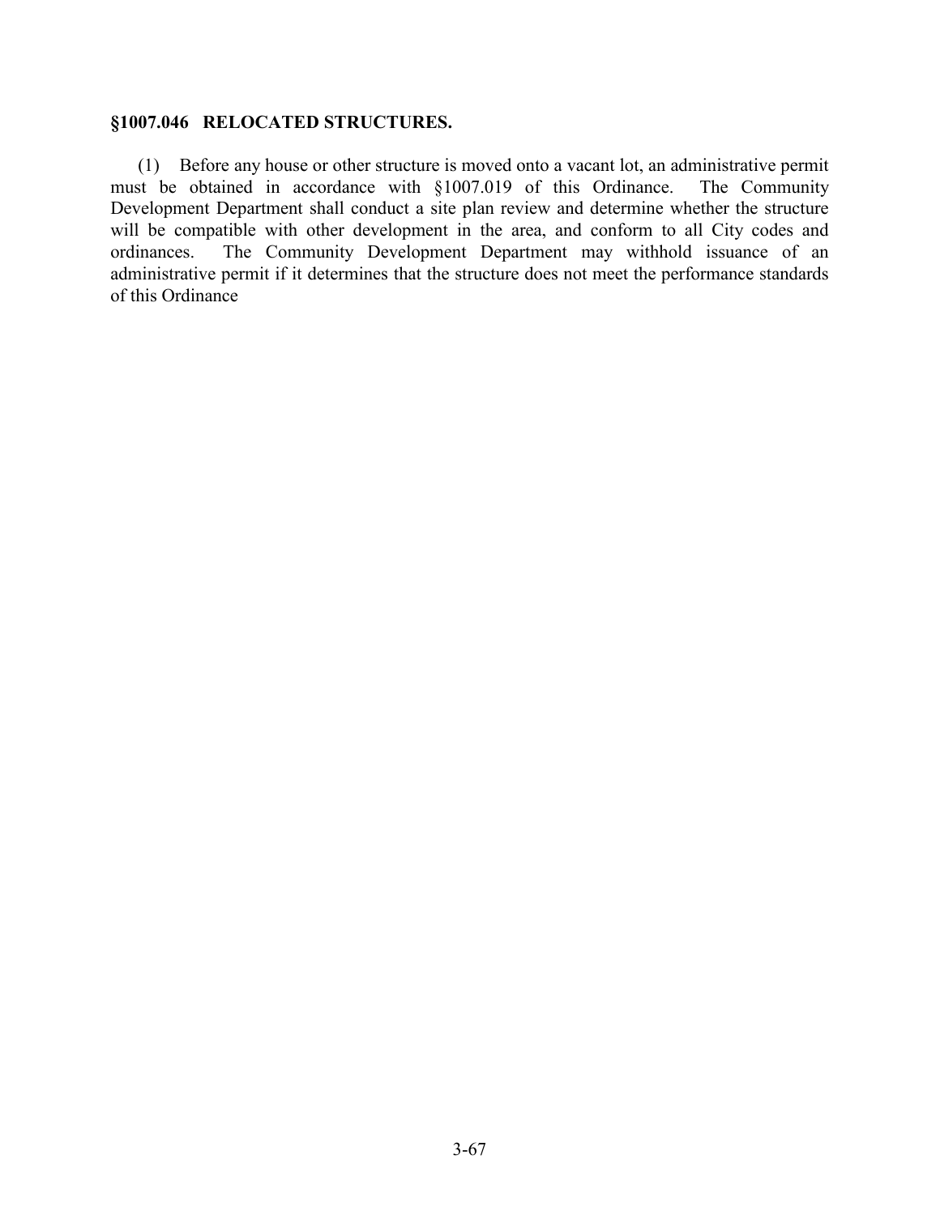### §1007.046 RELOCATED STRUCTURES.

(1) Before any house or other structure is moved onto a vacant lot, an administrative permit must be obtained in accordance with §1007.019 of this Ordinance. The Community Development Department shall conduct a site plan review and determine whether the structure will be compatible with other development in the area, and conform to all City codes and ordinances. The Community Development Department may withhold issuance of an administrative permit if it determines that the structure does not meet the performance standards of this Ordinance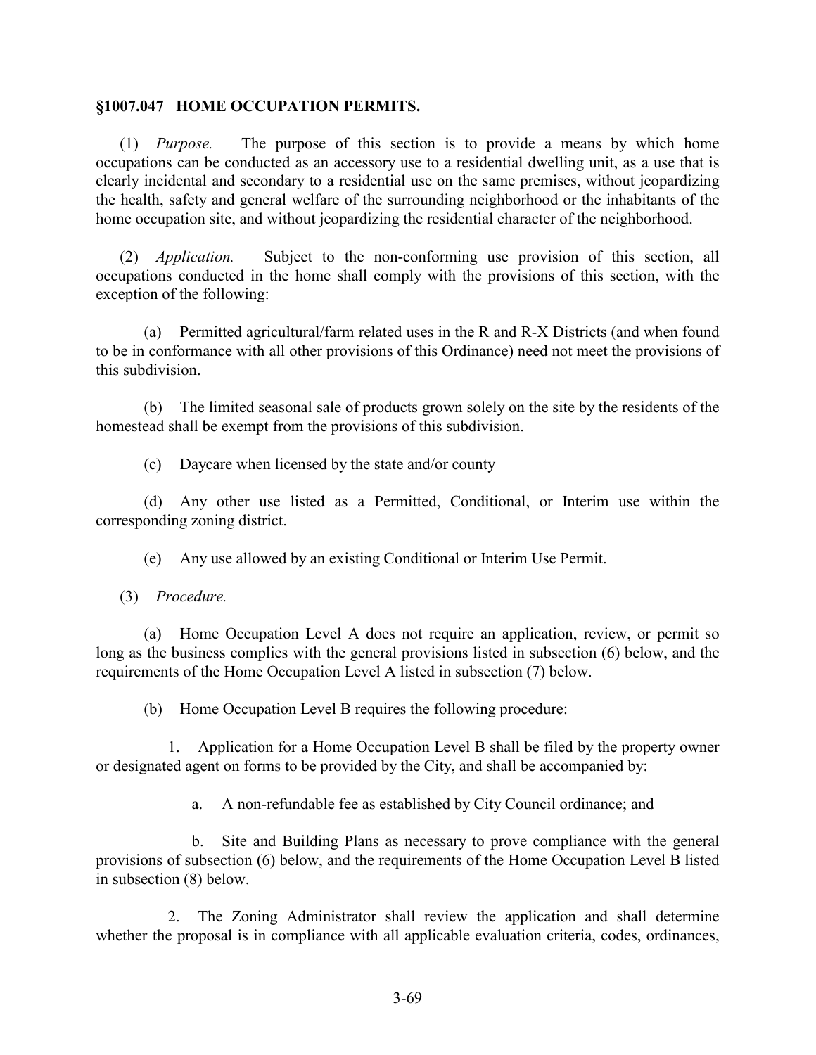## §1007.047 HOME OCCUPATION PERMITS.

(1) *Purpose.* The purpose of this section is to provide a means by which home occupations can be conducted as an accessory use to a residential dwelling unit, as a use that is clearly incidental and secondary to a residential use on the same premises, without jeopardizing the health, safety and general welfare of the surrounding neighborhood or the inhabitants of the home occupation site, and without jeopardizing the residential character of the neighborhood.

(2) *Application.* Subject to the non-conforming use provision of this section, all occupations conducted in the home shall comply with the provisions of this section, with the exception of the following:

(a) Permitted agricultural/farm related uses in the R and R-X Districts (and when found to be in conformance with all other provisions of this Ordinance) need not meet the provisions of this subdivision.

(b) The limited seasonal sale of products grown solely on the site by the residents of the homestead shall be exempt from the provisions of this subdivision.

(c) Daycare when licensed by the state and/or county

(d) Any other use listed as a Permitted, Conditional, or Interim use within the corresponding zoning district.

(e) Any use allowed by an existing Conditional or Interim Use Permit.

(3) *Procedure.*

(a) Home Occupation Level A does not require an application, review, or permit so long as the business complies with the general provisions listed in subsection (6) below, and the requirements of the Home Occupation Level A listed in subsection (7) below.

(b) Home Occupation Level B requires the following procedure:

1. Application for a Home Occupation Level B shall be filed by the property owner or designated agent on forms to be provided by the City, and shall be accompanied by:

a. A non-refundable fee as established by City Council ordinance; and

b. Site and Building Plans as necessary to prove compliance with the general provisions of subsection (6) below, and the requirements of the Home Occupation Level B listed in subsection (8) below.

2. The Zoning Administrator shall review the application and shall determine whether the proposal is in compliance with all applicable evaluation criteria, codes, ordinances,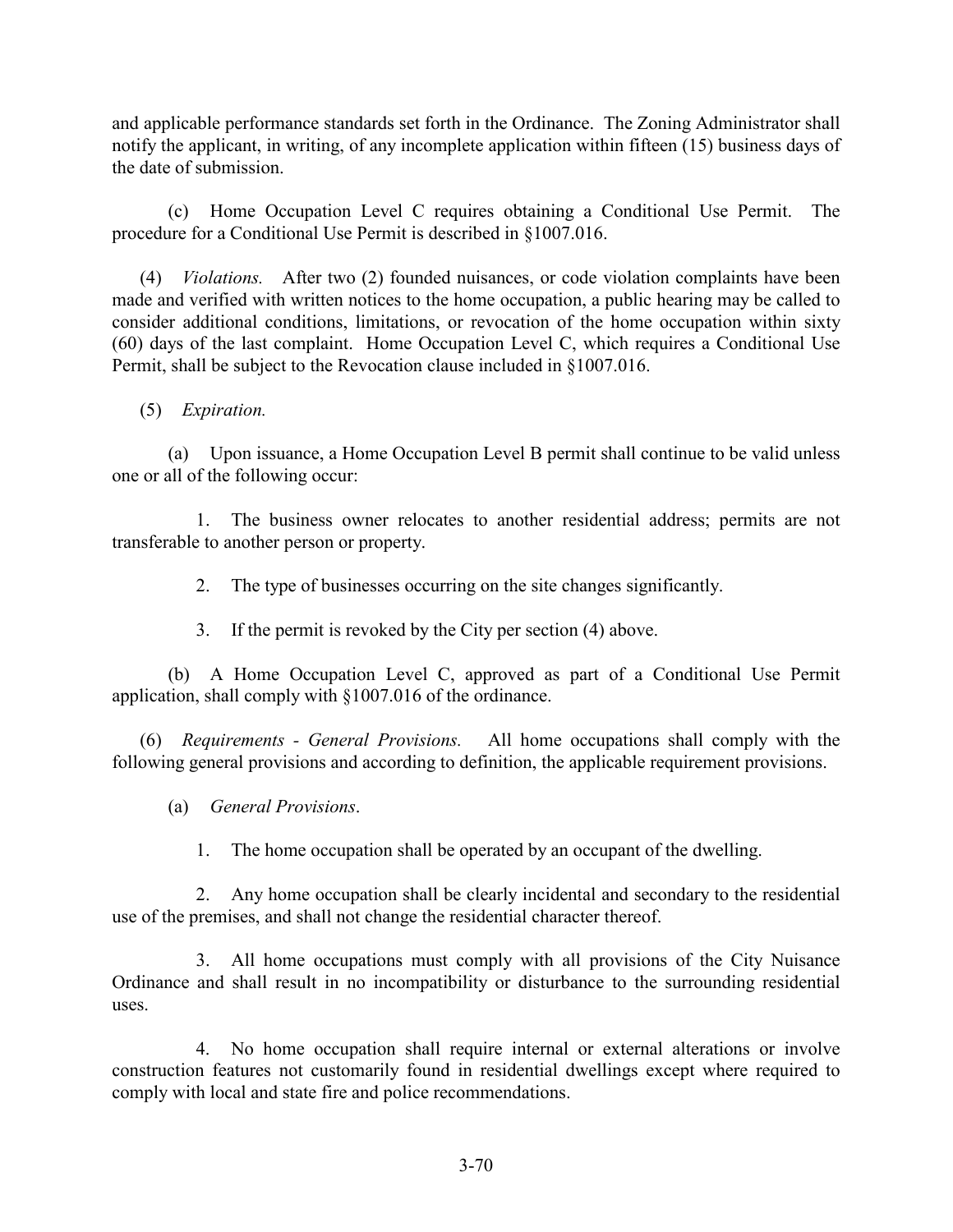and applicable performance standards set forth in the Ordinance. The Zoning Administrator shall notify the applicant, in writing, of any incomplete application within fifteen (15) business days of the date of submission.

(c) Home Occupation Level C requires obtaining a Conditional Use Permit. The procedure for a Conditional Use Permit is described in §1007.016.

(4) *Violations.* After two (2) founded nuisances, or code violation complaints have been made and verified with written notices to the home occupation, a public hearing may be called to consider additional conditions, limitations, or revocation of the home occupation within sixty (60) days of the last complaint. Home Occupation Level C, which requires a Conditional Use Permit, shall be subject to the Revocation clause included in §1007.016.

(5) *Expiration.*

(a) Upon issuance, a Home Occupation Level B permit shall continue to be valid unless one or all of the following occur:

1. The business owner relocates to another residential address; permits are not transferable to another person or property.

2. The type of businesses occurring on the site changes significantly.

3. If the permit is revoked by the City per section (4) above.

(b) A Home Occupation Level C, approved as part of a Conditional Use Permit application, shall comply with §1007.016 of the ordinance.

(6) *Requirements - General Provisions.* All home occupations shall comply with the following general provisions and according to definition, the applicable requirement provisions.

(a) *General Provisions*.

1. The home occupation shall be operated by an occupant of the dwelling.

2. Any home occupation shall be clearly incidental and secondary to the residential use of the premises, and shall not change the residential character thereof.

3. All home occupations must comply with all provisions of the City Nuisance Ordinance and shall result in no incompatibility or disturbance to the surrounding residential uses.

4. No home occupation shall require internal or external alterations or involve construction features not customarily found in residential dwellings except where required to comply with local and state fire and police recommendations.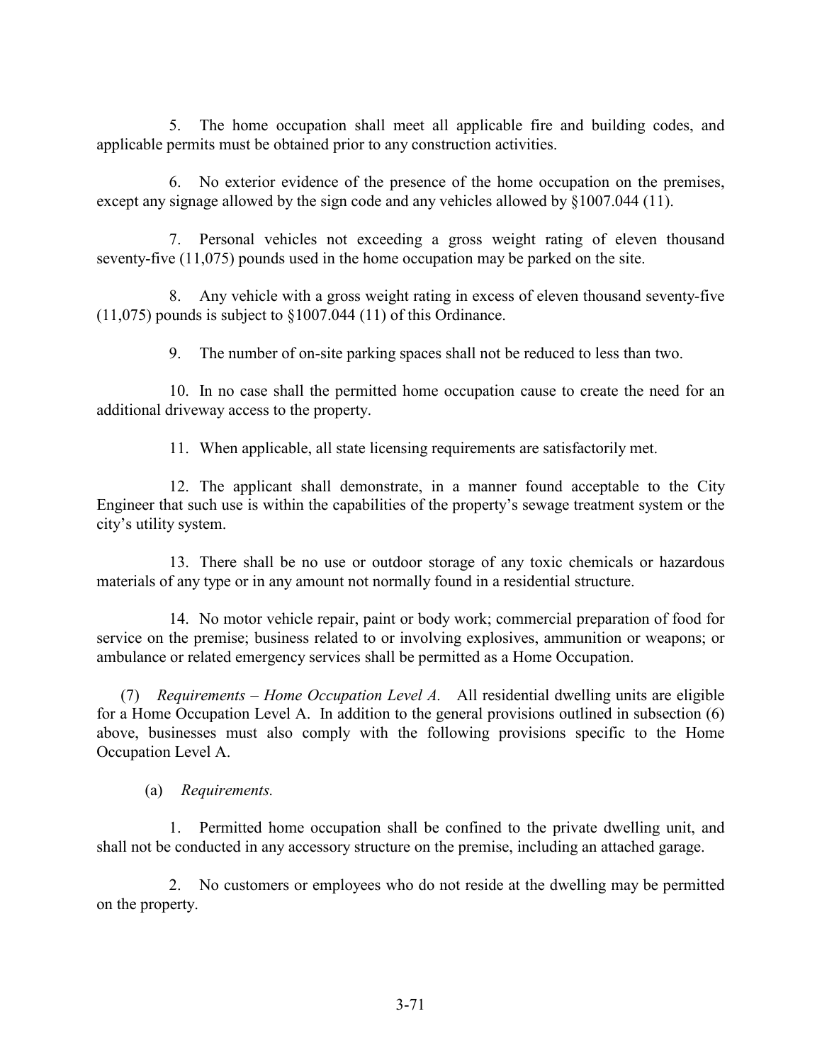5. The home occupation shall meet all applicable fire and building codes, and applicable permits must be obtained prior to any construction activities.

6. No exterior evidence of the presence of the home occupation on the premises, except any signage allowed by the sign code and any vehicles allowed by §1007.044 (11).

7. Personal vehicles not exceeding a gross weight rating of eleven thousand seventy-five (11,075) pounds used in the home occupation may be parked on the site.

8. Any vehicle with a gross weight rating in excess of eleven thousand seventy-five (11,075) pounds is subject to §1007.044 (11) of this Ordinance.

9. The number of on-site parking spaces shall not be reduced to less than two.

10. In no case shall the permitted home occupation cause to create the need for an additional driveway access to the property.

11. When applicable, all state licensing requirements are satisfactorily met.

12. The applicant shall demonstrate, in a manner found acceptable to the City Engineer that such use is within the capabilities of the property's sewage treatment system or the city's utility system.

13. There shall be no use or outdoor storage of any toxic chemicals or hazardous materials of any type or in any amount not normally found in a residential structure.

14. No motor vehicle repair, paint or body work; commercial preparation of food for service on the premise; business related to or involving explosives, ammunition or weapons; or ambulance or related emergency services shall be permitted as a Home Occupation.

(7) *Requirements – Home Occupation Level A.* All residential dwelling units are eligible for a Home Occupation Level A. In addition to the general provisions outlined in subsection (6) above, businesses must also comply with the following provisions specific to the Home Occupation Level A.

(a) *Requirements.*

1. Permitted home occupation shall be confined to the private dwelling unit, and shall not be conducted in any accessory structure on the premise, including an attached garage.

2. No customers or employees who do not reside at the dwelling may be permitted on the property.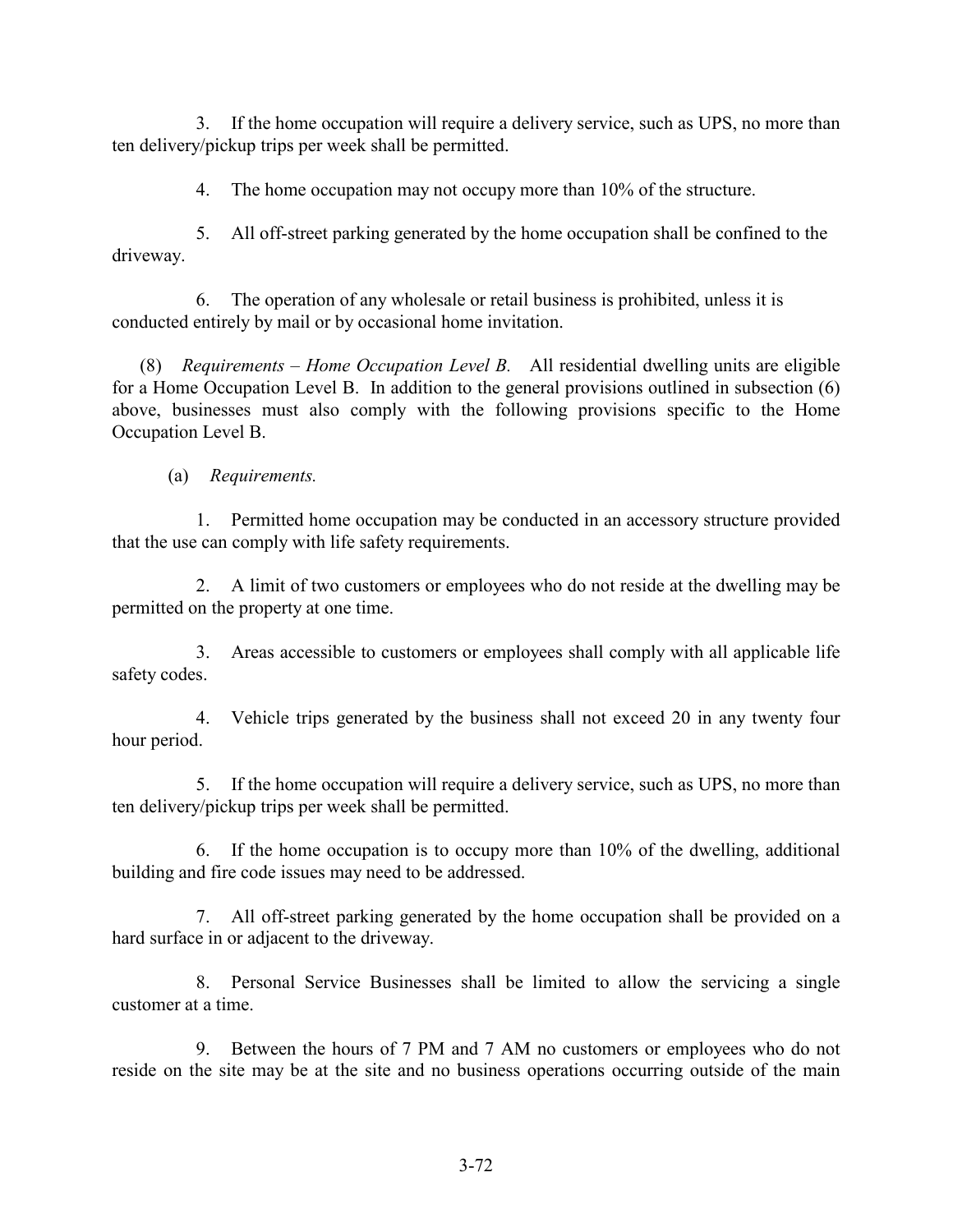3. If the home occupation will require a delivery service, such as UPS, no more than ten delivery/pickup trips per week shall be permitted.

4. The home occupation may not occupy more than 10% of the structure.

5. All off-street parking generated by the home occupation shall be confined to the driveway.

6. The operation of any wholesale or retail business is prohibited, unless it is conducted entirely by mail or by occasional home invitation.

(8) *Requirements – Home Occupation Level B.* All residential dwelling units are eligible for a Home Occupation Level B. In addition to the general provisions outlined in subsection (6) above, businesses must also comply with the following provisions specific to the Home Occupation Level B.

(a) *Requirements.*

1. Permitted home occupation may be conducted in an accessory structure provided that the use can comply with life safety requirements.

2. A limit of two customers or employees who do not reside at the dwelling may be permitted on the property at one time.

3. Areas accessible to customers or employees shall comply with all applicable life safety codes.

4. Vehicle trips generated by the business shall not exceed 20 in any twenty four hour period.

5. If the home occupation will require a delivery service, such as UPS, no more than ten delivery/pickup trips per week shall be permitted.

6. If the home occupation is to occupy more than 10% of the dwelling, additional building and fire code issues may need to be addressed.

7. All off-street parking generated by the home occupation shall be provided on a hard surface in or adjacent to the driveway.

8. Personal Service Businesses shall be limited to allow the servicing a single customer at a time.

9. Between the hours of 7 PM and 7 AM no customers or employees who do not reside on the site may be at the site and no business operations occurring outside of the main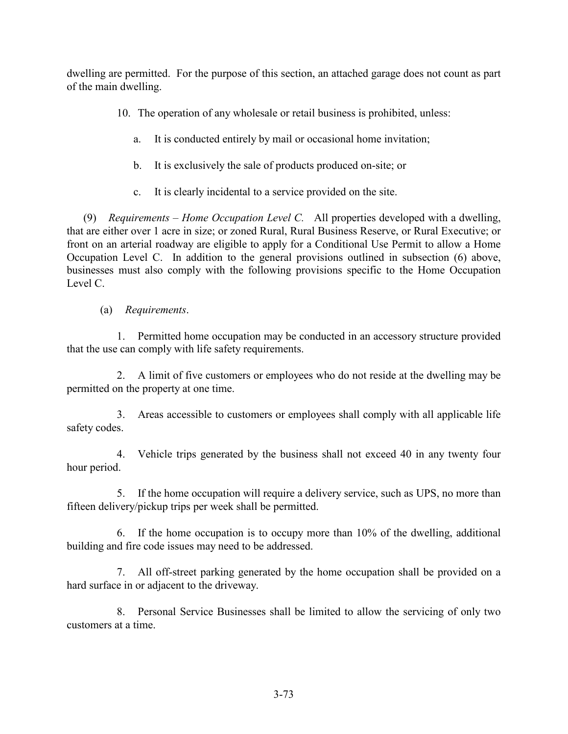dwelling are permitted. For the purpose of this section, an attached garage does not count as part of the main dwelling.

10. The operation of any wholesale or retail business is prohibited, unless:

   a. It is conducted entirely by mail or occasional home invitation;

   b. It is exclusively the sale of products produced on-site; or

   c. It is clearly incidental to a service provided on the site.

(9) *Requirements – Home Occupation Level C.* All properties developed with a dwelling, that are either over 1 acre in size; or zoned Rural, Rural Business Reserve, or Rural Executive; or front on an arterial roadway are eligible to apply for a Conditional Use Permit to allow a Home Occupation Level C. In addition to the general provisions outlined in subsection (6) above, businesses must also comply with the following provisions specific to the Home Occupation Level C.

(a) *Requirements*.

1. Permitted home occupation may be conducted in an accessory structure provided that the use can comply with life safety requirements.

2. A limit of five customers or employees who do not reside at the dwelling may be permitted on the property at one time.

3. Areas accessible to customers or employees shall comply with all applicable life safety codes.

4. Vehicle trips generated by the business shall not exceed 40 in any twenty four hour period.

5. If the home occupation will require a delivery service, such as UPS, no more than fifteen delivery/pickup trips per week shall be permitted.

6. If the home occupation is to occupy more than 10% of the dwelling, additional building and fire code issues may need to be addressed.

7. All off-street parking generated by the home occupation shall be provided on a hard surface in or adjacent to the driveway.

8. Personal Service Businesses shall be limited to allow the servicing of only two customers at a time.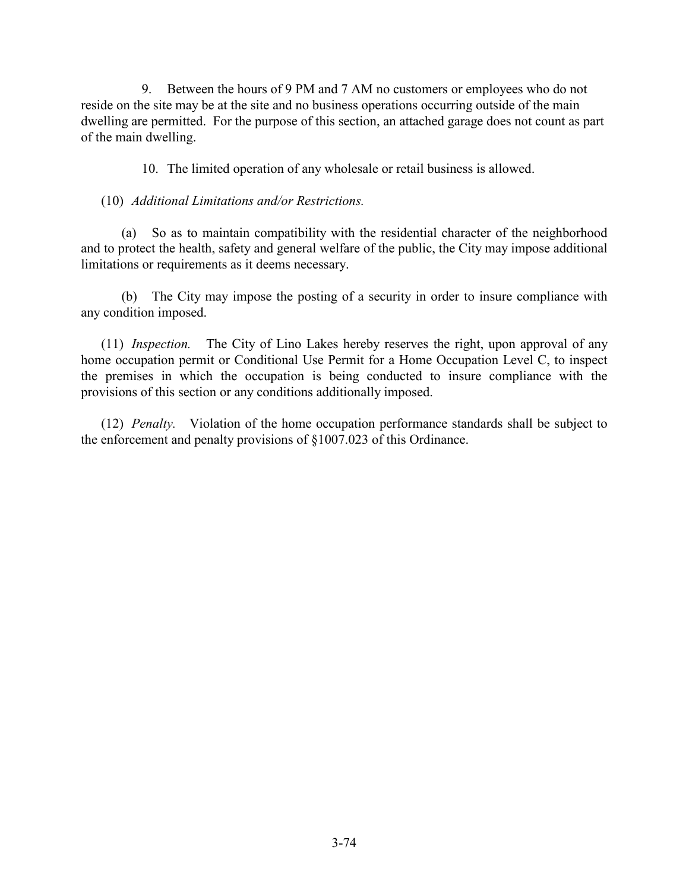9. Between the hours of 9 PM and 7 AM no customers or employees who do not reside on the site may be at the site and no business operations occurring outside of the main dwelling are permitted. For the purpose of this section, an attached garage does not count as part of the main dwelling.

10. The limited operation of any wholesale or retail business is allowed.

(10) *Additional Limitations and/or Restrictions.*

(a) So as to maintain compatibility with the residential character of the neighborhood and to protect the health, safety and general welfare of the public, the City may impose additional limitations or requirements as it deems necessary.

(b) The City may impose the posting of a security in order to insure compliance with any condition imposed.

(11) *Inspection.* The City of Lino Lakes hereby reserves the right, upon approval of any home occupation permit or Conditional Use Permit for a Home Occupation Level C, to inspect the premises in which the occupation is being conducted to insure compliance with the provisions of this section or any conditions additionally imposed.

(12) *Penalty.* Violation of the home occupation performance standards shall be subject to the enforcement and penalty provisions of §1007.023 of this Ordinance.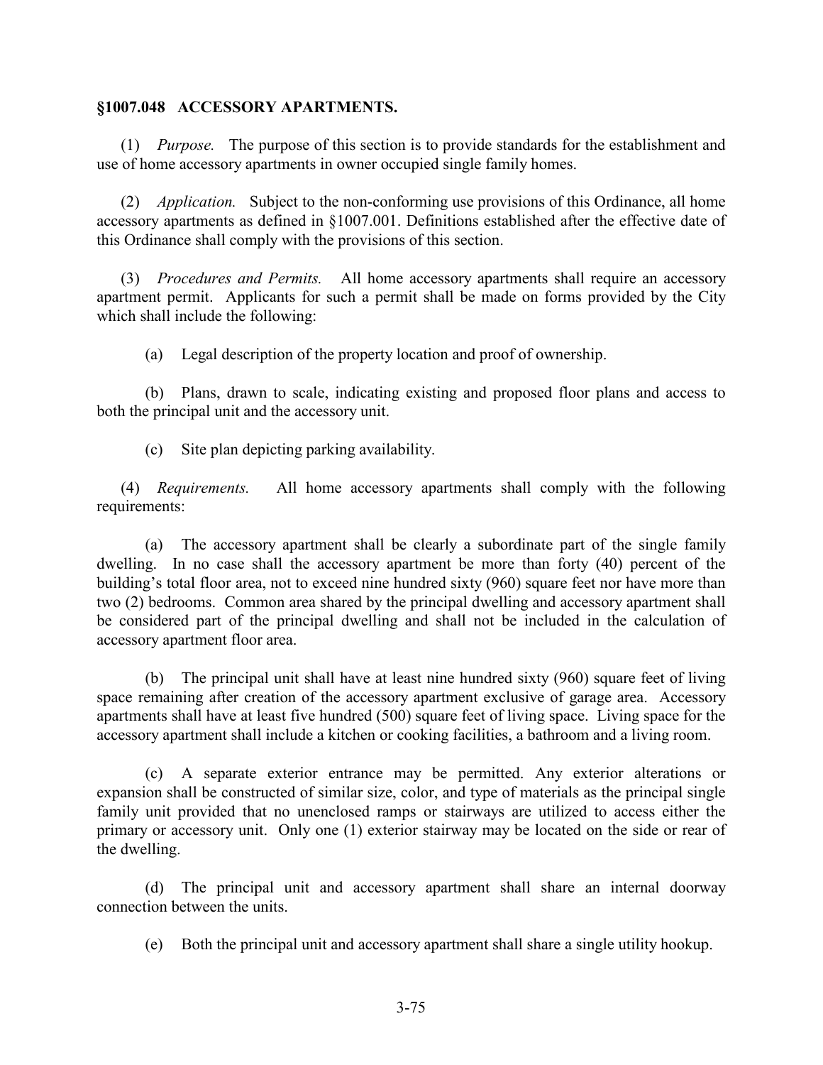## §1007.048 ACCESSORY APARTMENTS.

(1) *Purpose.* The purpose of this section is to provide standards for the establishment and use of home accessory apartments in owner occupied single family homes.

(2) *Application.* Subject to the non-conforming use provisions of this Ordinance, all home accessory apartments as defined in §1007.001. Definitions established after the effective date of this Ordinance shall comply with the provisions of this section.

(3) *Procedures and Permits.* All home accessory apartments shall require an accessory apartment permit. Applicants for such a permit shall be made on forms provided by the City which shall include the following:

(a) Legal description of the property location and proof of ownership.

(b) Plans, drawn to scale, indicating existing and proposed floor plans and access to both the principal unit and the accessory unit.

(c) Site plan depicting parking availability.

(4) *Requirements.* All home accessory apartments shall comply with the following requirements:

(a) The accessory apartment shall be clearly a subordinate part of the single family dwelling. In no case shall the accessory apartment be more than forty (40) percent of the building's total floor area, not to exceed nine hundred sixty (960) square feet nor have more than two (2) bedrooms. Common area shared by the principal dwelling and accessory apartment shall be considered part of the principal dwelling and shall not be included in the calculation of accessory apartment floor area.

(b) The principal unit shall have at least nine hundred sixty (960) square feet of living space remaining after creation of the accessory apartment exclusive of garage area. Accessory apartments shall have at least five hundred (500) square feet of living space. Living space for the accessory apartment shall include a kitchen or cooking facilities, a bathroom and a living room.

(c) A separate exterior entrance may be permitted. Any exterior alterations or expansion shall be constructed of similar size, color, and type of materials as the principal single family unit provided that no unenclosed ramps or stairways are utilized to access either the primary or accessory unit. Only one (1) exterior stairway may be located on the side or rear of the dwelling.

(d) The principal unit and accessory apartment shall share an internal doorway connection between the units.

(e) Both the principal unit and accessory apartment shall share a single utility hookup.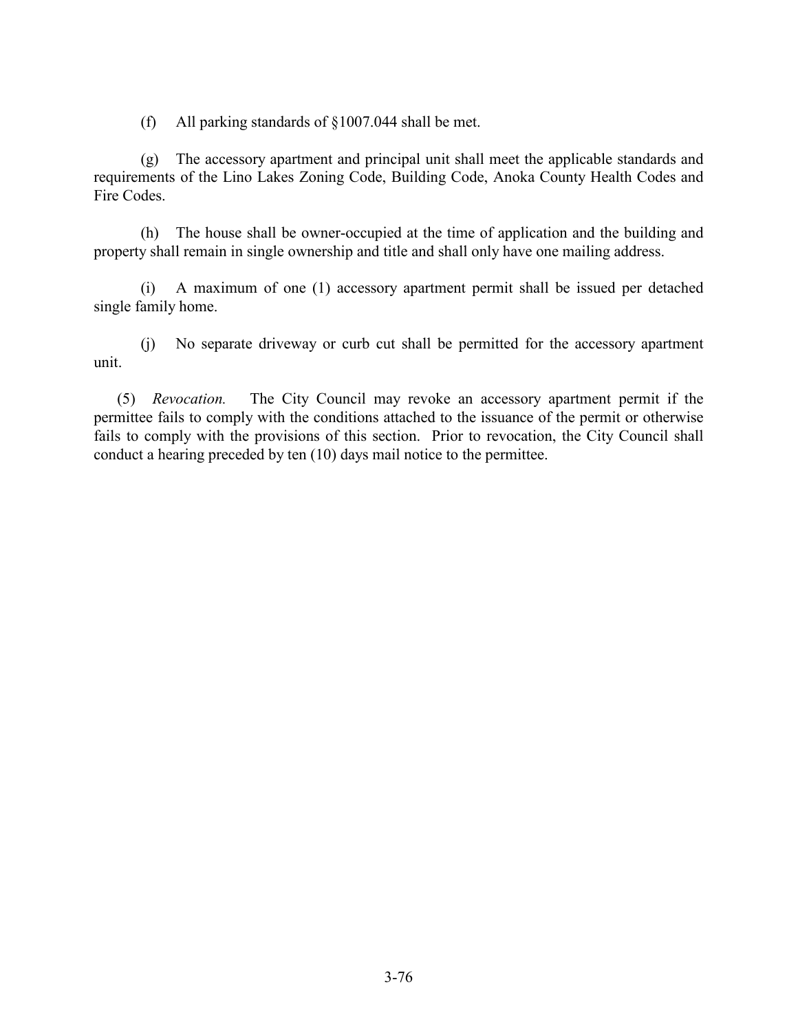(f) All parking standards of §1007.044 shall be met.

(g) The accessory apartment and principal unit shall meet the applicable standards and requirements of the Lino Lakes Zoning Code, Building Code, Anoka County Health Codes and Fire Codes.

(h) The house shall be owner-occupied at the time of application and the building and property shall remain in single ownership and title and shall only have one mailing address.

(i) A maximum of one (1) accessory apartment permit shall be issued per detached single family home.

(j) No separate driveway or curb cut shall be permitted for the accessory apartment unit.

(5) *Revocation.* The City Council may revoke an accessory apartment permit if the permittee fails to comply with the conditions attached to the issuance of the permit or otherwise fails to comply with the provisions of this section. Prior to revocation, the City Council shall conduct a hearing preceded by ten (10) days mail notice to the permittee.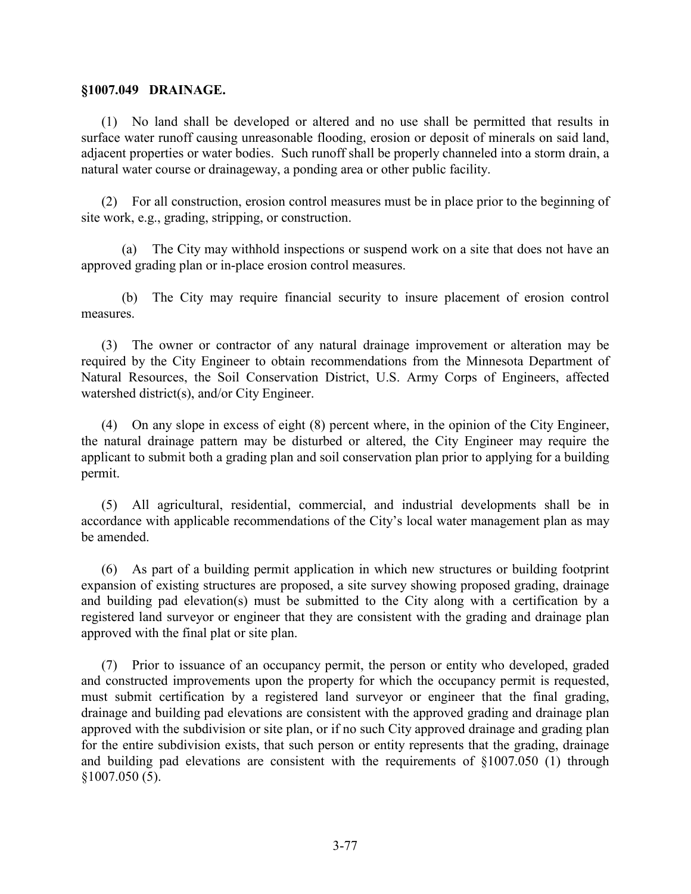**§1007.049 DRAINAGE.**

(1) No land shall be developed or altered and no use shall be permitted that results in surface water runoff causing unreasonable flooding, erosion or deposit of minerals on said land, adjacent properties or water bodies. Such runoff shall be properly channeled into a storm drain, a natural water course or drainageway, a ponding area or other public facility.

(2) For all construction, erosion control measures must be in place prior to the beginning of site work, e.g., grading, stripping, or construction.

(a) The City may withhold inspections or suspend work on a site that does not have an approved grading plan or in-place erosion control measures.

(b) The City may require financial security to insure placement of erosion control measures.

(3) The owner or contractor of any natural drainage improvement or alteration may be required by the City Engineer to obtain recommendations from the Minnesota Department of Natural Resources, the Soil Conservation District, U.S. Army Corps of Engineers, affected watershed district(s), and/or City Engineer.

(4) On any slope in excess of eight (8) percent where, in the opinion of the City Engineer, the natural drainage pattern may be disturbed or altered, the City Engineer may require the applicant to submit both a grading plan and soil conservation plan prior to applying for a building permit.

(5) All agricultural, residential, commercial, and industrial developments shall be in accordance with applicable recommendations of the City's local water management plan as may be amended.

(6) As part of a building permit application in which new structures or building footprint expansion of existing structures are proposed, a site survey showing proposed grading, drainage and building pad elevation(s) must be submitted to the City along with a certification by a registered land surveyor or engineer that they are consistent with the grading and drainage plan approved with the final plat or site plan.

(7) Prior to issuance of an occupancy permit, the person or entity who developed, graded and constructed improvements upon the property for which the occupancy permit is requested, must submit certification by a registered land surveyor or engineer that the final grading, drainage and building pad elevations are consistent with the approved grading and drainage plan approved with the subdivision or site plan, or if no such City approved drainage and grading plan for the entire subdivision exists, that such person or entity represents that the grading, drainage and building pad elevations are consistent with the requirements of §1007.050 (1) through §1007.050 (5).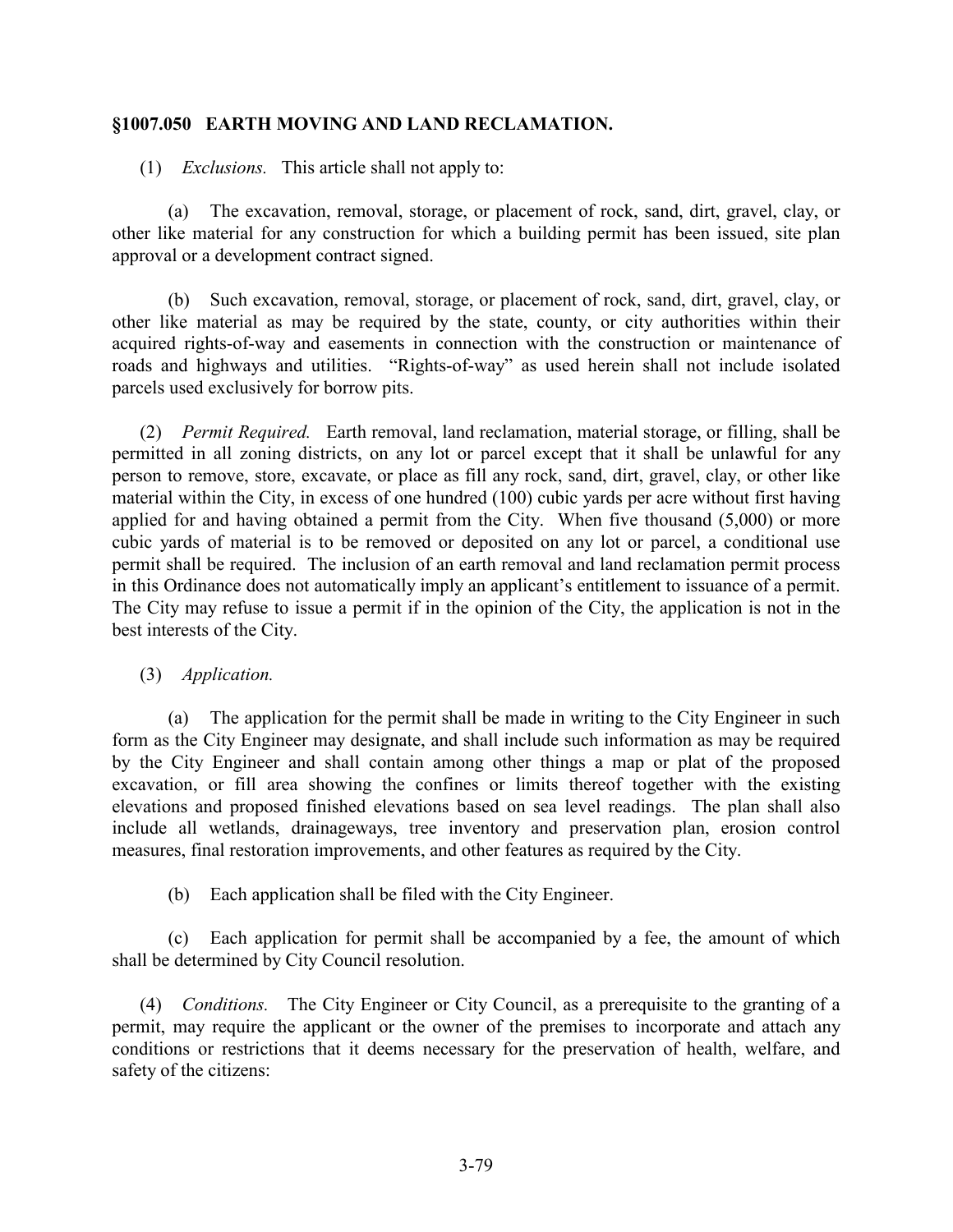## §1007.050 EARTH MOVING AND LAND RECLAMATION.

(1) *Exclusions.* This article shall not apply to:

(a) The excavation, removal, storage, or placement of rock, sand, dirt, gravel, clay, or other like material for any construction for which a building permit has been issued, site plan approval or a development contract signed.

(b) Such excavation, removal, storage, or placement of rock, sand, dirt, gravel, clay, or other like material as may be required by the state, county, or city authorities within their acquired rights-of-way and easements in connection with the construction or maintenance of roads and highways and utilities. "Rights-of-way" as used herein shall not include isolated parcels used exclusively for borrow pits.

(2) *Permit Required.* Earth removal, land reclamation, material storage, or filling, shall be permitted in all zoning districts, on any lot or parcel except that it shall be unlawful for any person to remove, store, excavate, or place as fill any rock, sand, dirt, gravel, clay, or other like material within the City, in excess of one hundred (100) cubic yards per acre without first having applied for and having obtained a permit from the City. When five thousand (5,000) or more cubic yards of material is to be removed or deposited on any lot or parcel, a conditional use permit shall be required. The inclusion of an earth removal and land reclamation permit process in this Ordinance does not automatically imply an applicant's entitlement to issuance of a permit. The City may refuse to issue a permit if in the opinion of the City, the application is not in the best interests of the City.

(3) *Application.*

(a) The application for the permit shall be made in writing to the City Engineer in such form as the City Engineer may designate, and shall include such information as may be required by the City Engineer and shall contain among other things a map or plat of the proposed excavation, or fill area showing the confines or limits thereof together with the existing elevations and proposed finished elevations based on sea level readings. The plan shall also include all wetlands, drainageways, tree inventory and preservation plan, erosion control measures, final restoration improvements, and other features as required by the City.

(b) Each application shall be filed with the City Engineer.

(c) Each application for permit shall be accompanied by a fee, the amount of which shall be determined by City Council resolution.

(4) *Conditions.* The City Engineer or City Council, as a prerequisite to the granting of a permit, may require the applicant or the owner of the premises to incorporate and attach any conditions or restrictions that it deems necessary for the preservation of health, welfare, and safety of the citizens: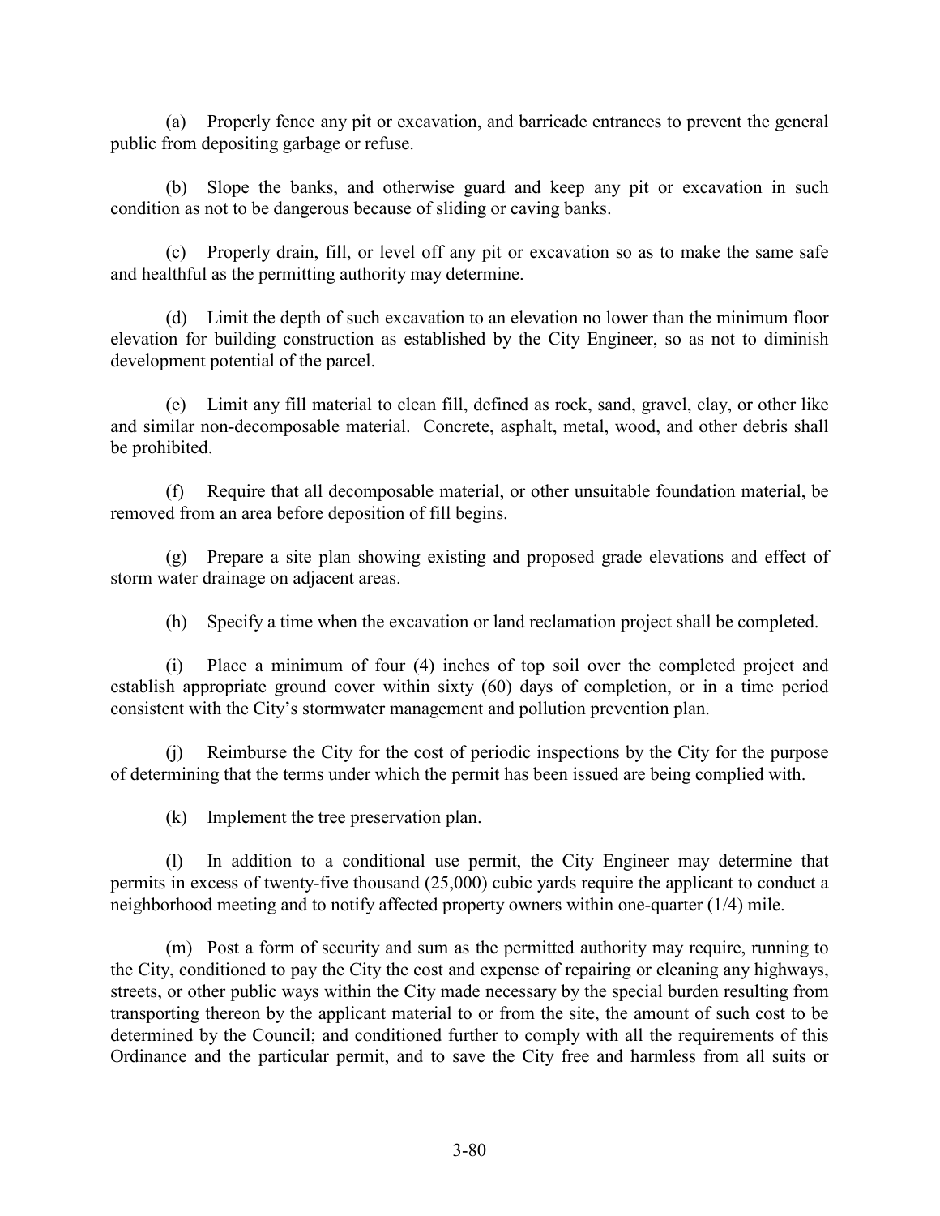(a) Properly fence any pit or excavation, and barricade entrances to prevent the general public from depositing garbage or refuse.

(b) Slope the banks, and otherwise guard and keep any pit or excavation in such condition as not to be dangerous because of sliding or caving banks.

(c) Properly drain, fill, or level off any pit or excavation so as to make the same safe and healthful as the permitting authority may determine.

(d) Limit the depth of such excavation to an elevation no lower than the minimum floor elevation for building construction as established by the City Engineer, so as not to diminish development potential of the parcel.

(e) Limit any fill material to clean fill, defined as rock, sand, gravel, clay, or other like and similar non-decomposable material. Concrete, asphalt, metal, wood, and other debris shall be prohibited.

(f) Require that all decomposable material, or other unsuitable foundation material, be removed from an area before deposition of fill begins.

(g) Prepare a site plan showing existing and proposed grade elevations and effect of storm water drainage on adjacent areas.

(h) Specify a time when the excavation or land reclamation project shall be completed.

(i) Place a minimum of four (4) inches of top soil over the completed project and establish appropriate ground cover within sixty (60) days of completion, or in a time period consistent with the City's stormwater management and pollution prevention plan.

(j) Reimburse the City for the cost of periodic inspections by the City for the purpose of determining that the terms under which the permit has been issued are being complied with.

(k) Implement the tree preservation plan.

(l) In addition to a conditional use permit, the City Engineer may determine that permits in excess of twenty-five thousand (25,000) cubic yards require the applicant to conduct a neighborhood meeting and to notify affected property owners within one-quarter (1/4) mile.

(m) Post a form of security and sum as the permitted authority may require, running to the City, conditioned to pay the City the cost and expense of repairing or cleaning any highways, streets, or other public ways within the City made necessary by the special burden resulting from transporting thereon by the applicant material to or from the site, the amount of such cost to be determined by the Council; and conditioned further to comply with all the requirements of this Ordinance and the particular permit, and to save the City free and harmless from all suits or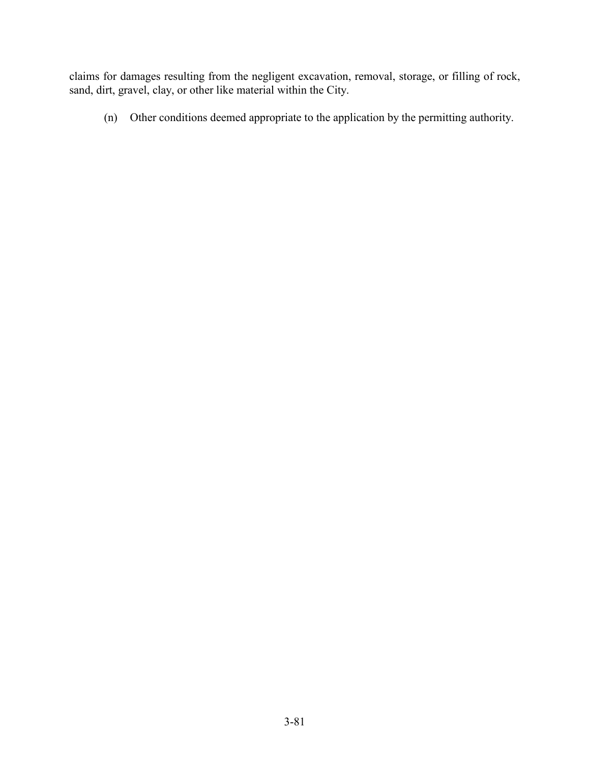claims for damages resulting from the negligent excavation, removal, storage, or filling of rock, sand, dirt, gravel, clay, or other like material within the City.

(n) Other conditions deemed appropriate to the application by the permitting authority.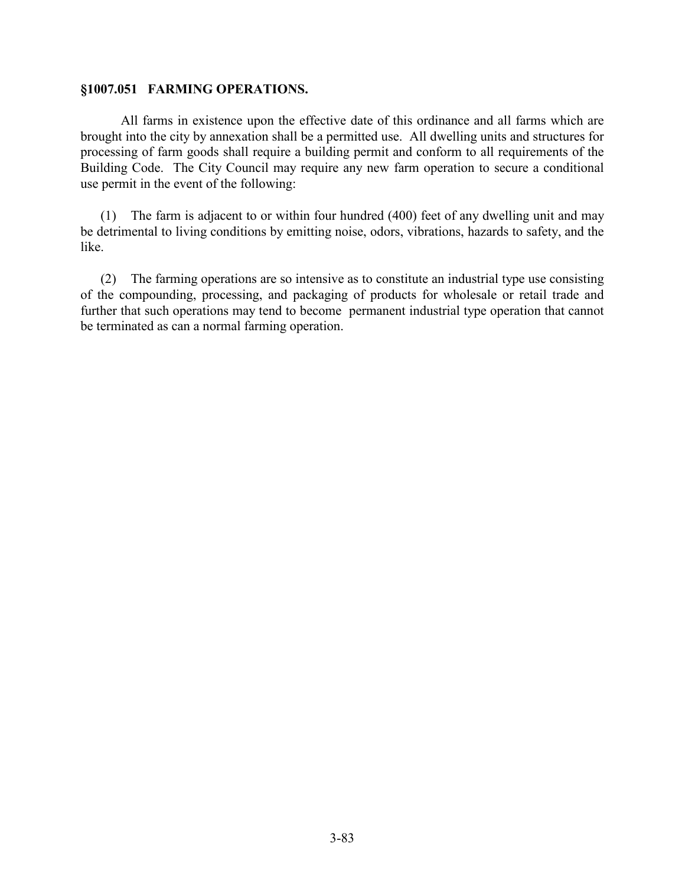**§1007.051 FARMING OPERATIONS.**

All farms in existence upon the effective date of this ordinance and all farms which are brought into the city by annexation shall be a permitted use. All dwelling units and structures for processing of farm goods shall require a building permit and conform to all requirements of the Building Code. The City Council may require any new farm operation to secure a conditional use permit in the event of the following:

(1) The farm is adjacent to or within four hundred (400) feet of any dwelling unit and may be detrimental to living conditions by emitting noise, odors, vibrations, hazards to safety, and the like.

(2) The farming operations are so intensive as to constitute an industrial type use consisting of the compounding, processing, and packaging of products for wholesale or retail trade and further that such operations may tend to become permanent industrial type operation that cannot be terminated as can a normal farming operation.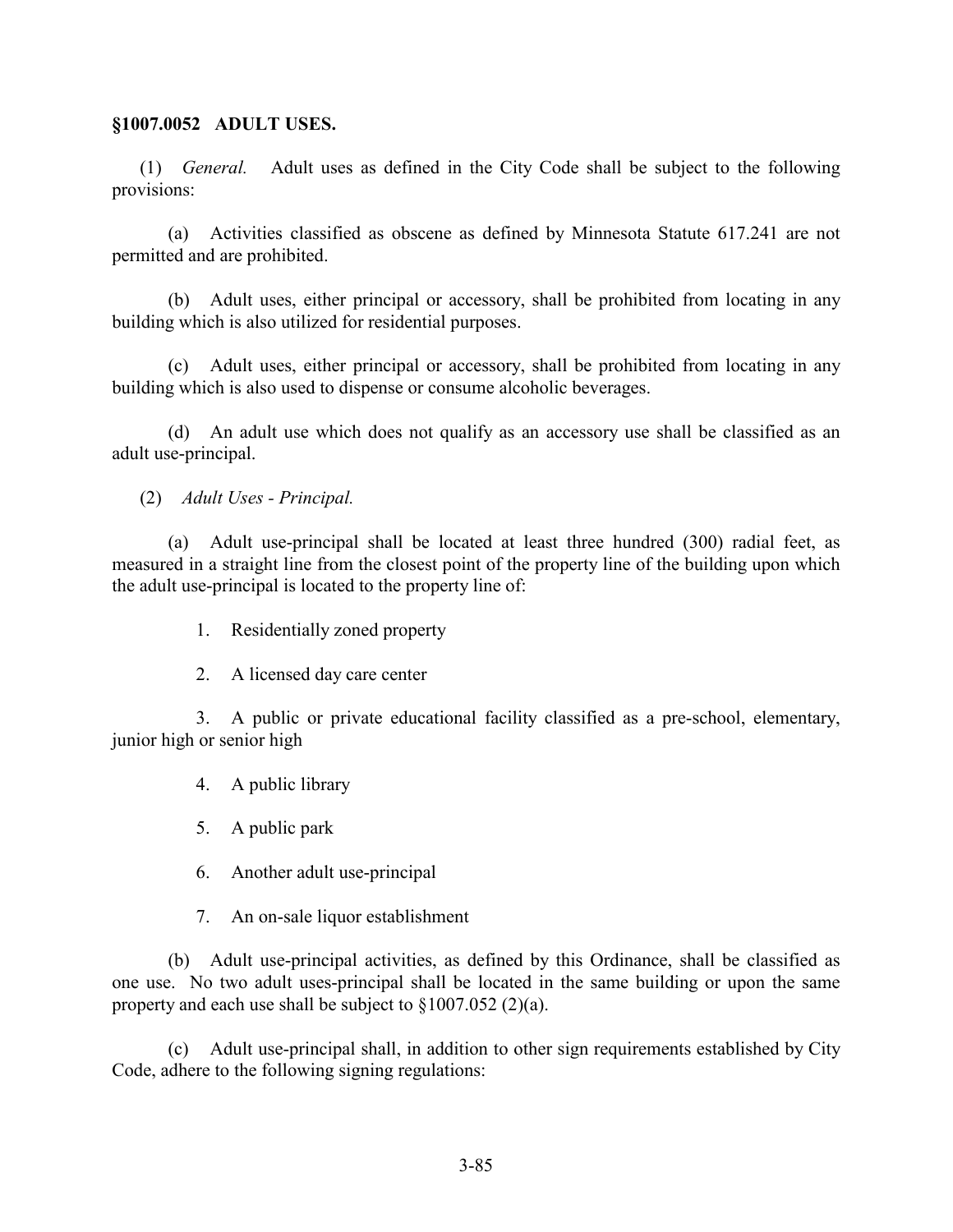**§1007.0052 ADULT USES.**

(1) *General.* Adult uses as defined in the City Code shall be subject to the following provisions:

(a) Activities classified as obscene as defined by Minnesota Statute 617.241 are not permitted and are prohibited.

(b) Adult uses, either principal or accessory, shall be prohibited from locating in any building which is also utilized for residential purposes.

(c) Adult uses, either principal or accessory, shall be prohibited from locating in any building which is also used to dispense or consume alcoholic beverages.

(d) An adult use which does not qualify as an accessory use shall be classified as an adult use-principal.

(2) *Adult Uses - Principal.*

(a) Adult use-principal shall be located at least three hundred (300) radial feet, as measured in a straight line from the closest point of the property line of the building upon which the adult use-principal is located to the property line of:

1. Residentially zoned property

2. A licensed day care center

3. A public or private educational facility classified as a pre-school, elementary, junior high or senior high

4. A public library

5. A public park

6. Another adult use-principal

7. An on-sale liquor establishment

(b) Adult use-principal activities, as defined by this Ordinance, shall be classified as one use. No two adult uses-principal shall be located in the same building or upon the same property and each use shall be subject to §1007.052 (2)(a).

(c) Adult use-principal shall, in addition to other sign requirements established by City Code, adhere to the following signing regulations: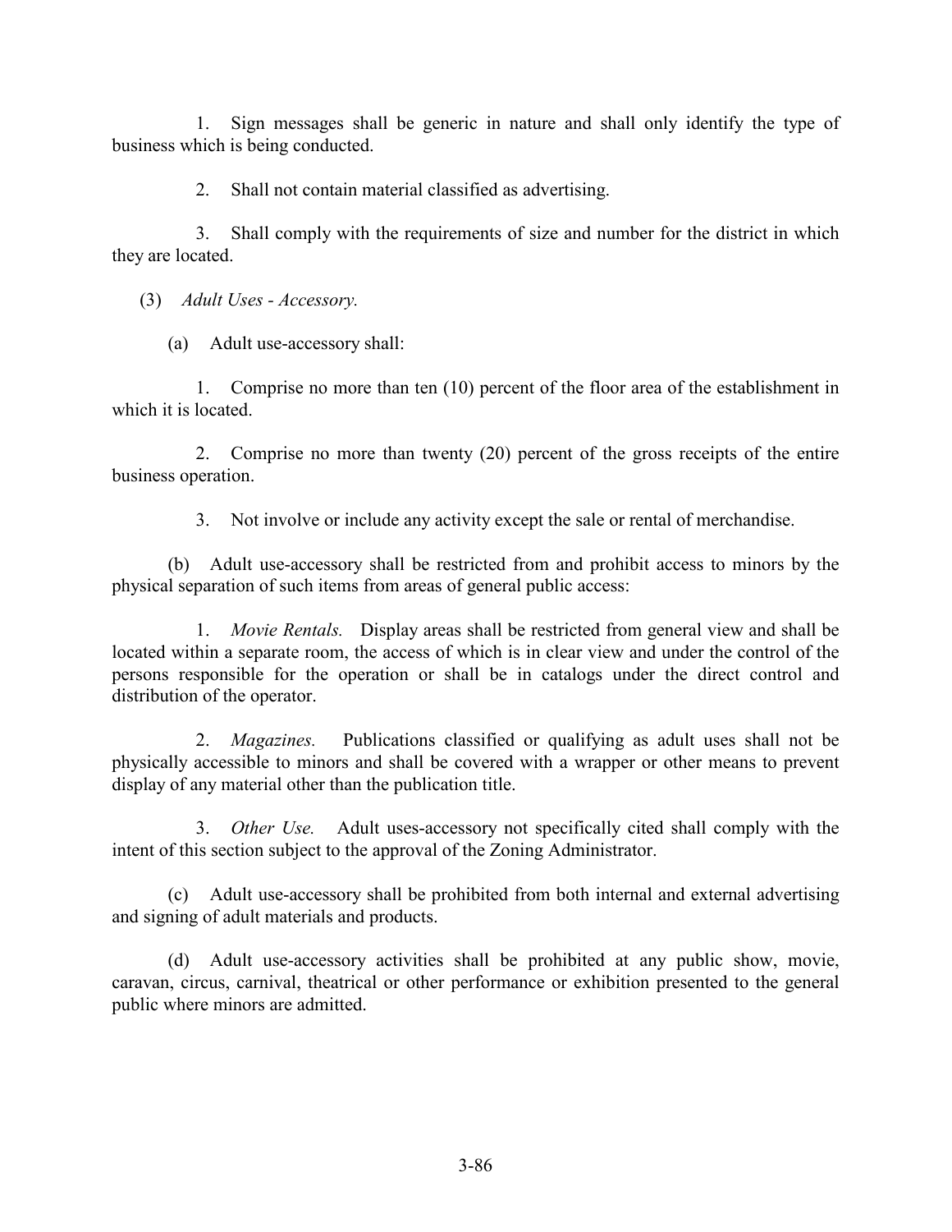1. Sign messages shall be generic in nature and shall only identify the type of business which is being conducted.

2. Shall not contain material classified as advertising.

3. Shall comply with the requirements of size and number for the district in which they are located.

(3) *Adult Uses - Accessory.*

(a) Adult use-accessory shall:

1. Comprise no more than ten (10) percent of the floor area of the establishment in which it is located.

2. Comprise no more than twenty (20) percent of the gross receipts of the entire business operation.

3. Not involve or include any activity except the sale or rental of merchandise.

(b) Adult use-accessory shall be restricted from and prohibit access to minors by the physical separation of such items from areas of general public access:

1. *Movie Rentals.* Display areas shall be restricted from general view and shall be located within a separate room, the access of which is in clear view and under the control of the persons responsible for the operation or shall be in catalogs under the direct control and distribution of the operator.

2. *Magazines.* Publications classified or qualifying as adult uses shall not be physically accessible to minors and shall be covered with a wrapper or other means to prevent display of any material other than the publication title.

3. *Other Use.* Adult uses-accessory not specifically cited shall comply with the intent of this section subject to the approval of the Zoning Administrator.

(c) Adult use-accessory shall be prohibited from both internal and external advertising and signing of adult materials and products.

(d) Adult use-accessory activities shall be prohibited at any public show, movie, caravan, circus, carnival, theatrical or other performance or exhibition presented to the general public where minors are admitted.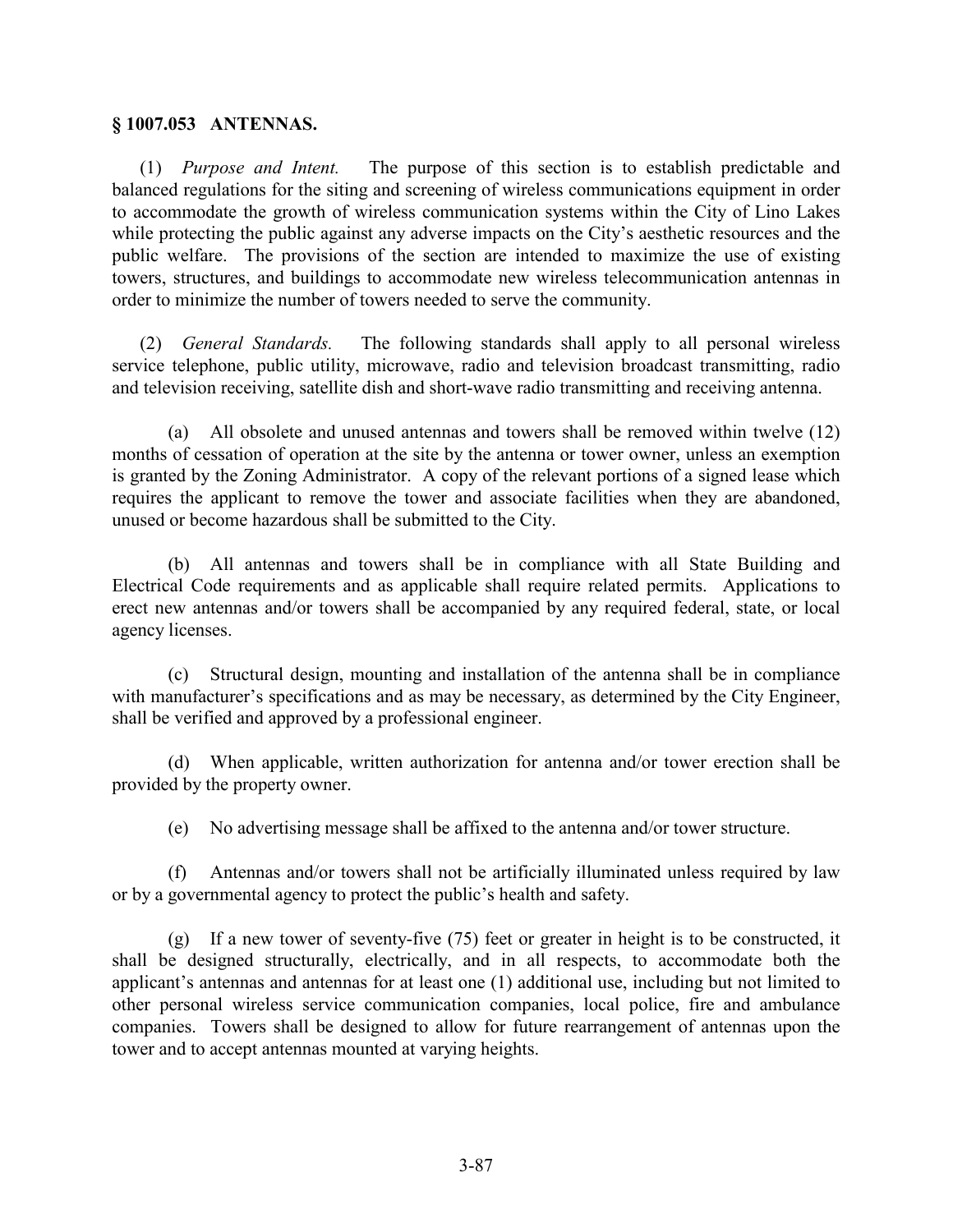## § 1007.053 ANTENNAS.

(1) *Purpose and Intent.* The purpose of this section is to establish predictable and balanced regulations for the siting and screening of wireless communications equipment in order to accommodate the growth of wireless communication systems within the City of Lino Lakes while protecting the public against any adverse impacts on the City's aesthetic resources and the public welfare. The provisions of the section are intended to maximize the use of existing towers, structures, and buildings to accommodate new wireless telecommunication antennas in order to minimize the number of towers needed to serve the community.

(2) *General Standards.* The following standards shall apply to all personal wireless service telephone, public utility, microwave, radio and television broadcast transmitting, radio and television receiving, satellite dish and short-wave radio transmitting and receiving antenna.

(a) All obsolete and unused antennas and towers shall be removed within twelve (12) months of cessation of operation at the site by the antenna or tower owner, unless an exemption is granted by the Zoning Administrator. A copy of the relevant portions of a signed lease which requires the applicant to remove the tower and associate facilities when they are abandoned, unused or become hazardous shall be submitted to the City.

(b) All antennas and towers shall be in compliance with all State Building and Electrical Code requirements and as applicable shall require related permits. Applications to erect new antennas and/or towers shall be accompanied by any required federal, state, or local agency licenses.

(c) Structural design, mounting and installation of the antenna shall be in compliance with manufacturer's specifications and as may be necessary, as determined by the City Engineer, shall be verified and approved by a professional engineer.

(d) When applicable, written authorization for antenna and/or tower erection shall be provided by the property owner.

(e) No advertising message shall be affixed to the antenna and/or tower structure.

(f) Antennas and/or towers shall not be artificially illuminated unless required by law or by a governmental agency to protect the public's health and safety.

(g) If a new tower of seventy-five (75) feet or greater in height is to be constructed, it shall be designed structurally, electrically, and in all respects, to accommodate both the applicant's antennas and antennas for at least one (1) additional use, including but not limited to other personal wireless service communication companies, local police, fire and ambulance companies. Towers shall be designed to allow for future rearrangement of antennas upon the tower and to accept antennas mounted at varying heights.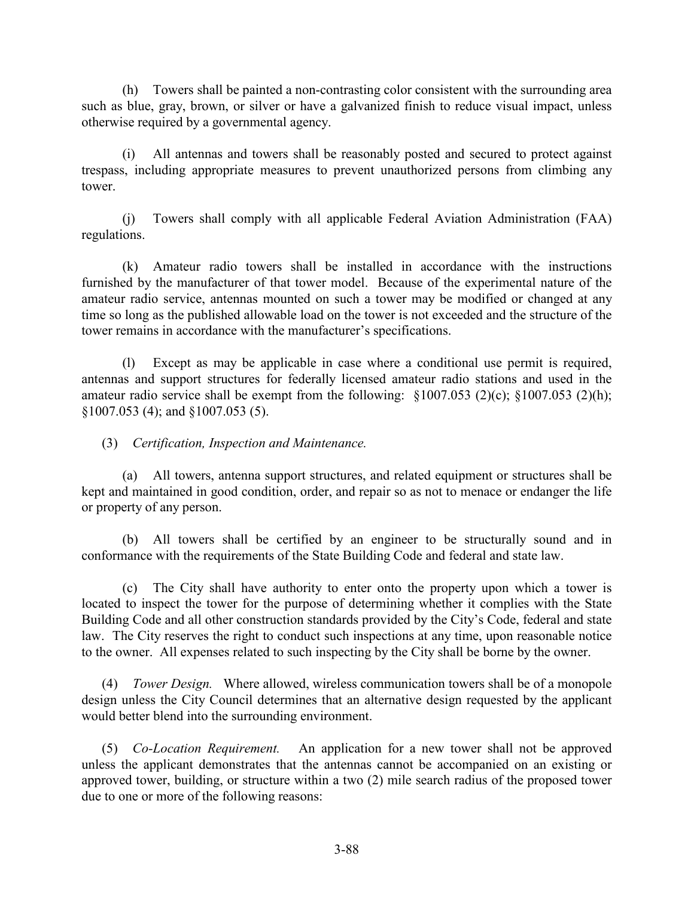(h) Towers shall be painted a non-contrasting color consistent with the surrounding area such as blue, gray, brown, or silver or have a galvanized finish to reduce visual impact, unless otherwise required by a governmental agency.

(i) All antennas and towers shall be reasonably posted and secured to protect against trespass, including appropriate measures to prevent unauthorized persons from climbing any tower.

(j) Towers shall comply with all applicable Federal Aviation Administration (FAA) regulations.

(k) Amateur radio towers shall be installed in accordance with the instructions furnished by the manufacturer of that tower model. Because of the experimental nature of the amateur radio service, antennas mounted on such a tower may be modified or changed at any time so long as the published allowable load on the tower is not exceeded and the structure of the tower remains in accordance with the manufacturer's specifications.

(l) Except as may be applicable in case where a conditional use permit is required, antennas and support structures for federally licensed amateur radio stations and used in the amateur radio service shall be exempt from the following: §1007.053 (2)(c); §1007.053 (2)(h); §1007.053 (4); and §1007.053 (5).

(3) *Certification, Inspection and Maintenance.*

(a) All towers, antenna support structures, and related equipment or structures shall be kept and maintained in good condition, order, and repair so as not to menace or endanger the life or property of any person.

(b) All towers shall be certified by an engineer to be structurally sound and in conformance with the requirements of the State Building Code and federal and state law.

(c) The City shall have authority to enter onto the property upon which a tower is located to inspect the tower for the purpose of determining whether it complies with the State Building Code and all other construction standards provided by the City's Code, federal and state law. The City reserves the right to conduct such inspections at any time, upon reasonable notice to the owner. All expenses related to such inspecting by the City shall be borne by the owner.

(4) *Tower Design.* Where allowed, wireless communication towers shall be of a monopole design unless the City Council determines that an alternative design requested by the applicant would better blend into the surrounding environment.

(5) *Co-Location Requirement.* An application for a new tower shall not be approved unless the applicant demonstrates that the antennas cannot be accompanied on an existing or approved tower, building, or structure within a two (2) mile search radius of the proposed tower due to one or more of the following reasons: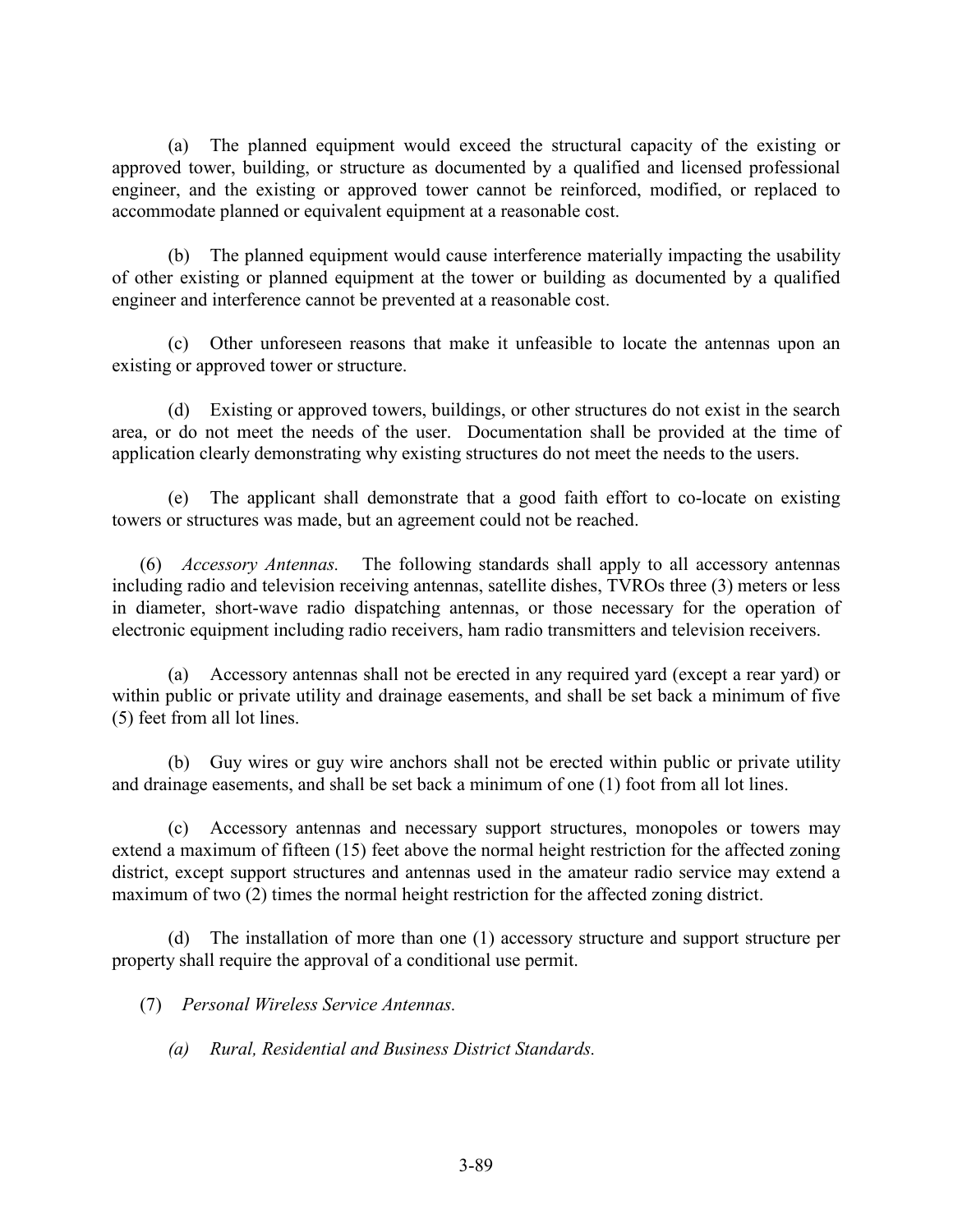(a) The planned equipment would exceed the structural capacity of the existing or approved tower, building, or structure as documented by a qualified and licensed professional engineer, and the existing or approved tower cannot be reinforced, modified, or replaced to accommodate planned or equivalent equipment at a reasonable cost.

(b) The planned equipment would cause interference materially impacting the usability of other existing or planned equipment at the tower or building as documented by a qualified engineer and interference cannot be prevented at a reasonable cost.

(c) Other unforeseen reasons that make it unfeasible to locate the antennas upon an existing or approved tower or structure.

(d) Existing or approved towers, buildings, or other structures do not exist in the search area, or do not meet the needs of the user. Documentation shall be provided at the time of application clearly demonstrating why existing structures do not meet the needs to the users.

(e) The applicant shall demonstrate that a good faith effort to co-locate on existing towers or structures was made, but an agreement could not be reached.

(6) *Accessory Antennas.* The following standards shall apply to all accessory antennas including radio and television receiving antennas, satellite dishes, TVROs three (3) meters or less in diameter, short-wave radio dispatching antennas, or those necessary for the operation of electronic equipment including radio receivers, ham radio transmitters and television receivers.

(a) Accessory antennas shall not be erected in any required yard (except a rear yard) or within public or private utility and drainage easements, and shall be set back a minimum of five (5) feet from all lot lines.

(b) Guy wires or guy wire anchors shall not be erected within public or private utility and drainage easements, and shall be set back a minimum of one (1) foot from all lot lines.

(c) Accessory antennas and necessary support structures, monopoles or towers may extend a maximum of fifteen (15) feet above the normal height restriction for the affected zoning district, except support structures and antennas used in the amateur radio service may extend a maximum of two (2) times the normal height restriction for the affected zoning district.

(d) The installation of more than one (1) accessory structure and support structure per property shall require the approval of a conditional use permit.

(7) *Personal Wireless Service Antennas.*

*(a) Rural, Residential and Business District Standards.*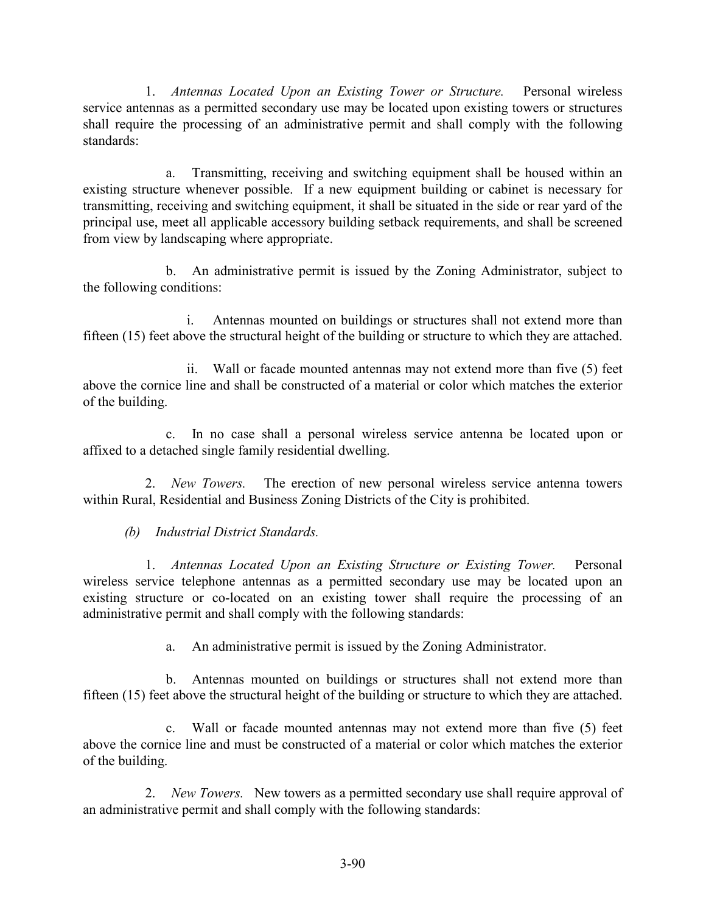1. *Antennas Located Upon an Existing Tower or Structure.* Personal wireless service antennas as a permitted secondary use may be located upon existing towers or structures shall require the processing of an administrative permit and shall comply with the following standards:

a. Transmitting, receiving and switching equipment shall be housed within an existing structure whenever possible. If a new equipment building or cabinet is necessary for transmitting, receiving and switching equipment, it shall be situated in the side or rear yard of the principal use, meet all applicable accessory building setback requirements, and shall be screened from view by landscaping where appropriate.

b. An administrative permit is issued by the Zoning Administrator, subject to the following conditions:

i. Antennas mounted on buildings or structures shall not extend more than fifteen (15) feet above the structural height of the building or structure to which they are attached.

ii. Wall or facade mounted antennas may not extend more than five (5) feet above the cornice line and shall be constructed of a material or color which matches the exterior of the building.

c. In no case shall a personal wireless service antenna be located upon or affixed to a detached single family residential dwelling.

2. *New Towers.* The erection of new personal wireless service antenna towers within Rural, Residential and Business Zoning Districts of the City is prohibited.

*(b) Industrial District Standards.*

1. *Antennas Located Upon an Existing Structure or Existing Tower.* Personal wireless service telephone antennas as a permitted secondary use may be located upon an existing structure or co-located on an existing tower shall require the processing of an administrative permit and shall comply with the following standards:

a. An administrative permit is issued by the Zoning Administrator.

b. Antennas mounted on buildings or structures shall not extend more than fifteen (15) feet above the structural height of the building or structure to which they are attached.

c. Wall or facade mounted antennas may not extend more than five (5) feet above the cornice line and must be constructed of a material or color which matches the exterior of the building.

2. *New Towers.* New towers as a permitted secondary use shall require approval of an administrative permit and shall comply with the following standards: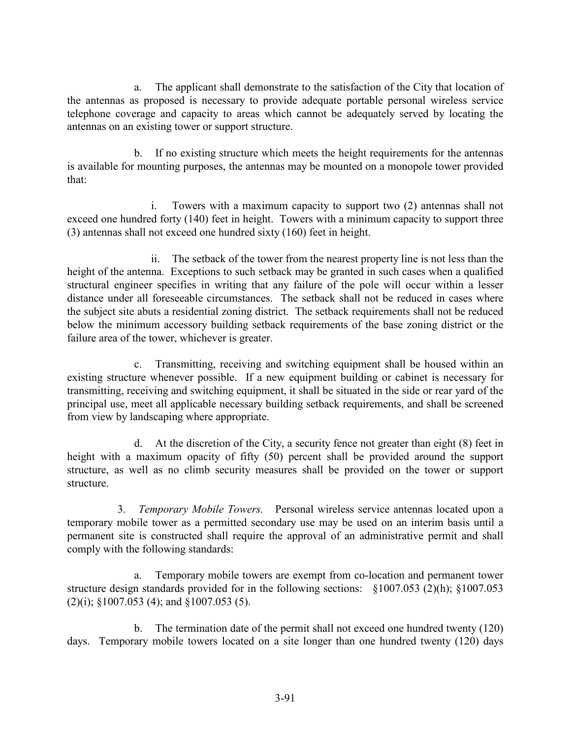a. The applicant shall demonstrate to the satisfaction of the City that location of the antennas as proposed is necessary to provide adequate portable personal wireless service telephone coverage and capacity to areas which cannot be adequately served by locating the antennas on an existing tower or support structure.

b. If no existing structure which meets the height requirements for the antennas is available for mounting purposes, the antennas may be mounted on a monopole tower provided that:

i. Towers with a maximum capacity to support two (2) antennas shall not exceed one hundred forty (140) feet in height. Towers with a minimum capacity to support three (3) antennas shall not exceed one hundred sixty (160) feet in height.

ii. The setback of the tower from the nearest property line is not less than the height of the antenna. Exceptions to such setback may be granted in such cases when a qualified structural engineer specifies in writing that any failure of the pole will occur within a lesser distance under all foreseeable circumstances. The setback shall not be reduced in cases where the subject site abuts a residential zoning district. The setback requirements shall not be reduced below the minimum accessory building setback requirements of the base zoning district or the failure area of the tower, whichever is greater.

c. Transmitting, receiving and switching equipment shall be housed within an existing structure whenever possible. If a new equipment building or cabinet is necessary for transmitting, receiving and switching equipment, it shall be situated in the side or rear yard of the principal use, meet all applicable necessary building setback requirements, and shall be screened from view by landscaping where appropriate.

d. At the discretion of the City, a security fence not greater than eight (8) feet in height with a maximum opacity of fifty (50) percent shall be provided around the support structure, as well as no climb security measures shall be provided on the tower or support structure.

3. *Temporary Mobile Towers.* Personal wireless service antennas located upon a temporary mobile tower as a permitted secondary use may be used on an interim basis until a permanent site is constructed shall require the approval of an administrative permit and shall comply with the following standards:

a. Temporary mobile towers are exempt from co-location and permanent tower structure design standards provided for in the following sections: §1007.053 (2)(h); §1007.053 (2)(i); §1007.053 (4); and §1007.053 (5).

b. The termination date of the permit shall not exceed one hundred twenty (120) days. Temporary mobile towers located on a site longer than one hundred twenty (120) days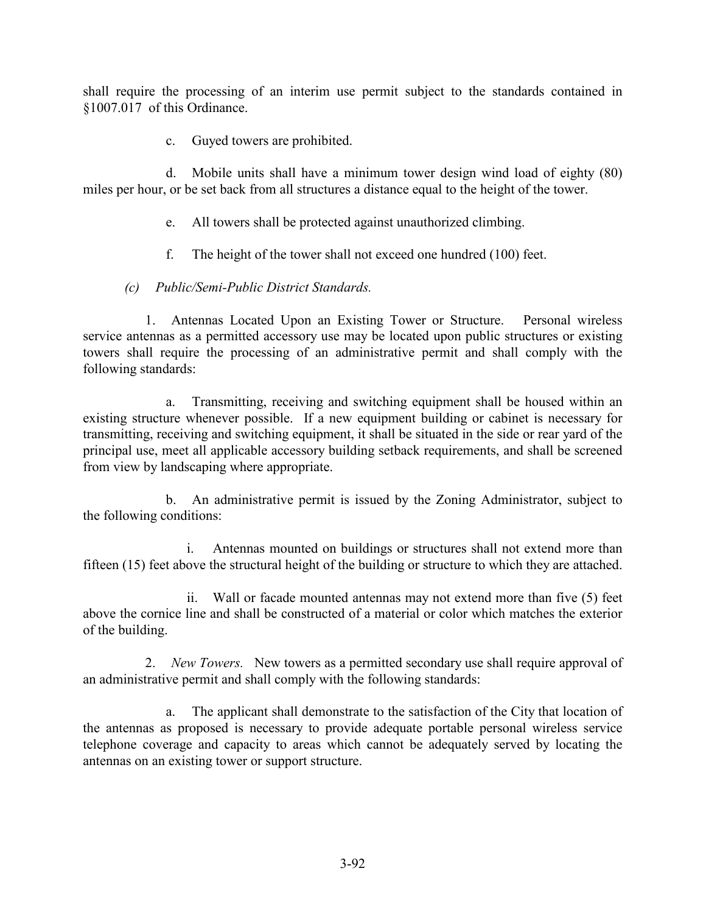shall require the processing of an interim use permit subject to the standards contained in §1007.017 of this Ordinance.

c. Guyed towers are prohibited.

d. Mobile units shall have a minimum tower design wind load of eighty (80) miles per hour, or be set back from all structures a distance equal to the height of the tower.

e. All towers shall be protected against unauthorized climbing.

f. The height of the tower shall not exceed one hundred (100) feet.

*(c) Public/Semi-Public District Standards.*

1. Antennas Located Upon an Existing Tower or Structure. Personal wireless service antennas as a permitted accessory use may be located upon public structures or existing towers shall require the processing of an administrative permit and shall comply with the following standards:

a. Transmitting, receiving and switching equipment shall be housed within an existing structure whenever possible. If a new equipment building or cabinet is necessary for transmitting, receiving and switching equipment, it shall be situated in the side or rear yard of the principal use, meet all applicable accessory building setback requirements, and shall be screened from view by landscaping where appropriate.

b. An administrative permit is issued by the Zoning Administrator, subject to the following conditions:

i. Antennas mounted on buildings or structures shall not extend more than fifteen (15) feet above the structural height of the building or structure to which they are attached.

ii. Wall or facade mounted antennas may not extend more than five (5) feet above the cornice line and shall be constructed of a material or color which matches the exterior of the building.

2. *New Towers.* New towers as a permitted secondary use shall require approval of an administrative permit and shall comply with the following standards:

a. The applicant shall demonstrate to the satisfaction of the City that location of the antennas as proposed is necessary to provide adequate portable personal wireless service telephone coverage and capacity to areas which cannot be adequately served by locating the antennas on an existing tower or support structure.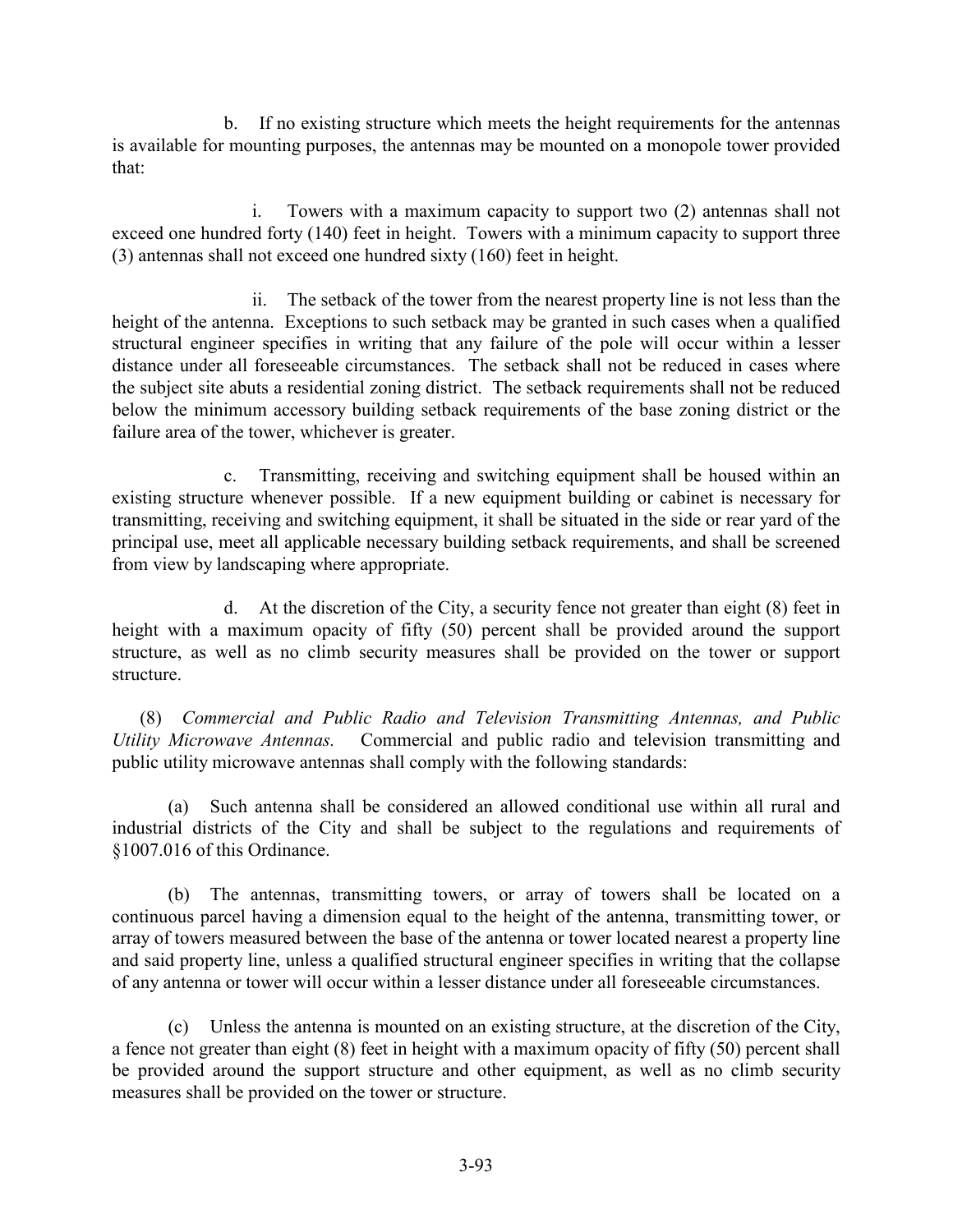b. If no existing structure which meets the height requirements for the antennas is available for mounting purposes, the antennas may be mounted on a monopole tower provided that:

i. Towers with a maximum capacity to support two (2) antennas shall not exceed one hundred forty (140) feet in height. Towers with a minimum capacity to support three (3) antennas shall not exceed one hundred sixty (160) feet in height.

ii. The setback of the tower from the nearest property line is not less than the height of the antenna. Exceptions to such setback may be granted in such cases when a qualified structural engineer specifies in writing that any failure of the pole will occur within a lesser distance under all foreseeable circumstances. The setback shall not be reduced in cases where the subject site abuts a residential zoning district. The setback requirements shall not be reduced below the minimum accessory building setback requirements of the base zoning district or the failure area of the tower, whichever is greater.

c. Transmitting, receiving and switching equipment shall be housed within an existing structure whenever possible. If a new equipment building or cabinet is necessary for transmitting, receiving and switching equipment, it shall be situated in the side or rear yard of the principal use, meet all applicable necessary building setback requirements, and shall be screened from view by landscaping where appropriate.

d. At the discretion of the City, a security fence not greater than eight (8) feet in height with a maximum opacity of fifty (50) percent shall be provided around the support structure, as well as no climb security measures shall be provided on the tower or support structure.

(8) *Commercial and Public Radio and Television Transmitting Antennas, and Public Utility Microwave Antennas.* Commercial and public radio and television transmitting and public utility microwave antennas shall comply with the following standards:

(a) Such antenna shall be considered an allowed conditional use within all rural and industrial districts of the City and shall be subject to the regulations and requirements of §1007.016 of this Ordinance.

(b) The antennas, transmitting towers, or array of towers shall be located on a continuous parcel having a dimension equal to the height of the antenna, transmitting tower, or array of towers measured between the base of the antenna or tower located nearest a property line and said property line, unless a qualified structural engineer specifies in writing that the collapse of any antenna or tower will occur within a lesser distance under all foreseeable circumstances.

(c) Unless the antenna is mounted on an existing structure, at the discretion of the City, a fence not greater than eight (8) feet in height with a maximum opacity of fifty (50) percent shall be provided around the support structure and other equipment, as well as no climb security measures shall be provided on the tower or structure.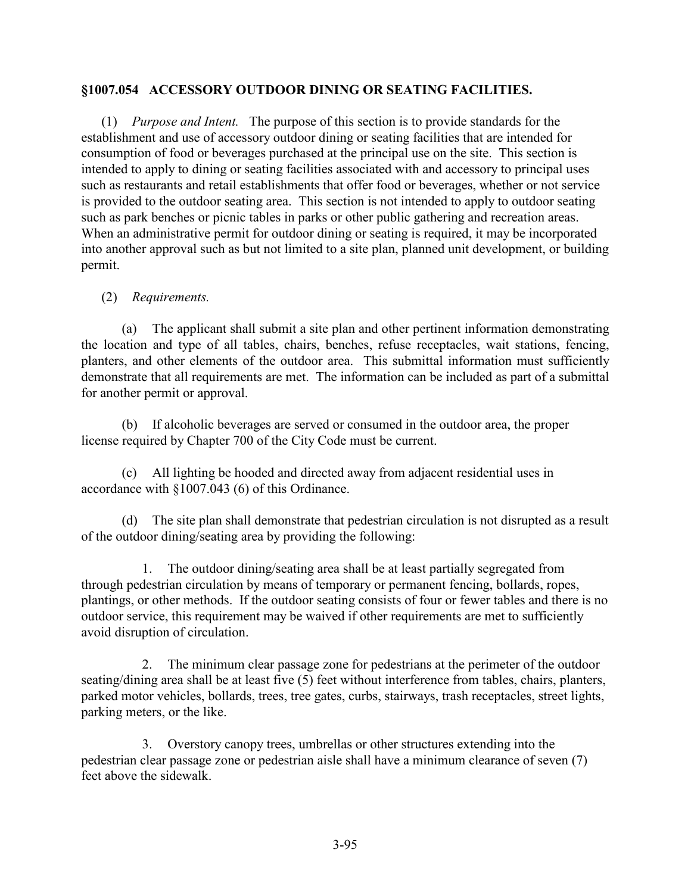## §1007.054 ACCESSORY OUTDOOR DINING OR SEATING FACILITIES.

(1) *Purpose and Intent.* The purpose of this section is to provide standards for the establishment and use of accessory outdoor dining or seating facilities that are intended for consumption of food or beverages purchased at the principal use on the site. This section is intended to apply to dining or seating facilities associated with and accessory to principal uses such as restaurants and retail establishments that offer food or beverages, whether or not service is provided to the outdoor seating area. This section is not intended to apply to outdoor seating such as park benches or picnic tables in parks or other public gathering and recreation areas. When an administrative permit for outdoor dining or seating is required, it may be incorporated into another approval such as but not limited to a site plan, planned unit development, or building permit.

(2) *Requirements.*

(a) The applicant shall submit a site plan and other pertinent information demonstrating the location and type of all tables, chairs, benches, refuse receptacles, wait stations, fencing, planters, and other elements of the outdoor area. This submittal information must sufficiently demonstrate that all requirements are met. The information can be included as part of a submittal for another permit or approval.

(b) If alcoholic beverages are served or consumed in the outdoor area, the proper license required by Chapter 700 of the City Code must be current.

(c) All lighting be hooded and directed away from adjacent residential uses in accordance with §1007.043 (6) of this Ordinance.

(d) The site plan shall demonstrate that pedestrian circulation is not disrupted as a result of the outdoor dining/seating area by providing the following:

1. The outdoor dining/seating area shall be at least partially segregated from through pedestrian circulation by means of temporary or permanent fencing, bollards, ropes, plantings, or other methods. If the outdoor seating consists of four or fewer tables and there is no outdoor service, this requirement may be waived if other requirements are met to sufficiently avoid disruption of circulation.

2. The minimum clear passage zone for pedestrians at the perimeter of the outdoor seating/dining area shall be at least five (5) feet without interference from tables, chairs, planters, parked motor vehicles, bollards, trees, tree gates, curbs, stairways, trash receptacles, street lights, parking meters, or the like.

3. Overstory canopy trees, umbrellas or other structures extending into the pedestrian clear passage zone or pedestrian aisle shall have a minimum clearance of seven (7) feet above the sidewalk.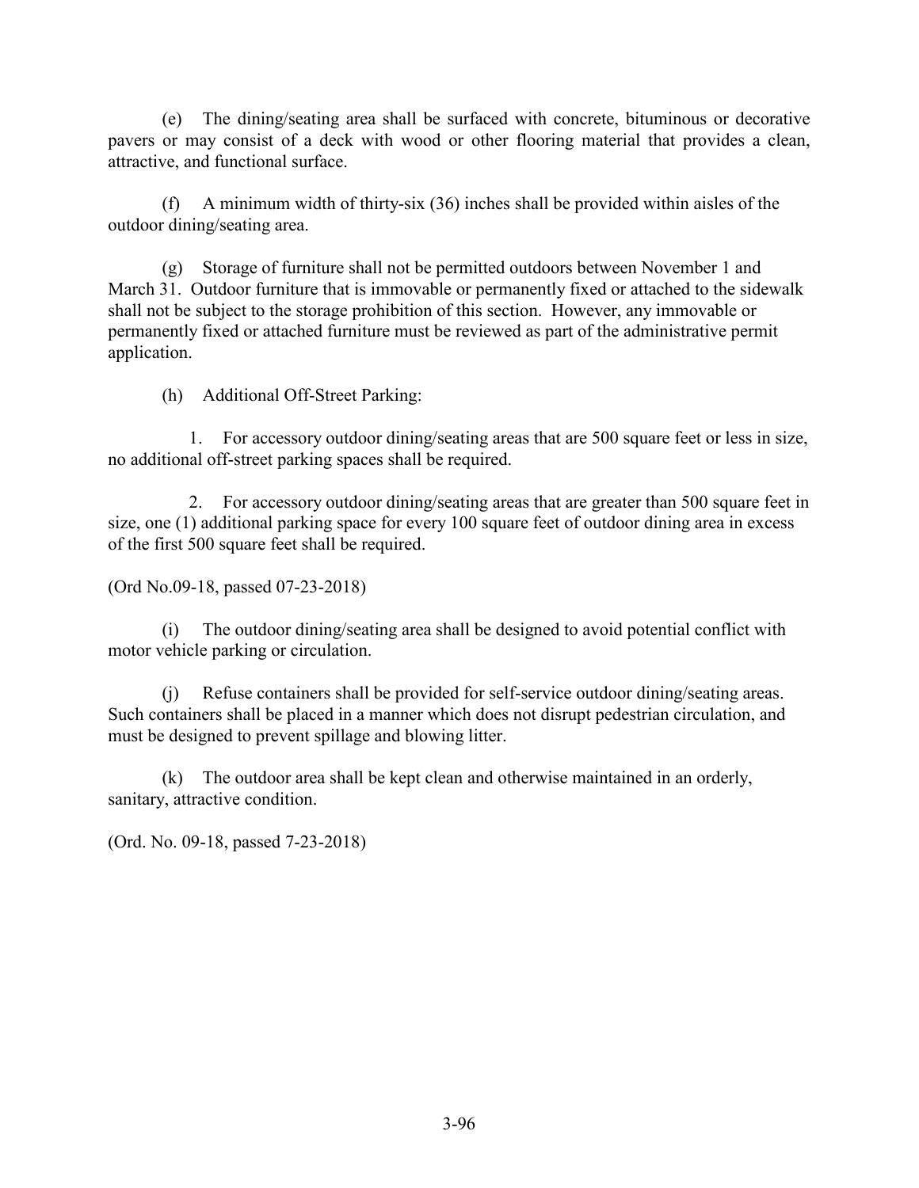(e) The dining/seating area shall be surfaced with concrete, bituminous or decorative pavers or may consist of a deck with wood or other flooring material that provides a clean, attractive, and functional surface.

(f) A minimum width of thirty-six (36) inches shall be provided within aisles of the outdoor dining/seating area.

(g) Storage of furniture shall not be permitted outdoors between November 1 and March 31. Outdoor furniture that is immovable or permanently fixed or attached to the sidewalk shall not be subject to the storage prohibition of this section. However, any immovable or permanently fixed or attached furniture must be reviewed as part of the administrative permit application.

(h) Additional Off-Street Parking:

1. For accessory outdoor dining/seating areas that are 500 square feet or less in size, no additional off-street parking spaces shall be required.

2. For accessory outdoor dining/seating areas that are greater than 500 square feet in size, one (1) additional parking space for every 100 square feet of outdoor dining area in excess of the first 500 square feet shall be required.

(Ord No.09-18, passed 07-23-2018)

(i) The outdoor dining/seating area shall be designed to avoid potential conflict with motor vehicle parking or circulation.

(j) Refuse containers shall be provided for self-service outdoor dining/seating areas. Such containers shall be placed in a manner which does not disrupt pedestrian circulation, and must be designed to prevent spillage and blowing litter.

(k) The outdoor area shall be kept clean and otherwise maintained in an orderly, sanitary, attractive condition.

(Ord. No. 09-18, passed 7-23-2018)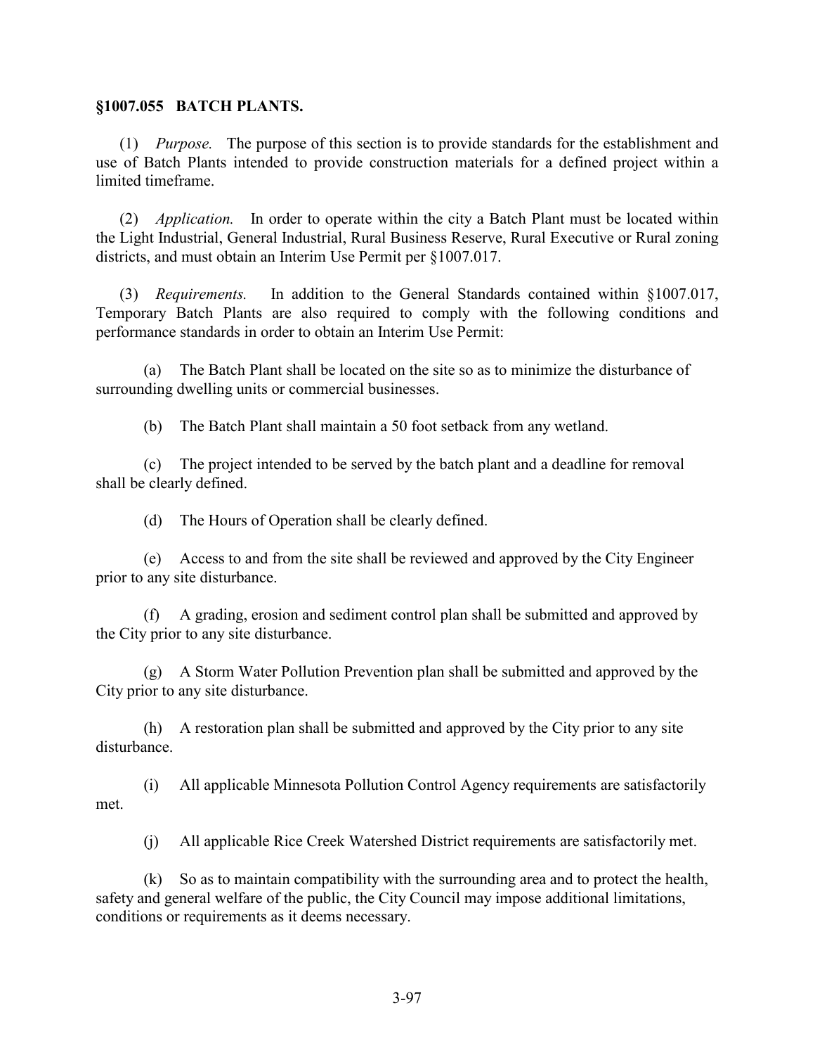## §1007.055 BATCH PLANTS.

(1) *Purpose.* The purpose of this section is to provide standards for the establishment and use of Batch Plants intended to provide construction materials for a defined project within a limited timeframe.

(2) *Application.* In order to operate within the city a Batch Plant must be located within the Light Industrial, General Industrial, Rural Business Reserve, Rural Executive or Rural zoning districts, and must obtain an Interim Use Permit per §1007.017.

(3) *Requirements.* In addition to the General Standards contained within §1007.017, Temporary Batch Plants are also required to comply with the following conditions and performance standards in order to obtain an Interim Use Permit:

(a) The Batch Plant shall be located on the site so as to minimize the disturbance of surrounding dwelling units or commercial businesses.

(b) The Batch Plant shall maintain a 50 foot setback from any wetland.

(c) The project intended to be served by the batch plant and a deadline for removal shall be clearly defined.

(d) The Hours of Operation shall be clearly defined.

(e) Access to and from the site shall be reviewed and approved by the City Engineer prior to any site disturbance.

(f) A grading, erosion and sediment control plan shall be submitted and approved by the City prior to any site disturbance.

(g) A Storm Water Pollution Prevention plan shall be submitted and approved by the City prior to any site disturbance.

(h) A restoration plan shall be submitted and approved by the City prior to any site disturbance.

(i) All applicable Minnesota Pollution Control Agency requirements are satisfactorily met.

(j) All applicable Rice Creek Watershed District requirements are satisfactorily met.

(k) So as to maintain compatibility with the surrounding area and to protect the health, safety and general welfare of the public, the City Council may impose additional limitations, conditions or requirements as it deems necessary.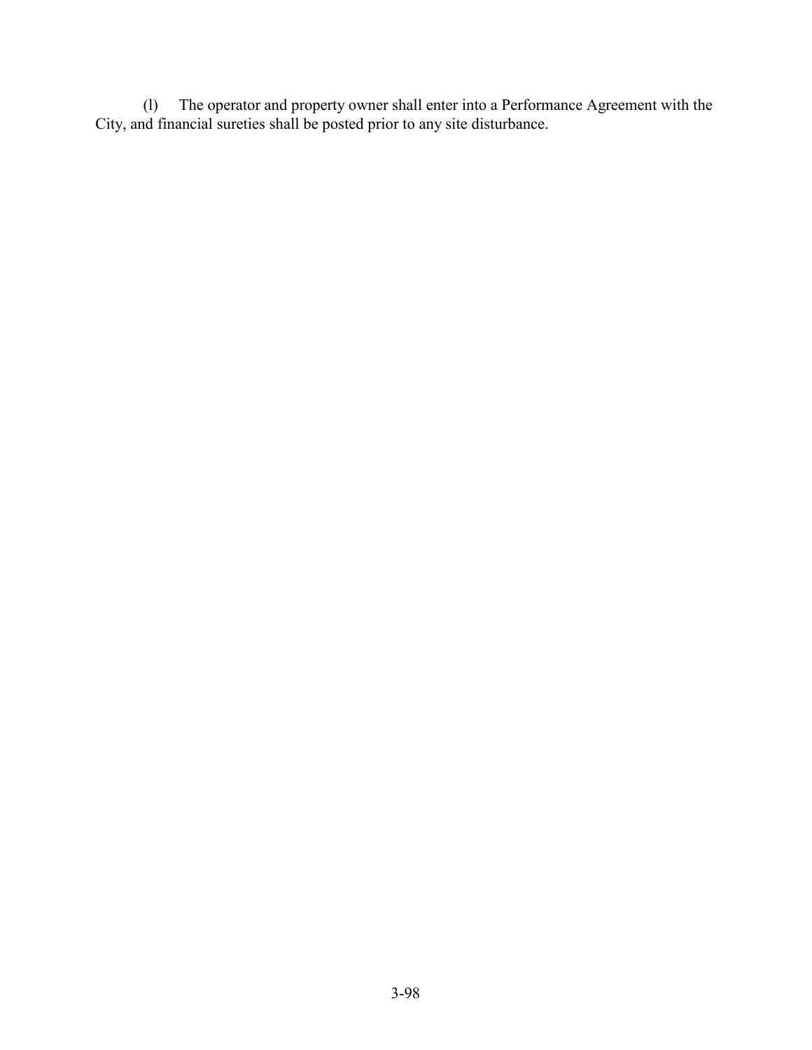(l) The operator and property owner shall enter into a Performance Agreement with the City, and financial sureties shall be posted prior to any site disturbance.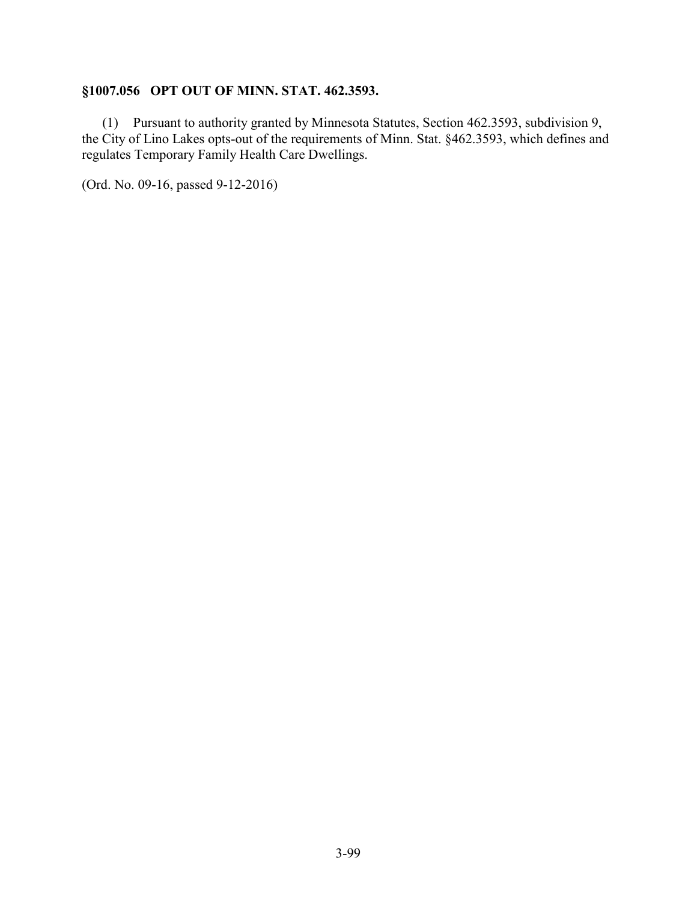## §1007.056 OPT OUT OF MINN. STAT. 462.3593.

(1) Pursuant to authority granted by Minnesota Statutes, Section 462.3593, subdivision 9, the City of Lino Lakes opts-out of the requirements of Minn. Stat. §462.3593, which defines and regulates Temporary Family Health Care Dwellings.

(Ord. No. 09-16, passed 9-12-2016)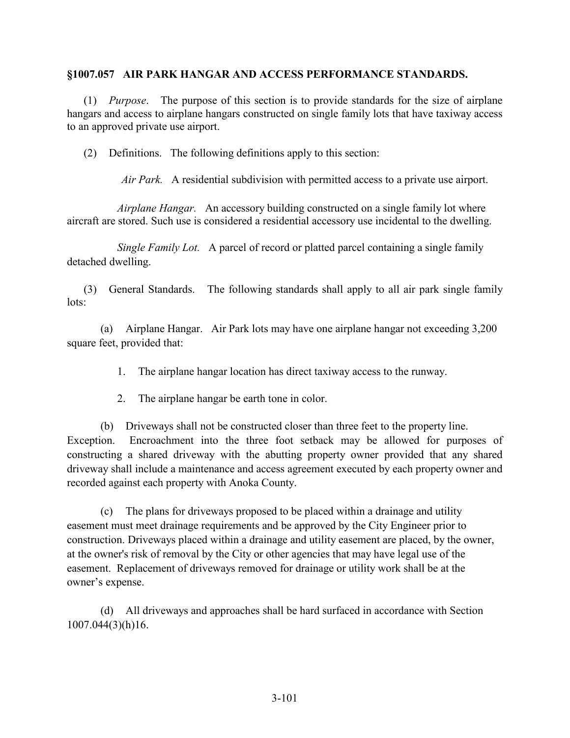## §1007.057 AIR PARK HANGAR AND ACCESS PERFORMANCE STANDARDS.

(1) *Purpose*. The purpose of this section is to provide standards for the size of airplane hangars and access to airplane hangars constructed on single family lots that have taxiway access to an approved private use airport.

(2) Definitions. The following definitions apply to this section:

*Air Park.* A residential subdivision with permitted access to a private use airport.

*Airplane Hangar.* An accessory building constructed on a single family lot where aircraft are stored. Such use is considered a residential accessory use incidental to the dwelling.

*Single Family Lot.* A parcel of record or platted parcel containing a single family detached dwelling.

(3) General Standards. The following standards shall apply to all air park single family lots:

(a) Airplane Hangar. Air Park lots may have one airplane hangar not exceeding 3,200 square feet, provided that:

1. The airplane hangar location has direct taxiway access to the runway.

2. The airplane hangar be earth tone in color.

(b) Driveways shall not be constructed closer than three feet to the property line. Exception. Encroachment into the three foot setback may be allowed for purposes of constructing a shared driveway with the abutting property owner provided that any shared driveway shall include a maintenance and access agreement executed by each property owner and recorded against each property with Anoka County.

(c) The plans for driveways proposed to be placed within a drainage and utility easement must meet drainage requirements and be approved by the City Engineer prior to construction. Driveways placed within a drainage and utility easement are placed, by the owner, at the owner's risk of removal by the City or other agencies that may have legal use of the easement. Replacement of driveways removed for drainage or utility work shall be at the owner's expense.

(d) All driveways and approaches shall be hard surfaced in accordance with Section 1007.044(3)(h)16.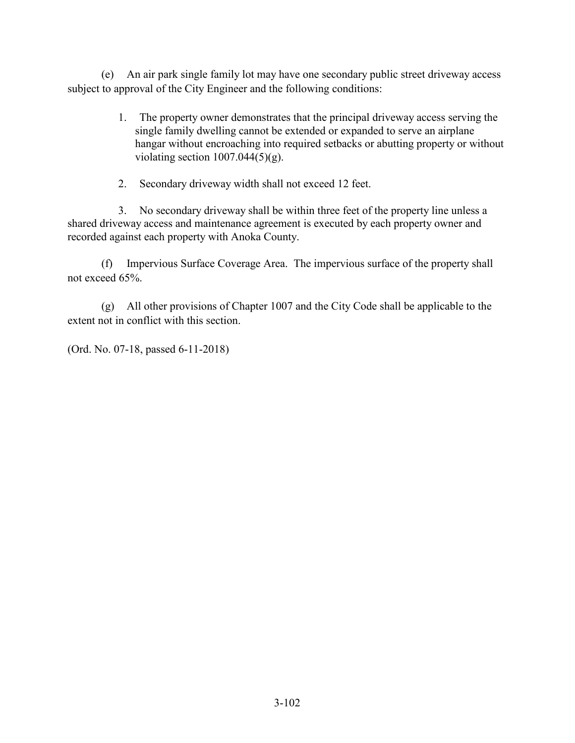(e) An air park single family lot may have one secondary public street driveway access subject to approval of the City Engineer and the following conditions:

1. The property owner demonstrates that the principal driveway access serving the single family dwelling cannot be extended or expanded to serve an airplane hangar without encroaching into required setbacks or abutting property or without violating section 1007.044(5)(g).

2. Secondary driveway width shall not exceed 12 feet.

3. No secondary driveway shall be within three feet of the property line unless a shared driveway access and maintenance agreement is executed by each property owner and recorded against each property with Anoka County.

(f) Impervious Surface Coverage Area. The impervious surface of the property shall not exceed 65%.

(g) All other provisions of Chapter 1007 and the City Code shall be applicable to the extent not in conflict with this section.

(Ord. No. 07-18, passed 6-11-2018)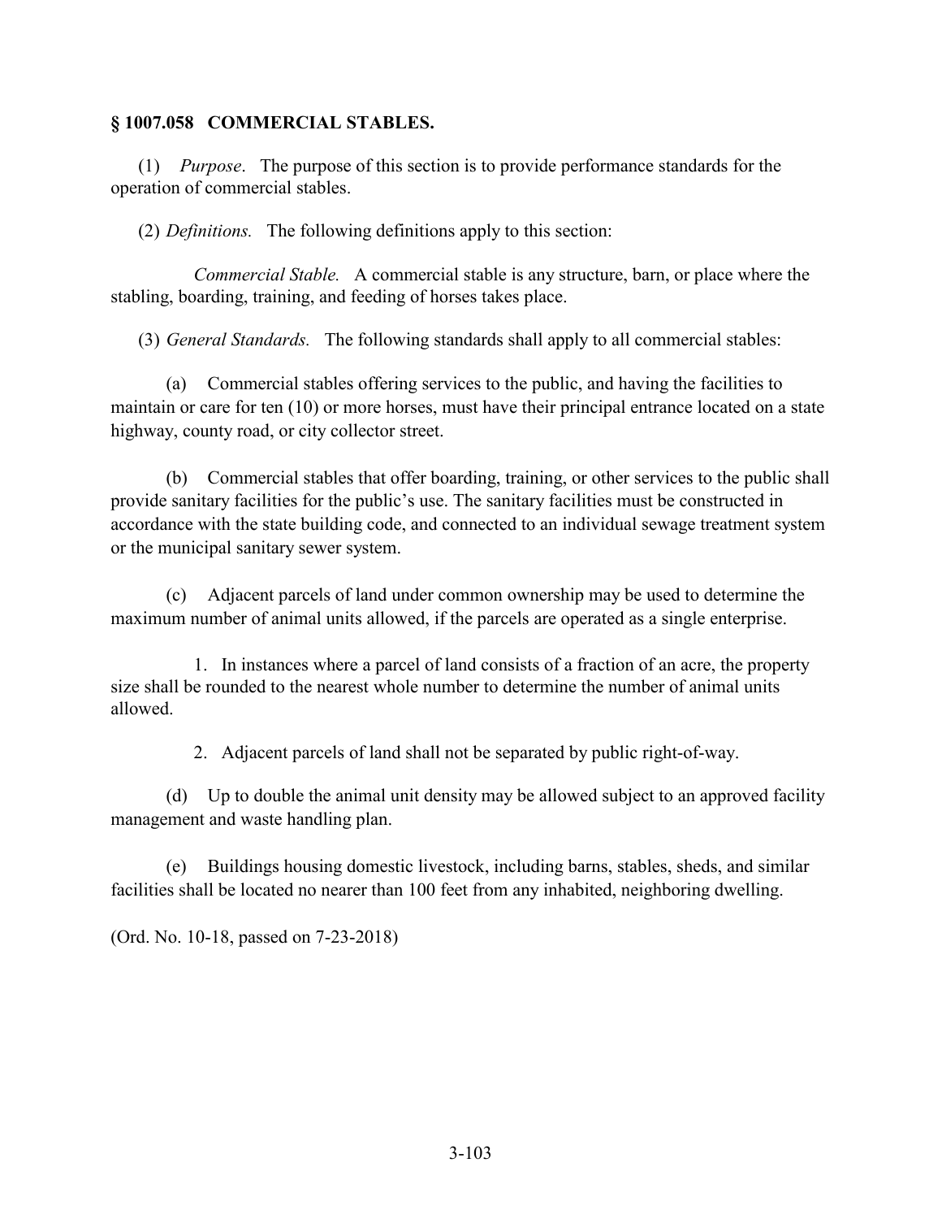## § 1007.058 COMMERCIAL STABLES.

(1) *Purpose*. The purpose of this section is to provide performance standards for the operation of commercial stables.

(2) *Definitions.* The following definitions apply to this section:

*Commercial Stable.* A commercial stable is any structure, barn, or place where the stabling, boarding, training, and feeding of horses takes place.

(3) *General Standards.* The following standards shall apply to all commercial stables:

(a) Commercial stables offering services to the public, and having the facilities to maintain or care for ten (10) or more horses, must have their principal entrance located on a state highway, county road, or city collector street.

(b) Commercial stables that offer boarding, training, or other services to the public shall provide sanitary facilities for the public's use. The sanitary facilities must be constructed in accordance with the state building code, and connected to an individual sewage treatment system or the municipal sanitary sewer system.

(c) Adjacent parcels of land under common ownership may be used to determine the maximum number of animal units allowed, if the parcels are operated as a single enterprise.

1. In instances where a parcel of land consists of a fraction of an acre, the property size shall be rounded to the nearest whole number to determine the number of animal units allowed.

2. Adjacent parcels of land shall not be separated by public right-of-way.

(d) Up to double the animal unit density may be allowed subject to an approved facility management and waste handling plan.

(e) Buildings housing domestic livestock, including barns, stables, sheds, and similar facilities shall be located no nearer than 100 feet from any inhabited, neighboring dwelling.

(Ord. No. 10-18, passed on 7-23-2018)